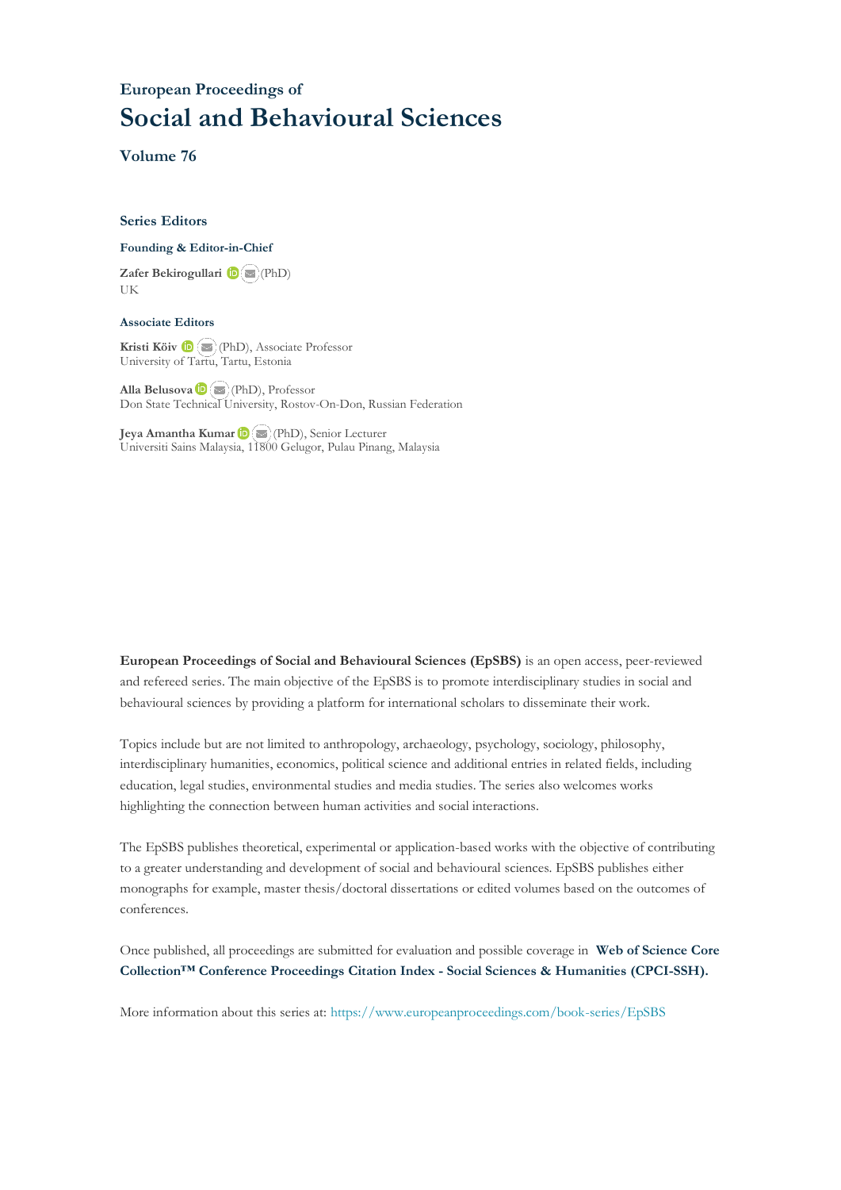# European Proceedings of
# Social and Behavioural Sciences

## Volume 76

### Series Editors

**Founding & Editor-in-Chief**

**Zafer Bekirogullari** (PhD)
UK

**Associate Editors**

**Kristi Köiv** (PhD), Associate Professor
University of Tartu, Tartu, Estonia

**Alla Belusova** (PhD), Professor
Don State Technical University, Rostov-On-Don, Russian Federation

**Jeya Amantha Kumar** (PhD), Senior Lecturer
Universiti Sains Malaysia, 11800 Gelugor, Pulau Pinang, Malaysia

**European Proceedings of Social and Behavioural Sciences (EpSBS)** is an open access, peer-reviewed and refereed series. The main objective of the EpSBS is to promote interdisciplinary studies in social and behavioural sciences by providing a platform for international scholars to disseminate their work.

Topics include but are not limited to anthropology, archaeology, psychology, sociology, philosophy, interdisciplinary humanities, economics, political science and additional entries in related fields, including education, legal studies, environmental studies and media studies. The series also welcomes works highlighting the connection between human activities and social interactions.

The EpSBS publishes theoretical, experimental or application-based works with the objective of contributing to a greater understanding and development of social and behavioural sciences. EpSBS publishes either monographs for example, master thesis/doctoral dissertations or edited volumes based on the outcomes of conferences.

Once published, all proceedings are submitted for evaluation and possible coverage in **Web of Science Core Collection™ Conference Proceedings Citation Index - Social Sciences & Humanities (CPCI-SSH).**

More information about this series at: https://www.europeanproceedings.com/book-series/EpSBS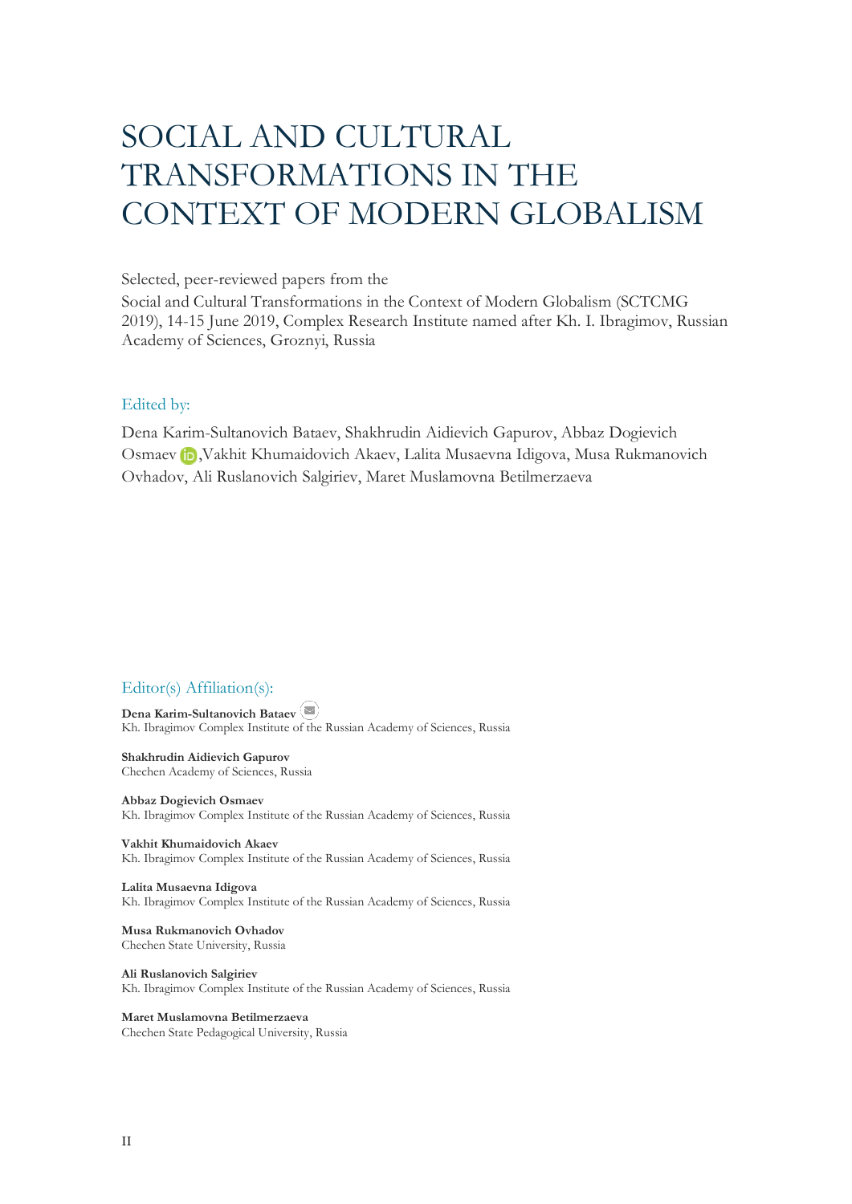# SOCIAL AND CULTURAL TRANSFORMATIONS IN THE CONTEXT OF MODERN GLOBALISM

Selected, peer-reviewed papers from the

Social and Cultural Transformations in the Context of Modern Globalism (SCTCMG 2019), 14-15 June 2019, Complex Research Institute named after Kh. I. Ibragimov, Russian Academy of Sciences, Groznyi, Russia

## Edited by:

Dena Karim-Sultanovich Bataev, Shakhrudin Aidievich Gapurov, Abbaz Dogievich Osmaev, Vakhit Khumaidovich Akaev, Lalita Musaevna Idigova, Musa Rukmanovich Ovhadov, Ali Ruslanovich Salgiriev, Maret Muslamovna Betilmerzaeva

## Editor(s) Affiliation(s):

**Dena Karim-Sultanovich Bataev**
Kh. Ibragimov Complex Institute of the Russian Academy of Sciences, Russia

**Shakhrudin Aidievich Gapurov**
Chechen Academy of Sciences, Russia

**Abbaz Dogievich Osmaev**
Kh. Ibragimov Complex Institute of the Russian Academy of Sciences, Russia

**Vakhit Khumaidovich Akaev**
Kh. Ibragimov Complex Institute of the Russian Academy of Sciences, Russia

**Lalita Musaevna Idigova**
Kh. Ibragimov Complex Institute of the Russian Academy of Sciences, Russia

**Musa Rukmanovich Ovhadov**
Chechen State University, Russia

**Ali Ruslanovich Salgiriev**
Kh. Ibragimov Complex Institute of the Russian Academy of Sciences, Russia

**Maret Muslamovna Betilmerzaeva**
Chechen State Pedagogical University, Russia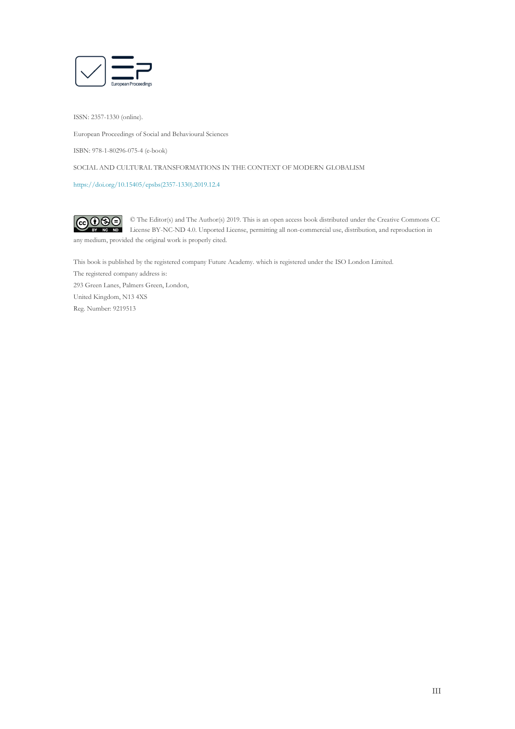ISSN: 2357-1330 (online).

European Proceedings of Social and Behavioural Sciences

ISBN: 978-1-80296-075-4 (e-book)

SOCIAL AND CULTURAL TRANSFORMATIONS IN THE CONTEXT OF MODERN GLOBALISM

https://doi.org/10.15405/epsbs(2357-1330).2019.12.4

© The Editor(s) and The Author(s) 2019. This is an open access book distributed under the Creative Commons CC License BY-NC-ND 4.0. Unported License, permitting all non-commercial use, distribution, and reproduction in any medium, provided the original work is properly cited.

This book is published by the registered company Future Academy. which is registered under the ISO London Limited.

The registered company address is:

293 Green Lanes, Palmers Green, London,

United Kingdom, N13 4XS

Reg. Number: 9219513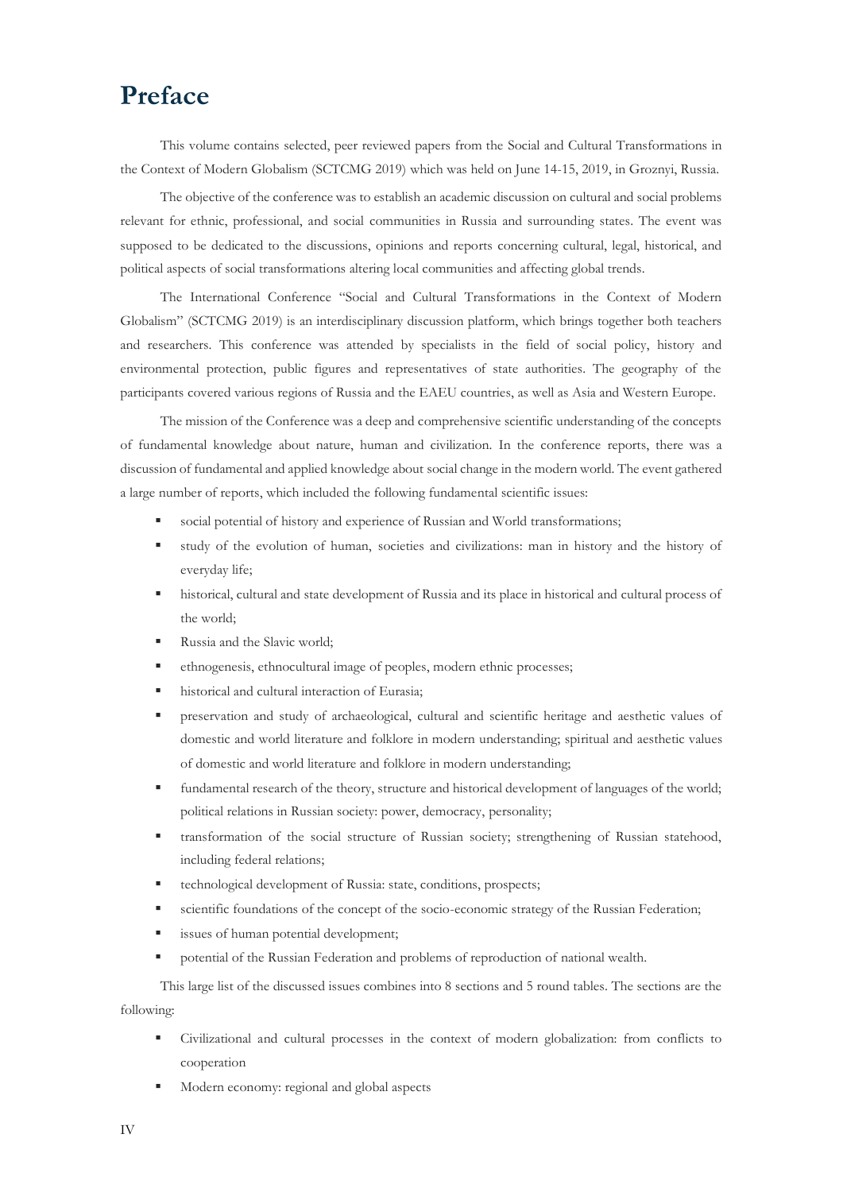# Preface

This volume contains selected, peer reviewed papers from the Social and Cultural Transformations in the Context of Modern Globalism (SCTCMG 2019) which was held on June 14-15, 2019, in Groznyi, Russia.

The objective of the conference was to establish an academic discussion on cultural and social problems relevant for ethnic, professional, and social communities in Russia and surrounding states. The event was supposed to be dedicated to the discussions, opinions and reports concerning cultural, legal, historical, and political aspects of social transformations altering local communities and affecting global trends.

The International Conference "Social and Cultural Transformations in the Context of Modern Globalism" (SCTCMG 2019) is an interdisciplinary discussion platform, which brings together both teachers and researchers. This conference was attended by specialists in the field of social policy, history and environmental protection, public figures and representatives of state authorities. The geography of the participants covered various regions of Russia and the EAEU countries, as well as Asia and Western Europe.

The mission of the Conference was a deep and comprehensive scientific understanding of the concepts of fundamental knowledge about nature, human and civilization. In the conference reports, there was a discussion of fundamental and applied knowledge about social change in the modern world. The event gathered a large number of reports, which included the following fundamental scientific issues:

- social potential of history and experience of Russian and World transformations;
- study of the evolution of human, societies and civilizations: man in history and the history of everyday life;
- historical, cultural and state development of Russia and its place in historical and cultural process of the world;
- Russia and the Slavic world;
- ethnogenesis, ethnocultural image of peoples, modern ethnic processes;
- historical and cultural interaction of Eurasia;
- preservation and study of archaeological, cultural and scientific heritage and aesthetic values of domestic and world literature and folklore in modern understanding; spiritual and aesthetic values of domestic and world literature and folklore in modern understanding;
- fundamental research of the theory, structure and historical development of languages of the world; political relations in Russian society: power, democracy, personality;
- transformation of the social structure of Russian society; strengthening of Russian statehood, including federal relations;
- technological development of Russia: state, conditions, prospects;
- scientific foundations of the concept of the socio-economic strategy of the Russian Federation;
- issues of human potential development;
- potential of the Russian Federation and problems of reproduction of national wealth.

This large list of the discussed issues combines into 8 sections and 5 round tables. The sections are the following:

- Civilizational and cultural processes in the context of modern globalization: from conflicts to cooperation
- Modern economy: regional and global aspects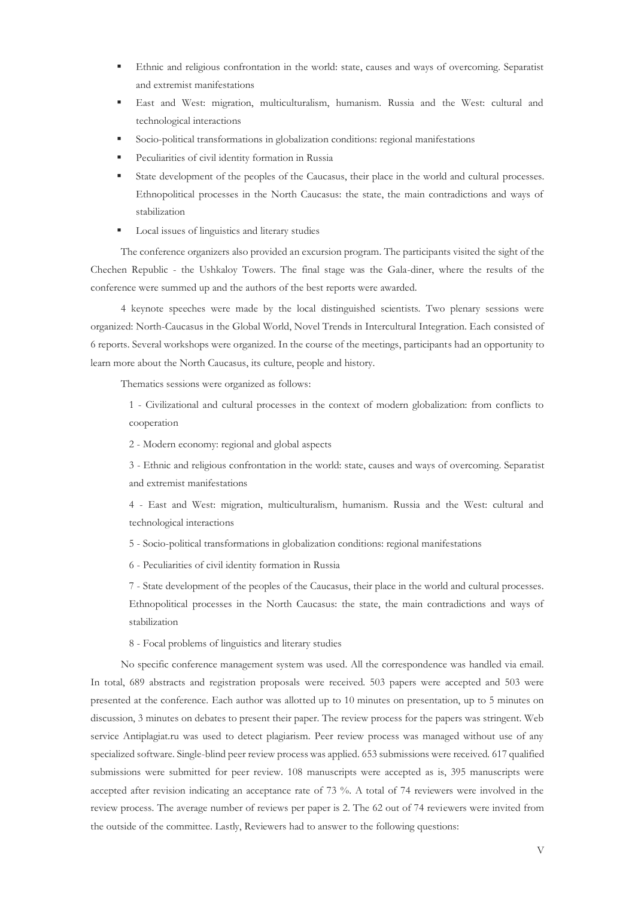- Ethnic and religious confrontation in the world: state, causes and ways of overcoming. Separatist and extremist manifestations
- East and West: migration, multiculturalism, humanism. Russia and the West: cultural and technological interactions
- Socio-political transformations in globalization conditions: regional manifestations
- Peculiarities of civil identity formation in Russia
- State development of the peoples of the Caucasus, their place in the world and cultural processes. Ethnopolitical processes in the North Caucasus: the state, the main contradictions and ways of stabilization
- Local issues of linguistics and literary studies

The conference organizers also provided an excursion program. The participants visited the sight of the Chechen Republic - the Ushkaloy Towers. The final stage was the Gala-diner, where the results of the conference were summed up and the authors of the best reports were awarded.

4 keynote speeches were made by the local distinguished scientists. Two plenary sessions were organized: North-Caucasus in the Global World, Novel Trends in Intercultural Integration. Each consisted of 6 reports. Several workshops were organized. In the course of the meetings, participants had an opportunity to learn more about the North Caucasus, its culture, people and history.

Thematics sessions were organized as follows:

1 - Civilizational and cultural processes in the context of modern globalization: from conflicts to cooperation

2 - Modern economy: regional and global aspects

3 - Ethnic and religious confrontation in the world: state, causes and ways of overcoming. Separatist and extremist manifestations

4 - East and West: migration, multiculturalism, humanism. Russia and the West: cultural and technological interactions

5 - Socio-political transformations in globalization conditions: regional manifestations

6 - Peculiarities of civil identity formation in Russia

7 - State development of the peoples of the Caucasus, their place in the world and cultural processes. Ethnopolitical processes in the North Caucasus: the state, the main contradictions and ways of stabilization

8 - Focal problems of linguistics and literary studies

No specific conference management system was used. All the correspondence was handled via email. In total, 689 abstracts and registration proposals were received. 503 papers were accepted and 503 were presented at the conference. Each author was allotted up to 10 minutes on presentation, up to 5 minutes on discussion, 3 minutes on debates to present their paper. The review process for the papers was stringent. Web service Antiplagiat.ru was used to detect plagiarism. Peer review process was managed without use of any specialized software. Single-blind peer review process was applied. 653 submissions were received. 617 qualified submissions were submitted for peer review. 108 manuscripts were accepted as is, 395 manuscripts were accepted after revision indicating an acceptance rate of 73 %. A total of 74 reviewers were involved in the review process. The average number of reviews per paper is 2. The 62 out of 74 reviewers were invited from the outside of the committee. Lastly, Reviewers had to answer to the following questions: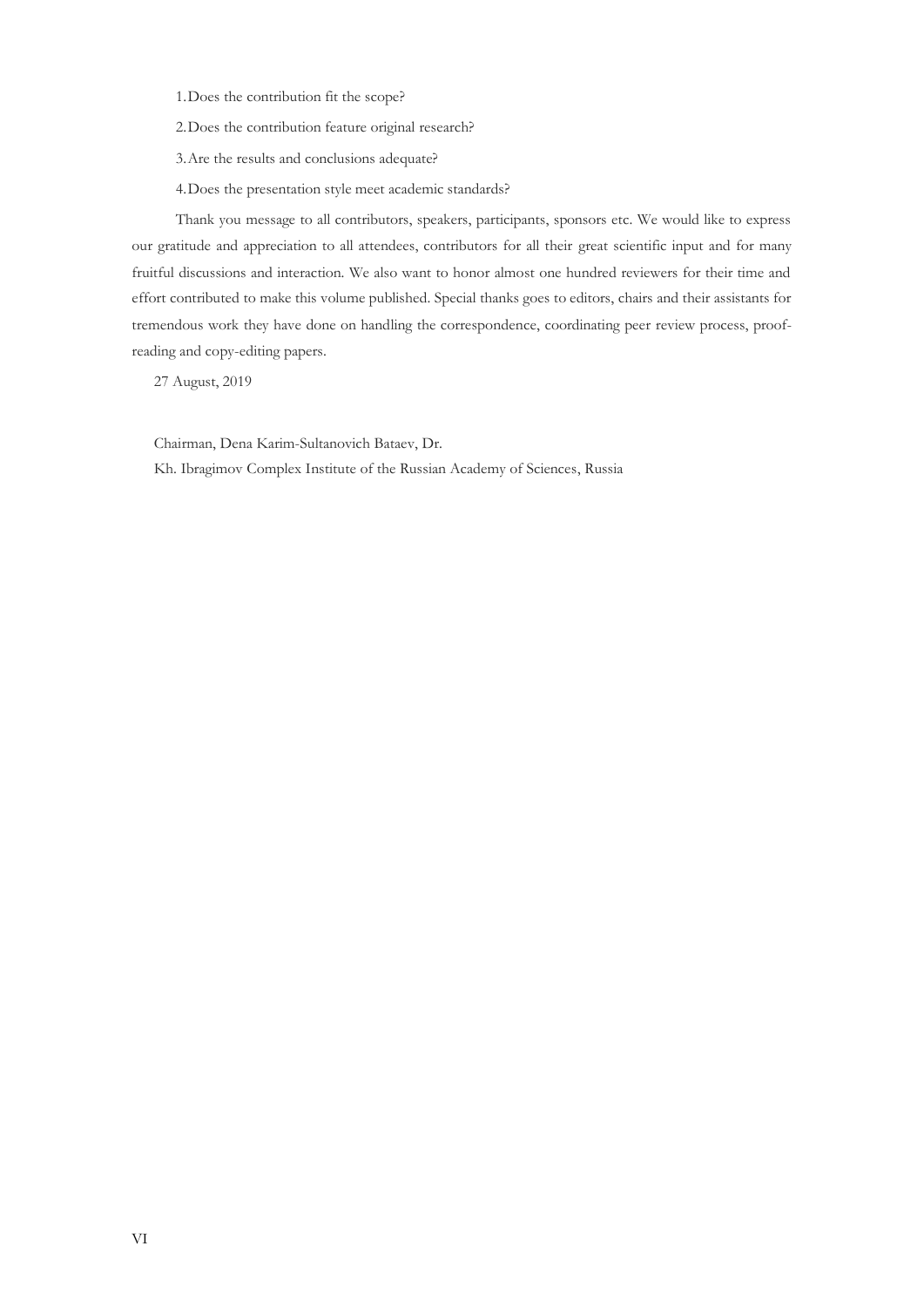1. Does the contribution fit the scope?
2. Does the contribution feature original research?
3. Are the results and conclusions adequate?
4. Does the presentation style meet academic standards?

Thank you message to all contributors, speakers, participants, sponsors etc. We would like to express our gratitude and appreciation to all attendees, contributors for all their great scientific input and for many fruitful discussions and interaction. We also want to honor almost one hundred reviewers for their time and effort contributed to make this volume published. Special thanks goes to editors, chairs and their assistants for tremendous work they have done on handling the correspondence, coordinating peer review process, proof-reading and copy-editing papers.

27 August, 2019

Chairman, Dena Karim-Sultanovich Bataev, Dr.

Kh. Ibragimov Complex Institute of the Russian Academy of Sciences, Russia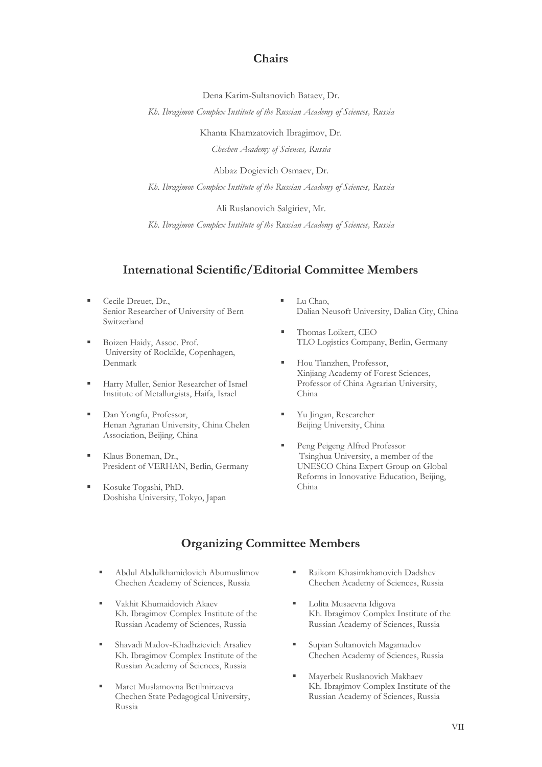## Chairs

Dena Karim-Sultanovich Bataev, Dr.

*Kh. Ibragimov Complex Institute of the Russian Academy of Sciences, Russia*

Khanta Khamzatovich Ibragimov, Dr.

*Chechen Academy of Sciences, Russia*

Abbaz Dogievich Osmaev, Dr.

*Kh. Ibragimov Complex Institute of the Russian Academy of Sciences, Russia*

Ali Ruslanovich Salgiriev, Mr.

*Kh. Ibragimov Complex Institute of the Russian Academy of Sciences, Russia*

## International Scientific/Editorial Committee Members

- Cecile Dreuet, Dr.,
  Senior Researcher of University of Bern
  Switzerland
- Boizen Haidy, Assoc. Prof.
  University of Rockilde, Copenhagen,
  Denmark
- Harry Muller, Senior Researcher of Israel Institute of Metallurgists, Haifa, Israel
- Dan Yongfu, Professor,
  Henan Agrarian University, China Chelen Association, Beijing, China
- Klaus Boneman, Dr.,
  President of VERHAN, Berlin, Germany
- Kosuke Togashi, PhD.
  Doshisha University, Tokyo, Japan
- Lu Chao,
  Dalian Neusoft University, Dalian City, China
- Thomas Loikert, CEO
  TLO Logistics Company, Berlin, Germany
- Hou Tianzhen, Professor,
  Xinjiang Academy of Forest Sciences,
  Professor of China Agrarian University,
  China
- Yu Jingan, Researcher
  Beijing University, China
- Peng Peigeng Alfred Professor
  Tsinghua University, a member of the UNESCO China Expert Group on Global Reforms in Innovative Education, Beijing, China

## Organizing Committee Members

- Abdul Abdulkhamidovich Abumuslimov
  Chechen Academy of Sciences, Russia
- Vakhit Khumaidovich Akaev
  Kh. Ibragimov Complex Institute of the Russian Academy of Sciences, Russia
- Shavadi Madov-Khadhzievich Arsaliev
  Kh. Ibragimov Complex Institute of the Russian Academy of Sciences, Russia
- Maret Muslamovna Betilmirzaeva
  Chechen State Pedagogical University, Russia
- Raikom Khasimkhanovich Dadshev
  Chechen Academy of Sciences, Russia
- Lolita Musaevna Idigova
  Kh. Ibragimov Complex Institute of the Russian Academy of Sciences, Russia
- Supian Sultanovich Magamadov
  Chechen Academy of Sciences, Russia
- Mayerbek Ruslanovich Makhaev
  Kh. Ibragimov Complex Institute of the Russian Academy of Sciences, Russia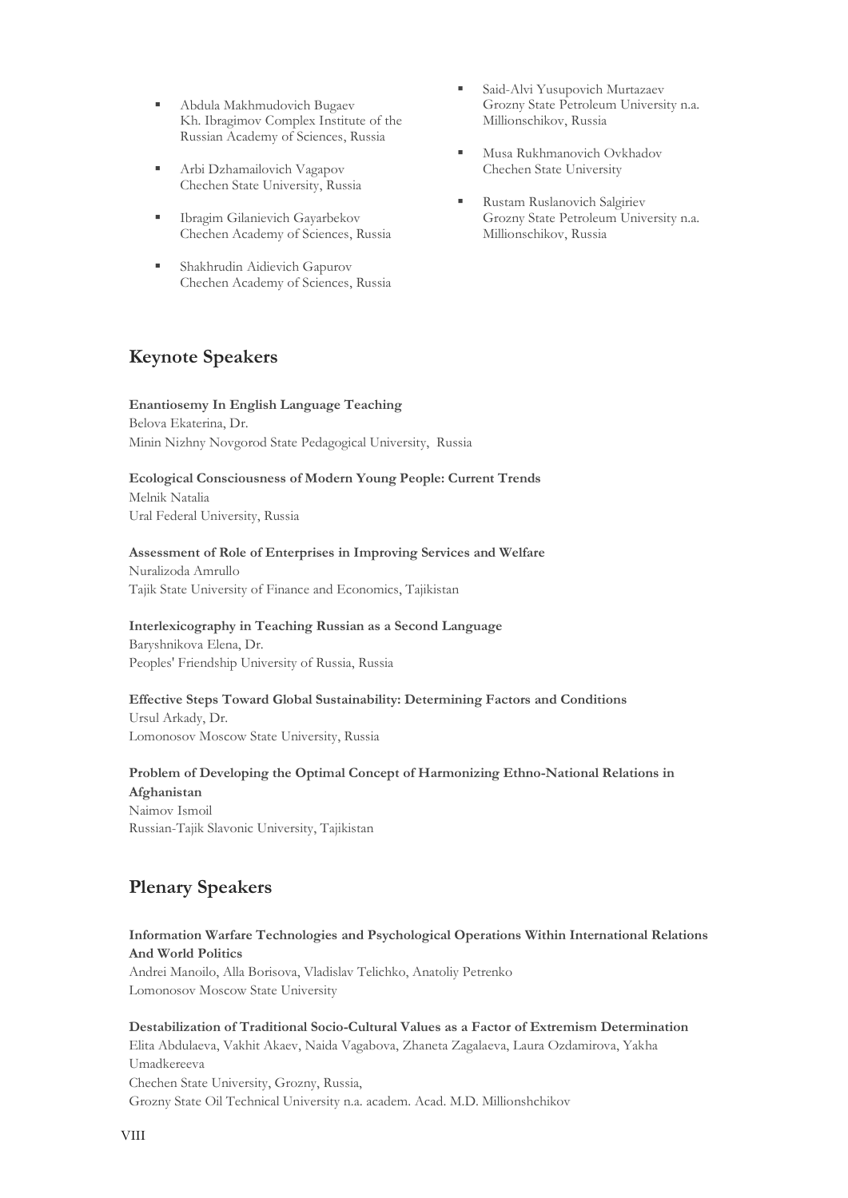- Abdula Makhmudovich Bugaev
  Kh. Ibragimov Complex Institute of the Russian Academy of Sciences, Russia
- Arbi Dzhamailovich Vagapov
  Chechen State University, Russia
- Ibragim Gilanievich Gayarbekov
  Chechen Academy of Sciences, Russia
- Shakhrudin Aidievich Gapurov
  Chechen Academy of Sciences, Russia
- Said-Alvi Yusupovich Murtazaev
  Grozny State Petroleum University n.a. Millionschikov, Russia
- Musa Rukhmanovich Ovkhadov
  Chechen State University
- Rustam Ruslanovich Salgiriev
  Grozny State Petroleum University n.a. Millionschikov, Russia

## Keynote Speakers

**Enantiosemy In English Language Teaching**
Belova Ekaterina, Dr.
Minin Nizhny Novgorod State Pedagogical University, Russia

**Ecological Consciousness of Modern Young People: Current Trends**
Melnik Natalia
Ural Federal University, Russia

**Assessment of Role of Enterprises in Improving Services and Welfare**
Nuralizoda Amrullo
Tajik State University of Finance and Economics, Tajikistan

**Interlexicography in Teaching Russian as a Second Language**
Baryshnikova Elena, Dr.
Peoples' Friendship University of Russia, Russia

**Effective Steps Toward Global Sustainability: Determining Factors and Conditions**
Ursul Arkady, Dr.
Lomonosov Moscow State University, Russia

**Problem of Developing the Optimal Concept of Harmonizing Ethno-National Relations in Afghanistan**
Naimov Ismoil
Russian-Tajik Slavonic University, Tajikistan

## Plenary Speakers

**Information Warfare Technologies and Psychological Operations Within International Relations And World Politics**
Andrei Manoilo, Alla Borisova, Vladislav Telichko, Anatoliy Petrenko
Lomonosov Moscow State University

**Destabilization of Traditional Socio-Cultural Values as a Factor of Extremism Determination**
Elita Abdulaeva, Vakhit Akaev, Naida Vagabova, Zhaneta Zagalaeva, Laura Ozdamirova, Yakha Umadkereeva
Chechen State University, Grozny, Russia,
Grozny State Oil Technical University n.a. academ. Acad. M.D. Millionshchikov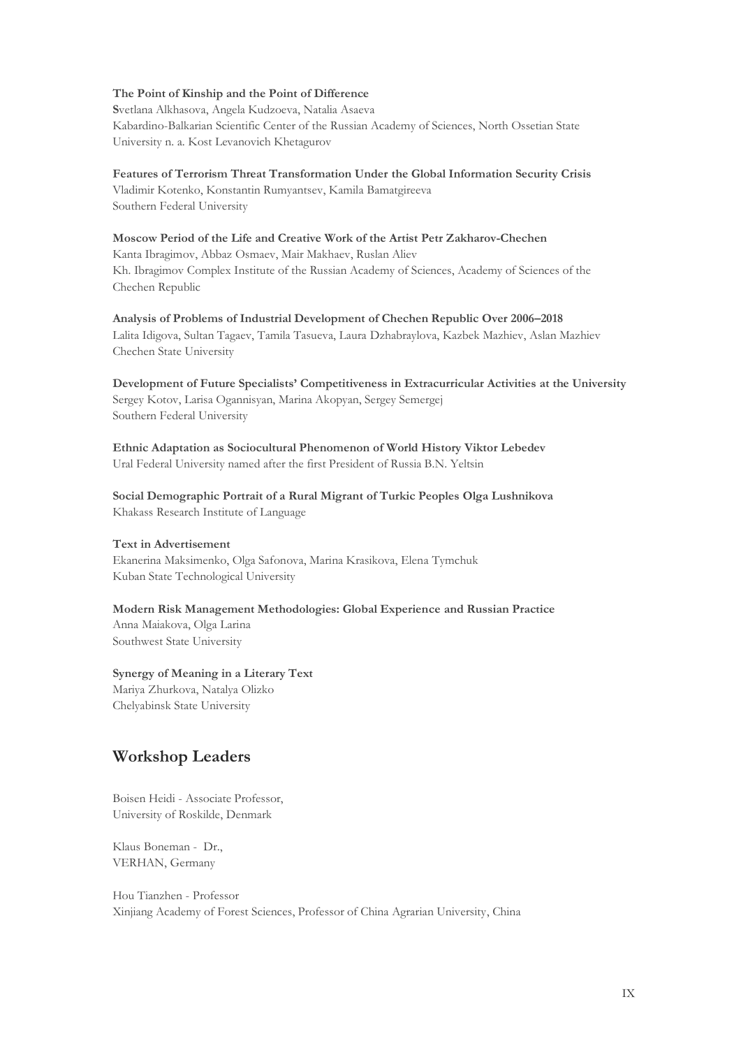**The Point of Kinship and the Point of Difference**
Svetlana Alkhasova, Angela Kudzoeva, Natalia Asaeva
Kabardino-Balkarian Scientific Center of the Russian Academy of Sciences, North Ossetian State University n. a. Kost Levanovich Khetagurov

**Features of Terrorism Threat Transformation Under the Global Information Security Crisis**
Vladimir Kotenko, Konstantin Rumyantsev, Kamila Bamatgireeva
Southern Federal University

**Moscow Period of the Life and Creative Work of the Artist Petr Zakharov-Chechen**
Kanta Ibragimov, Abbaz Osmaev, Mair Makhaev, Ruslan Aliev
Kh. Ibragimov Complex Institute of the Russian Academy of Sciences, Academy of Sciences of the Chechen Republic

**Analysis of Problems of Industrial Development of Chechen Republic Over 2006–2018**
Lalita Idigova, Sultan Tagaev, Tamila Tasueva, Laura Dzhabraylova, Kazbek Mazhiev, Aslan Mazhiev
Chechen State University

**Development of Future Specialists' Competitiveness in Extracurricular Activities at the University**
Sergey Kotov, Larisa Ogannisyan, Marina Akopyan, Sergey Semergej
Southern Federal University

**Ethnic Adaptation as Sociocultural Phenomenon of World History Viktor Lebedev**
Ural Federal University named after the first President of Russia B.N. Yeltsin

**Social Demographic Portrait of a Rural Migrant of Turkic Peoples Olga Lushnikova**
Khakass Research Institute of Language

**Text in Advertisement**
Ekanerina Maksimenko, Olga Safonova, Marina Krasikova, Elena Tymchuk
Kuban State Technological University

**Modern Risk Management Methodologies: Global Experience and Russian Practice**
Anna Maiakova, Olga Larina
Southwest State University

**Synergy of Meaning in a Literary Text**
Mariya Zhurkova, Natalya Olizko
Chelyabinsk State University

## Workshop Leaders

Boisen Heidi - Associate Professor,
University of Roskilde, Denmark

Klaus Boneman - Dr.,
VERHAN, Germany

Hou Tianzhen - Professor
Xinjiang Academy of Forest Sciences, Professor of China Agrarian University, China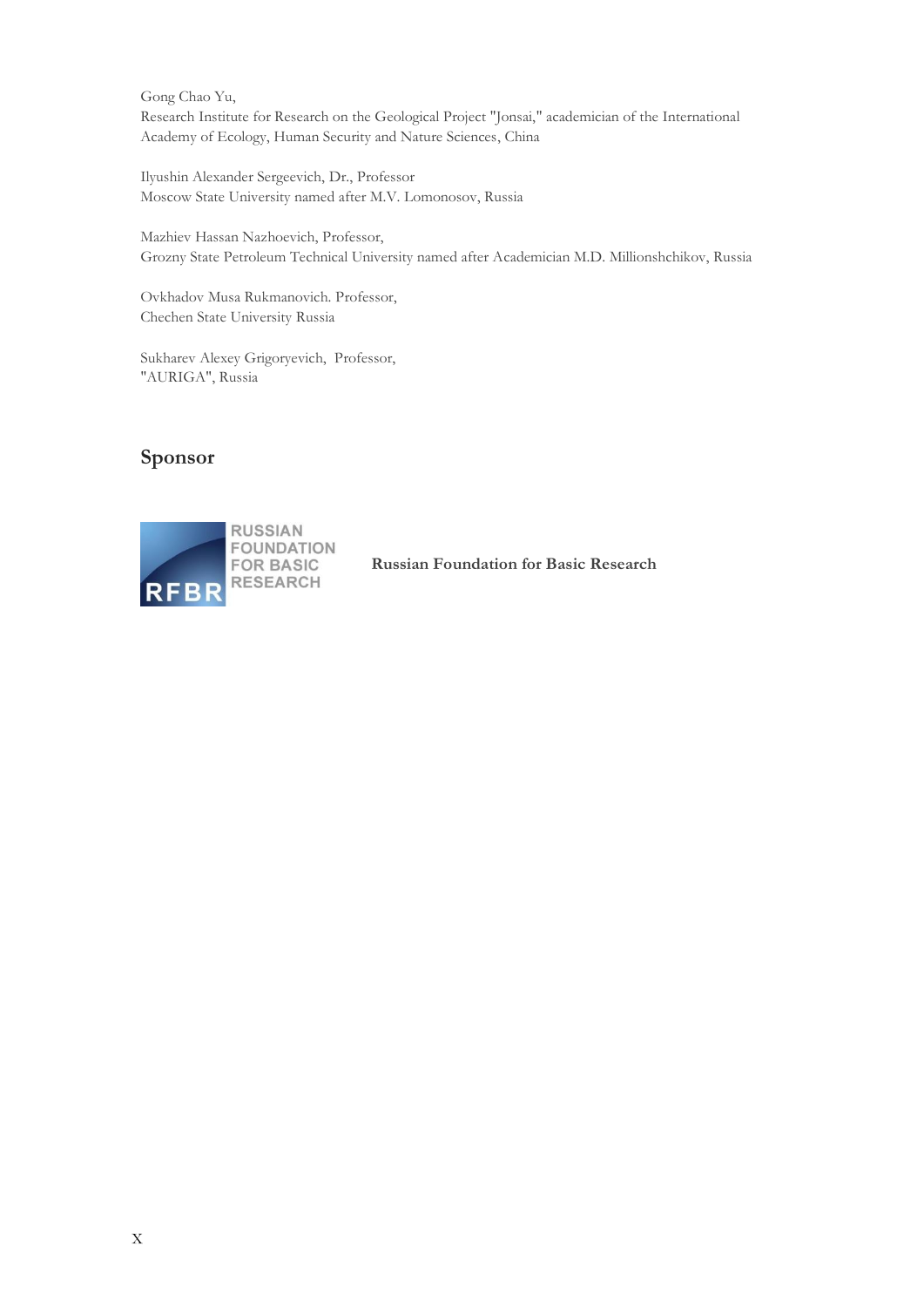Gong Chao Yu,
Research Institute for Research on the Geological Project "Jonsai," academician of the International Academy of Ecology, Human Security and Nature Sciences, China

Ilyushin Alexander Sergeevich, Dr., Professor
Moscow State University named after M.V. Lomonosov, Russia

Mazhiev Hassan Nazhoevich, Professor,
Grozny State Petroleum Technical University named after Academician M.D. Millionshchikov, Russia

Ovkhadov Musa Rukmanovich. Professor,
Chechen State University Russia

Sukharev Alexey Grigoryevich, Professor,
"AURIGA", Russia

## Sponsor

RUSSIAN FOUNDATION FOR BASIC RESEARCH RFBR

**Russian Foundation for Basic Research**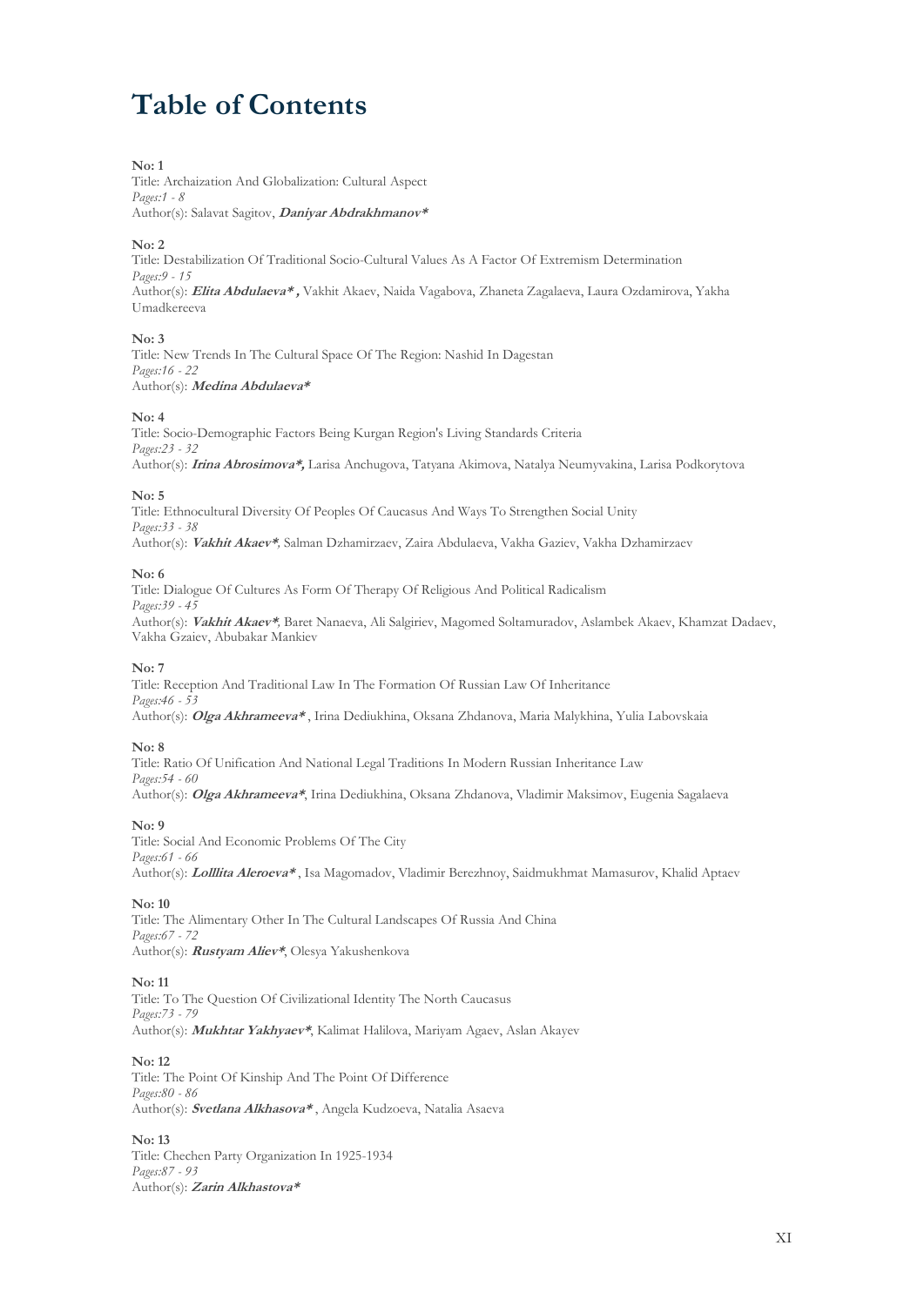# Table of Contents

**No: 1**
Title: Archaization And Globalization: Cultural Aspect
*Pages:1 - 8*
Author(s): Salavat Sagitov, ***Daniyar Abdrakhmanov****

**No: 2**
Title: Destabilization Of Traditional Socio-Cultural Values As A Factor Of Extremism Determination
*Pages:9 - 15*
Author(s): ***Elita Abdulaeva* ,*** Vakhit Akaev, Naida Vagabova, Zhaneta Zagalaeva, Laura Ozdamirova, Yakha Umadkereeva

**No: 3**
Title: New Trends In The Cultural Space Of The Region: Nashid In Dagestan
*Pages:16 - 22*
Author(s): ***Medina Abdulaeva****

**No: 4**
Title: Socio-Demographic Factors Being Kurgan Region's Living Standards Criteria
*Pages:23 - 32*
Author(s): ***Irina Abrosimova*,*** Larisa Anchugova, Tatyana Akimova, Natalya Neumyvakina, Larisa Podkorytova

**No: 5**
Title: Ethnocultural Diversity Of Peoples Of Caucasus And Ways To Strengthen Social Unity
*Pages:33 - 38*
Author(s): ***Vakhit Akaev*,*** Salman Dzhamirzaev, Zaira Abdulaeva, Vakha Gaziev, Vakha Dzhamirzaev

**No: 6**
Title: Dialogue Of Cultures As Form Of Therapy Of Religious And Political Radicalism
*Pages:39 - 45*
Author(s): ***Vakhit Akaev*,*** Baret Nanaeva, Ali Salgiriev, Magomed Soltamuradov, Aslambek Akaev, Khamzat Dadaev, Vakha Gzaiev, Abubakar Mankiev

**No: 7**
Title: Reception And Traditional Law In The Formation Of Russian Law Of Inheritance
*Pages:46 - 53*
Author(s): ***Olga Akhrameeva**** , Irina Dediukhina, Oksana Zhdanova, Maria Malykhina, Yulia Labovskaia

**No: 8**
Title: Ratio Of Unification And National Legal Traditions In Modern Russian Inheritance Law
*Pages:54 - 60*
Author(s): ***Olga Akhrameeva****, Irina Dediukhina, Oksana Zhdanova, Vladimir Maksimov, Eugenia Sagalaeva

**No: 9**
Title: Social And Economic Problems Of The City
*Pages:61 - 66*
Author(s): ***Lolllita Aleroeva**** , Isa Magomadov, Vladimir Berezhnoy, Saidmukhmat Mamasurov, Khalid Aptaev

**No: 10**
Title: The Alimentary Other In The Cultural Landscapes Of Russia And China
*Pages:67 - 72*
Author(s): ***Rustyam Aliev****, Olesya Yakushenkova

**No: 11**
Title: To The Question Of Civilizational Identity The North Caucasus
*Pages:73 - 79*
Author(s): ***Mukhtar Yakhyaev****, Kalimat Halilova, Mariyam Agaev, Aslan Akayev

**No: 12**
Title: The Point Of Kinship And The Point Of Difference
*Pages:80 - 86*
Author(s): ***Svetlana Alkhasova**** , Angela Kudzoeva, Natalia Asaeva

**No: 13**
Title: Chechen Party Organization In 1925-1934
*Pages:87 - 93*
Author(s): ***Zarin Alkhastova****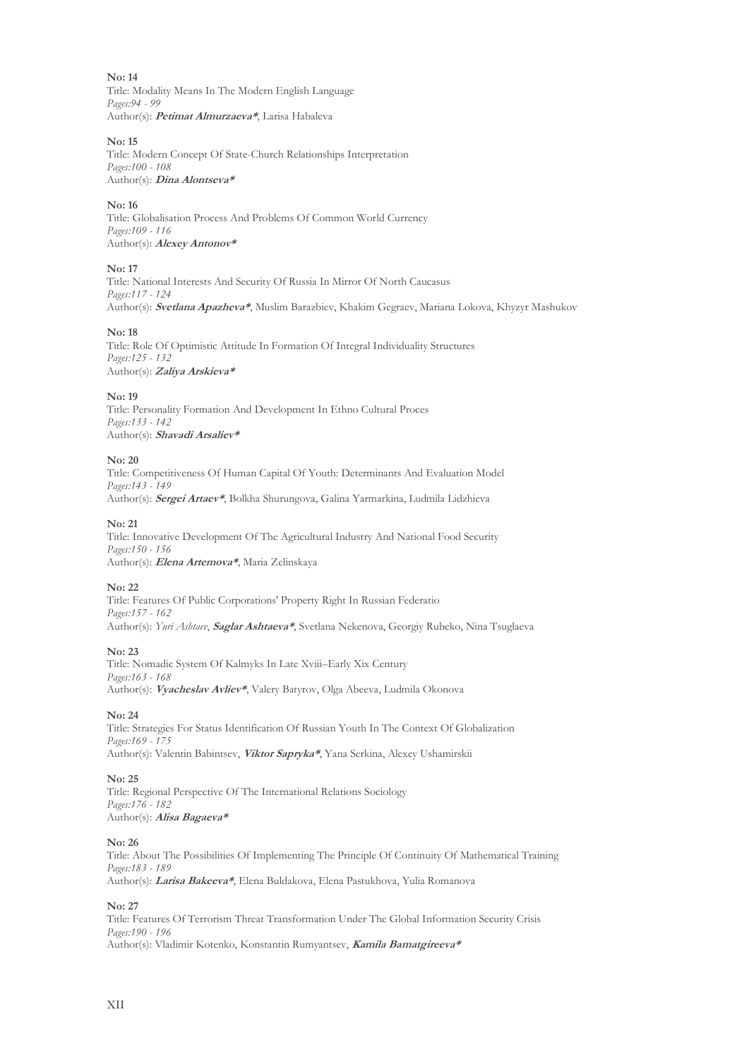**No: 14**
Title: Modality Means In The Modern English Language
*Pages:94 - 99*
Author(s): ***Petimat Almurzaeva****, Larisa Habaleva

**No: 15**
Title: Modern Concept Of State-Church Relationships Interpretation
*Pages:100 - 108*
Author(s): ***Dina Alontseva****

**No: 16**
Title: Globalisation Process And Problems Of Common World Currency
*Pages:109 - 116*
Author(s): ***Alexey Antonov****

**No: 17**
Title: National Interests And Security Of Russia In Mirror Of North Caucasus
*Pages:117 - 124*
Author(s): ***Svetlana Apazheva****, Muslim Barazbiev, Khakim Gegraev, Mariana Lokova, Khyzyr Mashukov

**No: 18**
Title: Role Of Optimistic Attitude In Formation Of Integral Individuality Structures
*Pages:125 - 132*
Author(s): ***Zaliya Arskieva****

**No: 19**
Title: Personality Formation And Development In Ethno Cultural Proces
*Pages:133 - 142*
Author(s): ***Shavadi Arsaliev****

**No: 20**
Title: Competitiveness Of Human Capital Of Youth: Determinants And Evaluation Model
*Pages:143 - 149*
Author(s): ***Sergei Artaev****, Bolkha Shurungova, Galina Yarmarkina, Ludmila Lidzhieva

**No: 21**
Title: Innovative Development Of The Agricultural Industry And National Food Security
*Pages:150 - 156*
Author(s): ***Elena Artemova****, Maria Zelinskaya

**No: 22**
Title: Features Of Public Corporations' Property Right In Russian Federatio
*Pages:157 - 162*
Author(s): *Yuri Ashtaev*, ***Saglar Ashtaeva****, Svetlana Nekenova, Georgiy Rubeko, Nina Tsuglaeva

**No: 23**
Title: Nomadic System Of Kalmyks In Late Xviii–Early Xix Century
*Pages:163 - 168*
Author(s): ***Vyacheslav Avliev****, Valery Batyrov, Olga Abeeva, Ludmila Okonova

**No: 24**
Title: Strategies For Status Identification Of Russian Youth In The Context Of Globalization
*Pages:169 - 175*
Author(s): Valentin Babintsev, ***Viktor Sapryka****, Yana Serkina, Alexey Ushamirskii

**No: 25**
Title: Regional Perspective Of The International Relations Sociology
*Pages:176 - 182*
Author(s): ***Alisa Bagaeva****

**No: 26**
Title: About The Possibilities Of Implementing The Principle Of Continuity Of Mathematical Training
*Pages:183 - 189*
Author(s): ***Larisa Bakeeva****, Elena Buldakova, Elena Pastukhova, Yulia Romanova

**No: 27**
Title: Features Of Terrorism Threat Transformation Under The Global Information Security Crisis
*Pages:190 - 196*
Author(s): Vladimir Kotenko, Konstantin Rumyantsev, ***Kamila Bamatgireeva****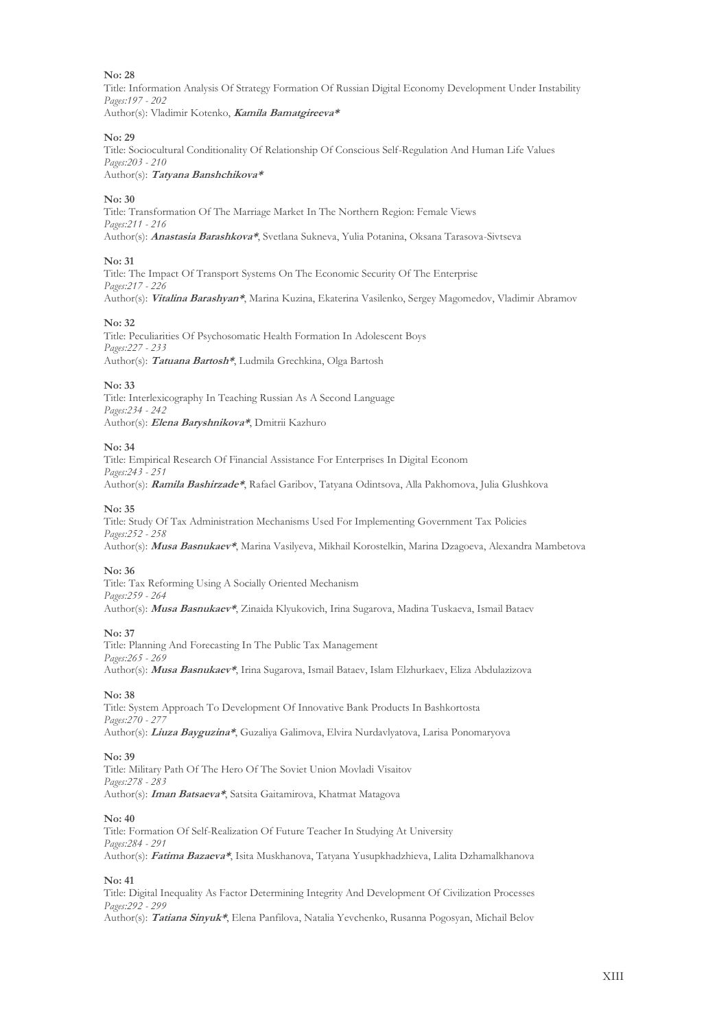**No: 28**
Title: Information Analysis Of Strategy Formation Of Russian Digital Economy Development Under Instability
*Pages:197 - 202*
Author(s): Vladimir Kotenko, ***Kamila Bamatgireeva****

**No: 29**
Title: Sociocultural Conditionality Of Relationship Of Conscious Self-Regulation And Human Life Values
*Pages:203 - 210*
Author(s): ***Tatyana Banshchikova****

**No: 30**
Title: Transformation Of The Marriage Market In The Northern Region: Female Views
*Pages:211 - 216*
Author(s): ***Anastasia Barashkova****, Svetlana Sukneva, Yulia Potanina, Oksana Tarasova-Sivtseva

**No: 31**
Title: The Impact Of Transport Systems On The Economic Security Of The Enterprise
*Pages:217 - 226*
Author(s): ***Vitalina Barashyan****, Marina Kuzina, Ekaterina Vasilenko, Sergey Magomedov, Vladimir Abramov

**No: 32**
Title: Peculiarities Of Psychosomatic Health Formation In Adolescent Boys
*Pages:227 - 233*
Author(s): ***Tatuana Bartosh****, Ludmila Grechkina, Olga Bartosh

**No: 33**
Title: Interlexicography In Teaching Russian As A Second Language
*Pages:234 - 242*
Author(s): ***Elena Baryshnikova****, Dmitrii Kazhuro

**No: 34**
Title: Empirical Research Of Financial Assistance For Enterprises In Digital Econom
*Pages:243 - 251*
Author(s): ***Ramila Bashirzade****, Rafael Garibov, Tatyana Odintsova, Alla Pakhomova, Julia Glushkova

**No: 35**
Title: Study Of Tax Administration Mechanisms Used For Implementing Government Tax Policies
*Pages:252 - 258*
Author(s): ***Musa Basnukaev****, Marina Vasilyeva, Mikhail Korostelkin, Marina Dzagoeva, Alexandra Mambetova

**No: 36**
Title: Tax Reforming Using A Socially Oriented Mechanism
*Pages:259 - 264*
Author(s): ***Musa Basnukaev****, Zinaida Klyukovich, Irina Sugarova, Madina Tuskaeva, Ismail Bataev

**No: 37**
Title: Planning And Forecasting In The Public Tax Management
*Pages:265 - 269*
Author(s): ***Musa Basnukaev****, Irina Sugarova, Ismail Bataev, Islam Elzhurkaev, Eliza Abdulazizova

**No: 38**
Title: System Approach To Development Of Innovative Bank Products In Bashkortosta
*Pages:270 - 277*
Author(s): ***Liuza Bayguzina****, Guzaliya Galimova, Elvira Nurdavlyatova, Larisa Ponomaryova

**No: 39**
Title: Military Path Of The Hero Of The Soviet Union Movladi Visaitov
*Pages:278 - 283*
Author(s): ***Iman Batsaeva****, Satsita Gaitamirova, Khatmat Matagova

**No: 40**
Title: Formation Of Self-Realization Of Future Teacher In Studying At University
*Pages:284 - 291*
Author(s): ***Fatima Bazaeva****, Isita Muskhanova, Tatyana Yusupkhadzhieva, Lalita Dzhamalkhanova

**No: 41**
Title: Digital Inequality As Factor Determining Integrity And Development Of Civilization Processes
*Pages:292 - 299*
Author(s): ***Tatiana Sinyuk****, Elena Panfilova, Natalia Yevchenko, Rusanna Pogosyan, Michail Belov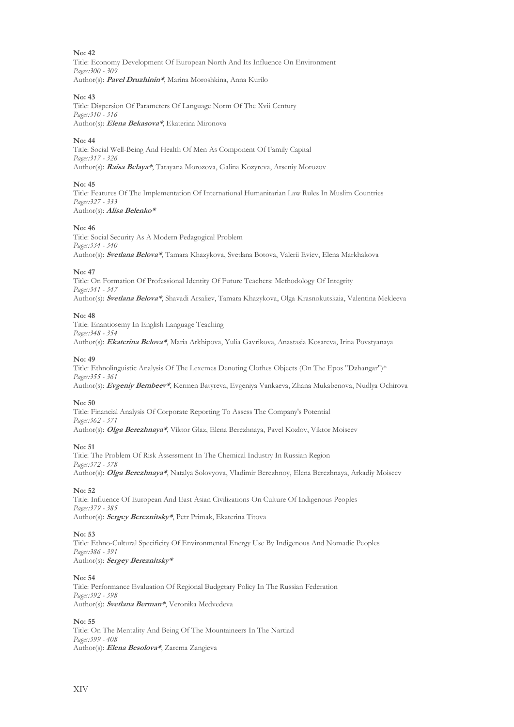**No: 42**
Title: Economy Development Of European North And Its Influence On Environment
*Pages:300 - 309*
Author(s): ***Pavel Druzhinin****, Marina Moroshkina, Anna Kurilo

**No: 43**
Title: Dispersion Of Parameters Of Language Norm Of The Xvii Century
*Pages:310 - 316*
Author(s): ***Elena Bekasova****, Ekaterina Mironova

**No: 44**
Title: Social Well-Being And Health Of Men As Component Of Family Capital
*Pages:317 - 326*
Author(s): ***Raisa Belaya****, Tatayana Morozova, Galina Kozyreva, Arseniy Morozov

**No: 45**
Title: Features Of The Implementation Of International Humanitarian Law Rules In Muslim Countries
*Pages:327 - 333*
Author(s): ***Alisa Belenko****

**No: 46**
Title: Social Security As A Modern Pedagogical Problem
*Pages:334 - 340*
Author(s): ***Svetlana Belova****, Tamara Khazykova, Svetlana Botova, Valerii Eviev, Elena Markhakova

**No: 47**
Title: On Formation Of Professional Identity Of Future Teachers: Methodology Of Integrity
*Pages:341 - 347*
Author(s): ***Svetlana Belova****, Shavadi Arsaliev, Tamara Khazykova, Olga Krasnokutskaia, Valentina Mekleeva

**No: 48**
Title: Enantiosemy In English Language Teaching
*Pages:348 - 354*
Author(s): ***Ekaterina Belova****, Maria Arkhipova, Yulia Gavrikova, Anastasia Kosareva, Irina Povstyanaya

**No: 49**
Title: Ethnolinguistic Analysis Of The Lexemes Denoting Clothes Objects (On The Epos "Dzhangar")*
*Pages:355 - 361*
Author(s): ***Evgeniy Bembeev****, Kermen Batyreva, Evgeniya Vankaeva, Zhana Mukabenova, Nudlya Ochirova

**No: 50**
Title: Financial Analysis Of Corporate Reporting To Assess The Company's Potential
*Pages:362 - 371*
Author(s): ***Olga Berezhnaya****, Viktor Glaz, Elena Berezhnaya, Pavel Kozlov, Viktor Moiseev

**No: 51**
Title: The Problem Of Risk Assessment In The Chemical Industry In Russian Region
*Pages:372 - 378*
Author(s): ***Olga Berezhnaya****, Natalya Solovyova, Vladimir Berezhnoy, Elena Berezhnaya, Arkadiy Moiseev

**No: 52**
Title: Influence Of European And East Asian Civilizations On Culture Of Indigenous Peoples
*Pages:379 - 385*
Author(s): ***Sergey Bereznitsky****, Petr Primak, Ekaterina Titova

**No: 53**
Title: Ethno-Cultural Specificity Of Environmental Energy Use By Indigenous And Nomadic Peoples
*Pages:386 - 391*
Author(s): ***Sergey Bereznitsky****

**No: 54**
Title: Performance Evaluation Of Regional Budgetary Policy In The Russian Federation
*Pages:392 - 398*
Author(s): ***Svetlana Berman****, Veronika Medvedeva

**No: 55**
Title: On The Mentality And Being Of The Mountaineers In The Nartiad
*Pages:399 - 408*
Author(s): ***Elena Besolova****, Zarema Zangieva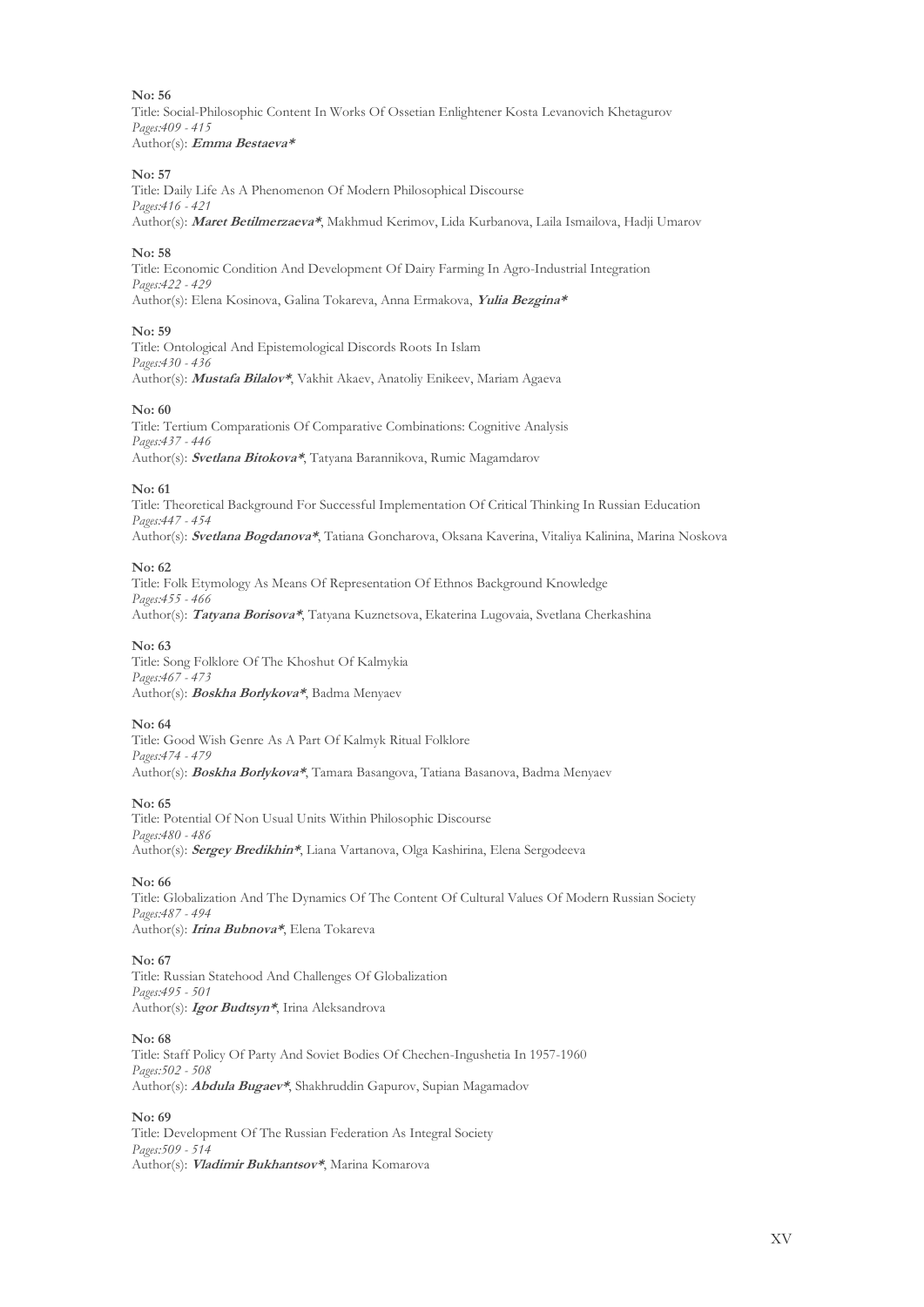**No: 56**
Title: Social-Philosophic Content In Works Of Ossetian Enlightener Kosta Levanovich Khetagurov
*Pages:409 - 415*
Author(s): ***Emma Bestaeva****

**No: 57**
Title: Daily Life As A Phenomenon Of Modern Philosophical Discourse
*Pages:416 - 421*
Author(s): ***Maret Betilmerzaeva****, Makhmud Kerimov, Lida Kurbanova, Laila Ismailova, Hadji Umarov

**No: 58**
Title: Economic Condition And Development Of Dairy Farming In Agro-Industrial Integration
*Pages:422 - 429*
Author(s): Elena Kosinova, Galina Tokareva, Anna Ermakova, ***Yulia Bezgina****

**No: 59**
Title: Ontological And Epistemological Discords Roots In Islam
*Pages:430 - 436*
Author(s): ***Mustafa Bilalov****, Vakhit Akaev, Anatoliy Enikeev, Mariam Agaeva

**No: 60**
Title: Tertium Comparationis Of Comparative Combinations: Cognitive Analysis
*Pages:437 - 446*
Author(s): ***Svetlana Bitokova****, Tatyana Barannikova, Rumic Magamdarov

**No: 61**
Title: Theoretical Background For Successful Implementation Of Critical Thinking In Russian Education
*Pages:447 - 454*
Author(s): ***Svetlana Bogdanova****, Tatiana Goncharova, Oksana Kaverina, Vitaliya Kalinina, Marina Noskova

**No: 62**
Title: Folk Etymology As Means Of Representation Of Ethnos Background Knowledge
*Pages:455 - 466*
Author(s): ***Tatyana Borisova****, Tatyana Kuznetsova, Ekaterina Lugovaia, Svetlana Cherkashina

**No: 63**
Title: Song Folklore Of The Khoshut Of Kalmykia
*Pages:467 - 473*
Author(s): ***Boskha Borlykova****, Badma Menyaev

**No: 64**
Title: Good Wish Genre As A Part Of Kalmyk Ritual Folklore
*Pages:474 - 479*
Author(s): ***Boskha Borlykova****, Tamara Basangova, Tatiana Basanova, Badma Menyaev

**No: 65**
Title: Potential Of Non Usual Units Within Philosophic Discourse
*Pages:480 - 486*
Author(s): ***Sergey Bredikhin****, Liana Vartanova, Olga Kashirina, Elena Sergodeeva

**No: 66**
Title: Globalization And The Dynamics Of The Content Of Cultural Values Of Modern Russian Society
*Pages:487 - 494*
Author(s): ***Irina Bubnova****, Elena Tokareva

**No: 67**
Title: Russian Statehood And Challenges Of Globalization
*Pages:495 - 501*
Author(s): ***Igor Budtsyn****, Irina Aleksandrova

**No: 68**
Title: Staff Policy Of Party And Soviet Bodies Of Chechen-Ingushetia In 1957-1960
*Pages:502 - 508*
Author(s): ***Abdula Bugaev****, Shakhruddin Gapurov, Supian Magamadov

**No: 69**
Title: Development Of The Russian Federation As Integral Society
*Pages:509 - 514*
Author(s): ***Vladimir Bukhantsov****, Marina Komarova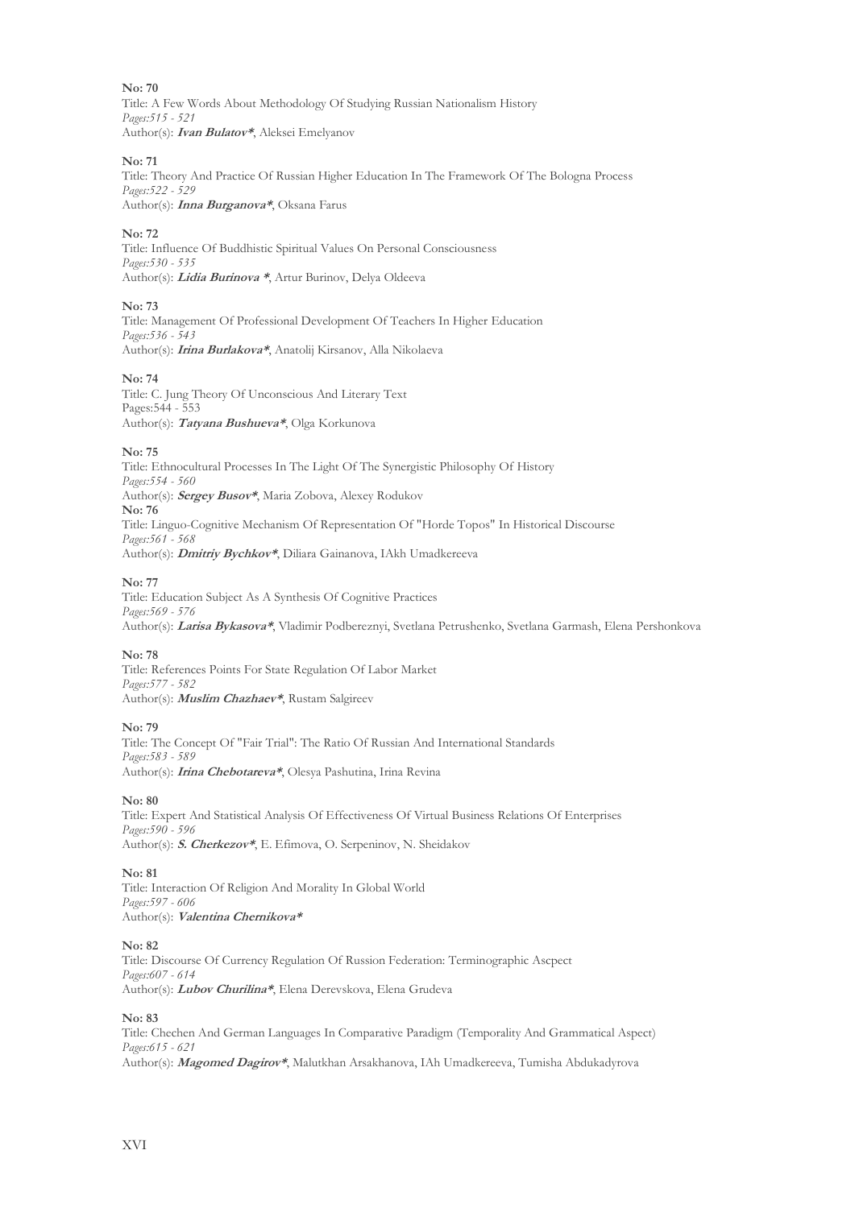**No: 70**
Title: A Few Words About Methodology Of Studying Russian Nationalism History
*Pages:515 - 521*
Author(s): ***Ivan Bulatov****, Aleksei Emelyanov

**No: 71**
Title: Theory And Practice Of Russian Higher Education In The Framework Of The Bologna Process
*Pages:522 - 529*
Author(s): ***Inna Burganova****, Oksana Farus

**No: 72**
Title: Influence Of Buddhistic Spiritual Values On Personal Consciousness
*Pages:530 - 535*
Author(s): ***Lidia Burinova ****, Artur Burinov, Delya Oldeeva

**No: 73**
Title: Management Of Professional Development Of Teachers In Higher Education
*Pages:536 - 543*
Author(s): ***Irina Burlakova****, Anatolij Kirsanov, Alla Nikolaeva

**No: 74**
Title: C. Jung Theory Of Unconscious And Literary Text
Pages:544 - 553
Author(s): ***Tatyana Bushueva****, Olga Korkunova

**No: 75**
Title: Ethnocultural Processes In The Light Of The Synergistic Philosophy Of History
*Pages:554 - 560*
Author(s): ***Sergey Busov****, Maria Zobova, Alexey Rodukov

**No: 76**
Title: Linguo-Cognitive Mechanism Of Representation Of "Horde Topos" In Historical Discourse
*Pages:561 - 568*
Author(s): ***Dmitriy Bychkov****, Diliara Gainanova, IAkh Umadkereeva

**No: 77**
Title: Education Subject As A Synthesis Of Cognitive Practices
*Pages:569 - 576*
Author(s): ***Larisa Bykasova****, Vladimir Podbereznyi, Svetlana Petrushenko, Svetlana Garmash, Elena Pershonkova

**No: 78**
Title: References Points For State Regulation Of Labor Market
*Pages:577 - 582*
Author(s): ***Muslim Chazhaev****, Rustam Salgireev

**No: 79**
Title: The Concept Of "Fair Trial": The Ratio Of Russian And International Standards
*Pages:583 - 589*
Author(s): ***Irina Chebotareva****, Olesya Pashutina, Irina Revina

**No: 80**
Title: Expert And Statistical Analysis Of Effectiveness Of Virtual Business Relations Of Enterprises
*Pages:590 - 596*
Author(s): ***S. Cherkezov****, E. Efimova, O. Serpeninov, N. Sheidakov

**No: 81**
Title: Interaction Of Religion And Morality In Global World
*Pages:597 - 606*
Author(s): ***Valentina Chernikova****

**No: 82**
Title: Discourse Of Currency Regulation Of Russion Federation: Terminographic Ascpect
*Pages:607 - 614*
Author(s): ***Lubov Churilina****, Elena Derevskova, Elena Grudeva

**No: 83**
Title: Chechen And German Languages In Comparative Paradigm (Temporality And Grammatical Aspect)
*Pages:615 - 621*
Author(s): ***Magomed Dagirov****, Malutkhan Arsakhanova, IAh Umadkereeva, Tumisha Abdukadyrova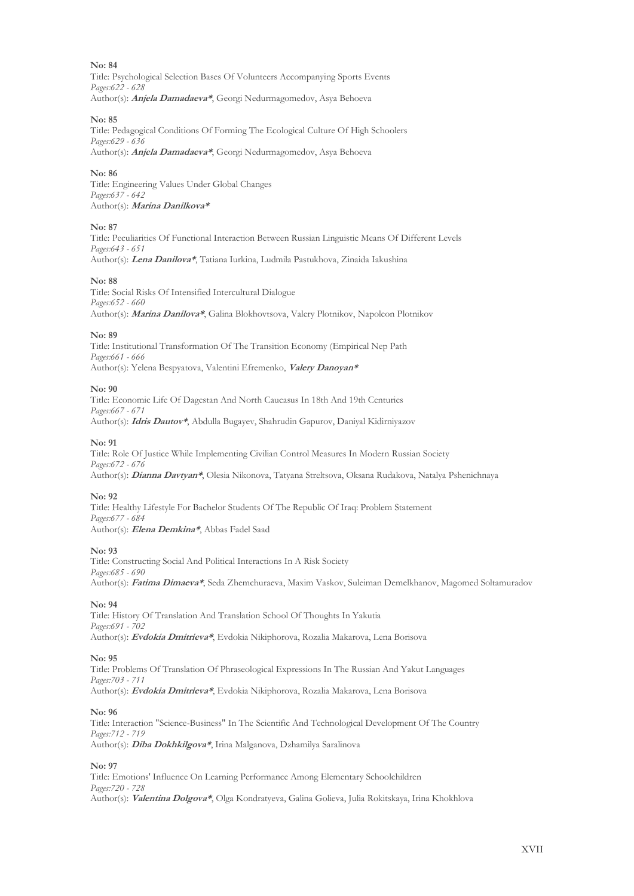**No: 84**
Title: Psychological Selection Bases Of Volunteers Accompanying Sports Events
*Pages:622 - 628*
Author(s): ***Anjela Damadaeva****, Georgi Nedurmagomedov, Asya Behoeva

**No: 85**
Title: Pedagogical Conditions Of Forming The Ecological Culture Of High Schoolers
*Pages:629 - 636*
Author(s): ***Anjela Damadaeva****, Georgi Nedurmagomedov, Asya Behoeva

**No: 86**
Title: Engineering Values Under Global Changes
*Pages:637 - 642*
Author(s): ***Marina Danilkova****

**No: 87**
Title: Peculiarities Of Functional Interaction Between Russian Linguistic Means Of Different Levels
*Pages:643 - 651*
Author(s): ***Lena Danilova****, Tatiana Iurkina, Ludmila Pastukhova, Zinaida Iakushina

**No: 88**
Title: Social Risks Of Intensified Intercultural Dialogue
*Pages:652 - 660*
Author(s): ***Marina Danilova****, Galina Blokhovtsova, Valery Plotnikov, Napoleon Plotnikov

**No: 89**
Title: Institutional Transformation Of The Transition Economy (Empirical Nep Path
*Pages:661 - 666*
Author(s): Yelena Bespyatova, Valentini Efremenko, ***Valery Danoyan****

**No: 90**
Title: Economic Life Of Dagestan And North Caucasus In 18th And 19th Centuries
*Pages:667 - 671*
Author(s): ***Idris Dautov****, Abdulla Bugayev, Shahrudin Gapurov, Daniyal Kidirniyazov

**No: 91**
Title: Role Of Justice While Implementing Civilian Control Measures In Modern Russian Society
*Pages:672 - 676*
Author(s): ***Dianna Davtyan****, Olesia Nikonova, Tatyana Streltsova, Oksana Rudakova, Natalya Pshenichnaya

**No: 92**
Title: Healthy Lifestyle For Bachelor Students Of The Republic Of Iraq: Problem Statement
*Pages:677 - 684*
Author(s): ***Elena Demkina****, Abbas Fadel Saad

**No: 93**
Title: Constructing Social And Political Interactions In A Risk Society
*Pages:685 - 690*
Author(s): ***Fatima Dimaeva****, Seda Zhemchuraeva, Maxim Vaskov, Suleiman Demelkhanov, Magomed Soltamuradov

**No: 94**
Title: History Of Translation And Translation School Of Thoughts In Yakutia
*Pages:691 - 702*
Author(s): ***Evdokia Dmitrieva****, Evdokia Nikiphorova, Rozalia Makarova, Lena Borisova

**No: 95**
Title: Problems Of Translation Of Phraseological Expressions In The Russian And Yakut Languages
*Pages:703 - 711*
Author(s): ***Evdokia Dmitrieva****, Evdokia Nikiphorova, Rozalia Makarova, Lena Borisova

**No: 96**
Title: Interaction "Science-Business" In The Scientific And Technological Development Of The Country
*Pages:712 - 719*
Author(s): ***Diba Dokhkilgova****, Irina Malganova, Dzhamilya Saralinova

**No: 97**
Title: Emotions' Influence On Learning Performance Among Elementary Schoolchildren
*Pages:720 - 728*
Author(s): ***Valentina Dolgova****, Olga Kondratyeva, Galina Golieva, Julia Rokitskaya, Irina Khokhlova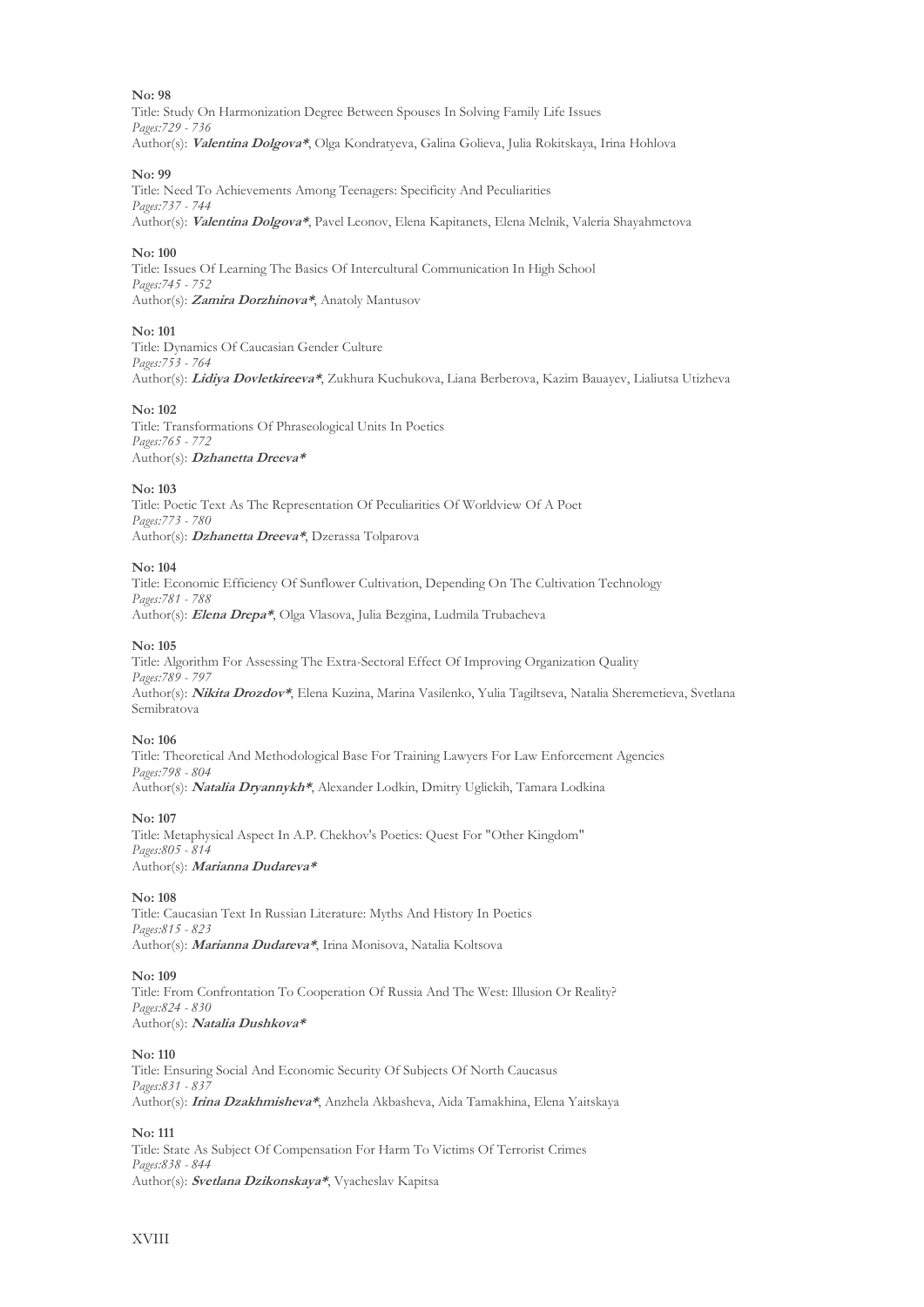**No: 98**
Title: Study On Harmonization Degree Between Spouses In Solving Family Life Issues
*Pages:729 - 736*
Author(s): ***Valentina Dolgova****, Olga Kondratyeva, Galina Golieva, Julia Rokitskaya, Irina Hohlova

**No: 99**
Title: Need To Achievements Among Teenagers: Specificity And Peculiarities
*Pages:737 - 744*
Author(s): ***Valentina Dolgova****, Pavel Leonov, Elena Kapitanets, Elena Melnik, Valeria Shayahmetova

**No: 100**
Title: Issues Of Learning The Basics Of Intercultural Communication In High School
*Pages:745 - 752*
Author(s): ***Zamira Dorzhinova****, Anatoly Mantusov

**No: 101**
Title: Dynamics Of Caucasian Gender Culture
*Pages:753 - 764*
Author(s): ***Lidiya Dovletkireeva****, Zukhura Kuchukova, Liana Berberova, Kazim Bauayev, Lialiutsa Utizheva

**No: 102**
Title: Transformations Of Phraseological Units In Poetics
*Pages:765 - 772*
Author(s): ***Dzhanetta Dreeva****

**No: 103**
Title: Poetic Text As The Representation Of Peculiarities Of Worldview Of A Poet
*Pages:773 - 780*
Author(s): ***Dzhanetta Dreeva****, Dzerassa Tolparova

**No: 104**
Title: Economic Efficiency Of Sunflower Cultivation, Depending On The Cultivation Technology
*Pages:781 - 788*
Author(s): ***Elena Drepa****, Olga Vlasova, Julia Bezgina, Ludmila Trubacheva

**No: 105**
Title: Algorithm For Assessing The Extra-Sectoral Effect Of Improving Organization Quality
*Pages:789 - 797*
Author(s): ***Nikita Drozdov****, Elena Kuzina, Marina Vasilenko, Yulia Tagiltseva, Natalia Sheremetieva, Svetlana Semibratova

**No: 106**
Title: Theoretical And Methodological Base For Training Lawyers For Law Enforcement Agencies
*Pages:798 - 804*
Author(s): ***Natalia Dryannykh****, Alexander Lodkin, Dmitry Uglickih, Tamara Lodkina

**No: 107**
Title: Metaphysical Aspect In A.P. Chekhov's Poetics: Quest For "Other Kingdom"
*Pages:805 - 814*
Author(s): ***Marianna Dudareva****

**No: 108**
Title: Caucasian Text In Russian Literature: Myths And History In Poetics
*Pages:815 - 823*
Author(s): ***Marianna Dudareva****, Irina Monisova, Natalia Koltsova

**No: 109**
Title: From Confrontation To Cooperation Of Russia And The West: Illusion Or Reality?
*Pages:824 - 830*
Author(s): ***Natalia Dushkova****

**No: 110**
Title: Ensuring Social And Economic Security Of Subjects Of North Caucasus
*Pages:831 - 837*
Author(s): ***Irina Dzakhmisheva****, Anzhela Akbasheva, Aida Tamakhina, Elena Yaitskaya

**No: 111**
Title: State As Subject Of Compensation For Harm To Victims Of Terrorist Crimes
*Pages:838 - 844*
Author(s): ***Svetlana Dzikonskaya****, Vyacheslav Kapitsa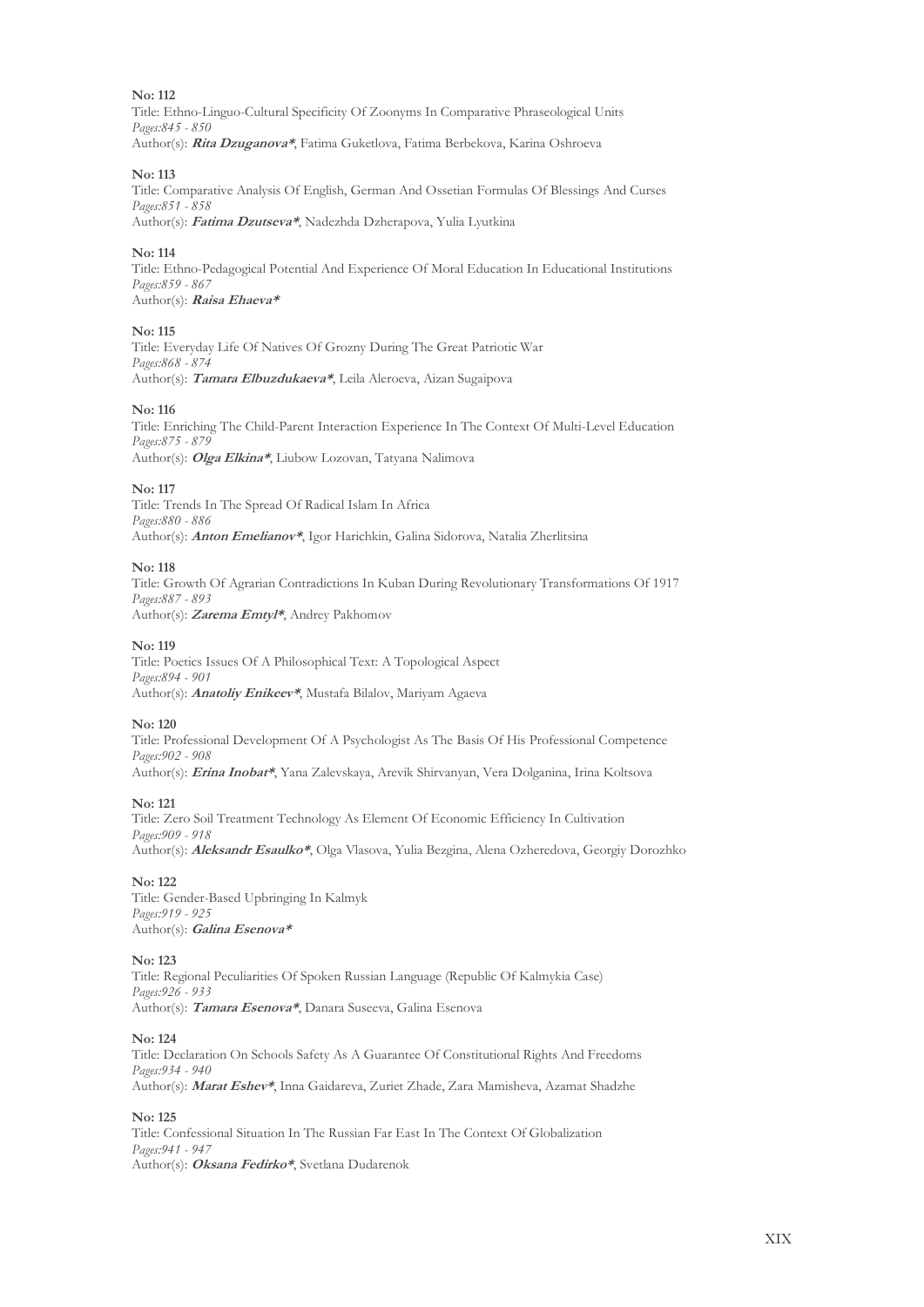**No: 112**
Title: Ethno-Linguo-Cultural Specificity Of Zoonyms In Comparative Phraseological Units
*Pages:845 - 850*
Author(s): ***Rita Dzuganova****, Fatima Guketlova, Fatima Berbekova, Karina Oshroeva

**No: 113**
Title: Comparative Analysis Of English, German And Ossetian Formulas Of Blessings And Curses
*Pages:851 - 858*
Author(s): ***Fatima Dzutseva****, Nadezhda Dzherapova, Yulia Lyutkina

**No: 114**
Title: Ethno-Pedagogical Potential And Experience Of Moral Education In Educational Institutions
*Pages:859 - 867*
Author(s): ***Raisa Ehaeva****

**No: 115**
Title: Everyday Life Of Natives Of Grozny During The Great Patriotic War
*Pages:868 - 874*
Author(s): ***Tamara Elbuzdukaeva****, Leila Aleroeva, Aizan Sugaipova

**No: 116**
Title: Enriching The Child-Parent Interaction Experience In The Context Of Multi-Level Education
*Pages:875 - 879*
Author(s): ***Olga Elkina****, Liubow Lozovan, Tatyana Nalimova

**No: 117**
Title: Trends In The Spread Of Radical Islam In Africa
*Pages:880 - 886*
Author(s): ***Anton Emelianov****, Igor Harichkin, Galina Sidorova, Natalia Zherlitsina

**No: 118**
Title: Growth Of Agrarian Contradictions In Kuban During Revolutionary Transformations Of 1917
*Pages:887 - 893*
Author(s): ***Zarema Emtyl****, Andrey Pakhomov

**No: 119**
Title: Poetics Issues Of A Philosophical Text: A Topological Aspect
*Pages:894 - 901*
Author(s): ***Anatoliy Enikeev****, Mustafa Bilalov, Mariyam Agaeva

**No: 120**
Title: Professional Development Of A Psychologist As The Basis Of His Professional Competence
*Pages:902 - 908*
Author(s): ***Erina Inobat****, Yana Zalevskaya, Arevik Shirvanyan, Vera Dolganina, Irina Koltsova

**No: 121**
Title: Zero Soil Treatment Technology As Element Of Economic Efficiency In Cultivation
*Pages:909 - 918*
Author(s): ***Aleksandr Esaulko****, Olga Vlasova, Yulia Bezgina, Alena Ozheredova, Georgiy Dorozhko

**No: 122**
Title: Gender-Based Upbringing In Kalmyk
*Pages:919 - 925*
Author(s): ***Galina Esenova****

**No: 123**
Title: Regional Peculiarities Of Spoken Russian Language (Republic Of Kalmykia Case)
*Pages:926 - 933*
Author(s): ***Tamara Esenova****, Danara Suseeva, Galina Esenova

**No: 124**
Title: Declaration On Schools Safety As A Guarantee Of Constitutional Rights And Freedoms
*Pages:934 - 940*
Author(s): ***Marat Eshev****, Inna Gaidareva, Zuriet Zhade, Zara Mamisheva, Azamat Shadzhe

**No: 125**
Title: Confessional Situation In The Russian Far East In The Context Of Globalization
*Pages:941 - 947*
Author(s): ***Oksana Fedirko****, Svetlana Dudarenok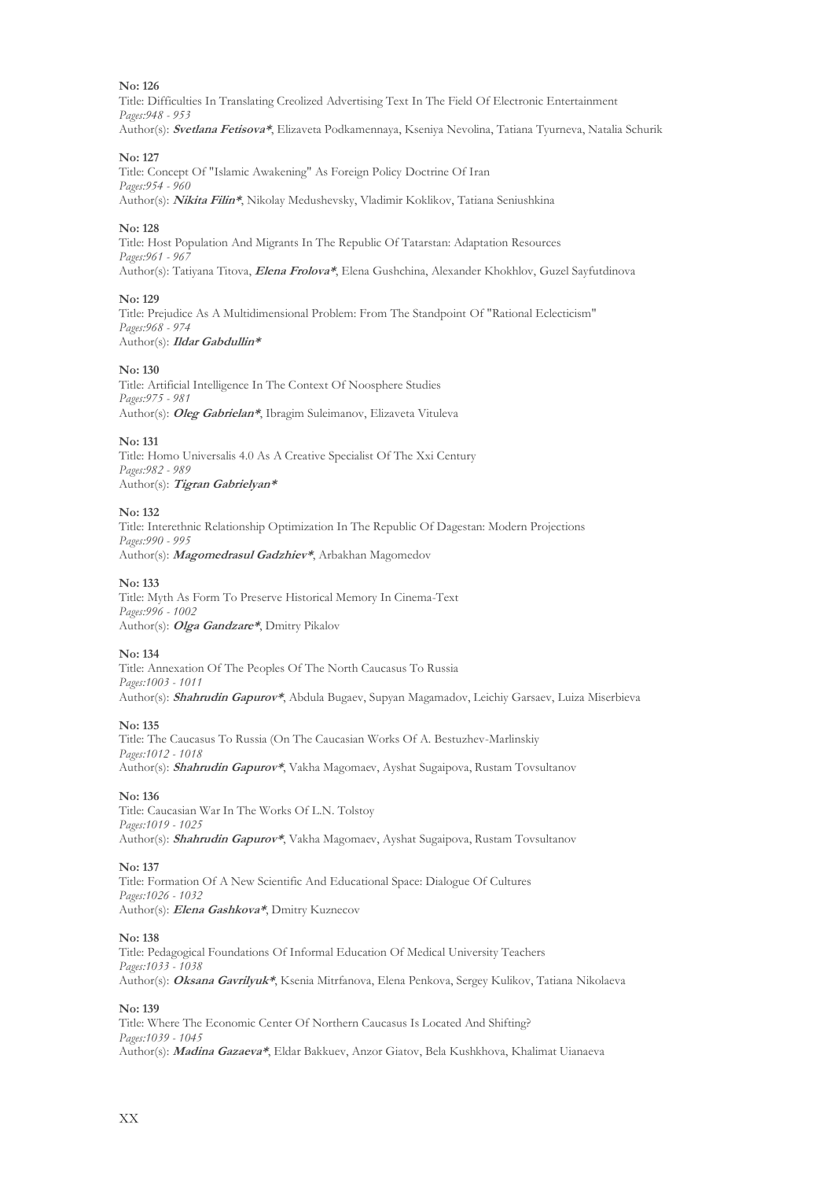**No: 126**

Title: Difficulties In Translating Creolized Advertising Text In The Field Of Electronic Entertainment
*Pages:948 - 953*
Author(s): ***Svetlana Fetisova****, Elizaveta Podkamennaya, Kseniya Nevolina, Tatiana Tyurneva, Natalia Schurik

**No: 127**

Title: Concept Of "Islamic Awakening" As Foreign Policy Doctrine Of Iran
*Pages:954 - 960*
Author(s): ***Nikita Filin****, Nikolay Medushevsky, Vladimir Koklikov, Tatiana Seniushkina

**No: 128**

Title: Host Population And Migrants In The Republic Of Tatarstan: Adaptation Resources
*Pages:961 - 967*
Author(s): Tatiyana Titova, ***Elena Frolova****, Elena Gushchina, Alexander Khokhlov, Guzel Sayfutdinova

**No: 129**

Title: Prejudice As A Multidimensional Problem: From The Standpoint Of "Rational Eclecticism"
*Pages:968 - 974*
Author(s): ***Ildar Gabdullin****

**No: 130**

Title: Artificial Intelligence In The Context Of Noosphere Studies
*Pages:975 - 981*
Author(s): ***Oleg Gabrielan****, Ibragim Suleimanov, Elizaveta Vituleva

**No: 131**

Title: Homo Universalis 4.0 As A Creative Specialist Of The Xxi Century
*Pages:982 - 989*
Author(s): ***Tigran Gabrielyan****

**No: 132**

Title: Interethnic Relationship Optimization In The Republic Of Dagestan: Modern Projections
*Pages:990 - 995*
Author(s): ***Magomedrasul Gadzhiev****, Arbakhan Magomedov

**No: 133**

Title: Myth As Form To Preserve Historical Memory In Cinema-Text
*Pages:996 - 1002*
Author(s): ***Olga Gandzare****, Dmitry Pikalov

**No: 134**

Title: Annexation Of The Peoples Of The North Caucasus To Russia
*Pages:1003 - 1011*
Author(s): ***Shahrudin Gapurov****, Abdula Bugaev, Supyan Magamadov, Leichiy Garsaev, Luiza Miserbieva

**No: 135**

Title: The Caucasus To Russia (On The Caucasian Works Of A. Bestuzhev-Marlinskiy
*Pages:1012 - 1018*
Author(s): ***Shahrudin Gapurov****, Vakha Magomaev, Ayshat Sugaipova, Rustam Tovsultanov

**No: 136**

Title: Caucasian War In The Works Of L.N. Tolstoy
*Pages:1019 - 1025*
Author(s): ***Shahrudin Gapurov****, Vakha Magomaev, Ayshat Sugaipova, Rustam Tovsultanov

**No: 137**

Title: Formation Of A New Scientific And Educational Space: Dialogue Of Cultures
*Pages:1026 - 1032*
Author(s): ***Elena Gashkova****, Dmitry Kuznecov

**No: 138**

Title: Pedagogical Foundations Of Informal Education Of Medical University Teachers
*Pages:1033 - 1038*
Author(s): ***Oksana Gavrilyuk****, Ksenia Mitrfanova, Elena Penkova, Sergey Kulikov, Tatiana Nikolaeva

**No: 139**

Title: Where The Economic Center Of Northern Caucasus Is Located And Shifting?
*Pages:1039 - 1045*
Author(s): ***Madina Gazaeva****, Eldar Bakkuev, Anzor Giatov, Bela Kushkhova, Khalimat Uianaeva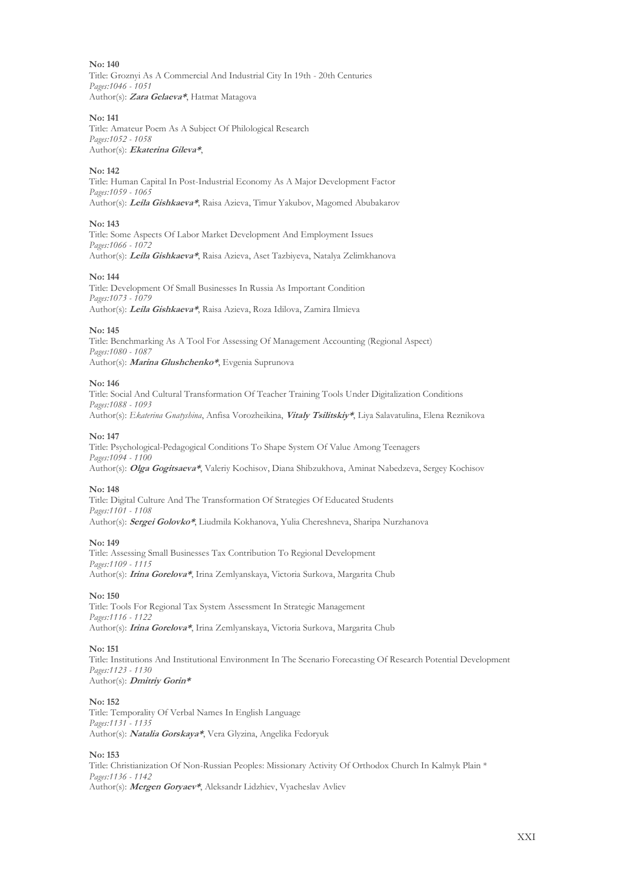**No: 140**
Title: Groznyi As A Commercial And Industrial City In 19th - 20th Centuries
*Pages:1046 - 1051*
Author(s): ***Zara Gelaeva****, Hatmat Matagova

**No: 141**
Title: Amateur Poem As A Subject Of Philological Research
*Pages:1052 - 1058*
Author(s): ***Ekaterina Gileva****,

**No: 142**
Title: Human Capital In Post-Industrial Economy As A Major Development Factor
*Pages:1059 - 1065*
Author(s): ***Leila Gishkaeva****, Raisa Azieva, Timur Yakubov, Magomed Abubakarov

**No: 143**
Title: Some Aspects Of Labor Market Development And Employment Issues
*Pages:1066 - 1072*
Author(s): ***Leila Gishkaeva****, Raisa Azieva, Aset Tazbiyeva, Natalya Zelimkhanova

**No: 144**
Title: Development Of Small Businesses In Russia As Important Condition
*Pages:1073 - 1079*
Author(s): ***Leila Gishkaeva****, Raisa Azieva, Roza Idilova, Zamira Ilmieva

**No: 145**
Title: Benchmarking As A Tool For Assessing Of Management Accounting (Regional Aspect)
*Pages:1080 - 1087*
Author(s): ***Marina Glushchenko****, Evgenia Suprunova

**No: 146**
Title: Social And Cultural Transformation Of Teacher Training Tools Under Digitalization Conditions
*Pages:1088 - 1093*
Author(s): *Ekaterina Gnatyshina*, Anfisa Vorozheikina, ***Vitaly Tsilitskiy****, Liya Salavatulina, Elena Reznikova

**No: 147**
Title: Psychological-Pedagogical Conditions To Shape System Of Value Among Teenagers
*Pages:1094 - 1100*
Author(s): ***Olga Gogitsaeva****, Valeriy Kochisov, Diana Shibzukhova, Aminat Nabedzeva, Sergey Kochisov

**No: 148**
Title: Digital Culture And The Transformation Of Strategies Of Educated Students
*Pages:1101 - 1108*
Author(s): ***Sergei Golovko****, Liudmila Kokhanova, Yulia Chereshneva, Sharipa Nurzhanova

**No: 149**
Title: Assessing Small Businesses Tax Contribution To Regional Development
*Pages:1109 - 1115*
Author(s): ***Irina Gorelova****, Irina Zemlyanskaya, Victoria Surkova, Margarita Chub

**No: 150**
Title: Tools For Regional Tax System Assessment In Strategic Management
*Pages:1116 - 1122*
Author(s): ***Irina Gorelova****, Irina Zemlyanskaya, Victoria Surkova, Margarita Chub

**No: 151**
Title: Institutions And Institutional Environment In The Scenario Forecasting Of Research Potential Development
*Pages:1123 - 1130*
Author(s): ***Dmitriy Gorin****

**No: 152**
Title: Temporality Of Verbal Names In English Language
*Pages:1131 - 1135*
Author(s): ***Natalia Gorskaya****, Vera Glyzina, Angelika Fedoryuk

**No: 153**
Title: Christianization Of Non-Russian Peoples: Missionary Activity Of Orthodox Church In Kalmyk Plain *
*Pages:1136 - 1142*
Author(s): ***Mergen Goryaev****, Aleksandr Lidzhiev, Vyacheslav Avliev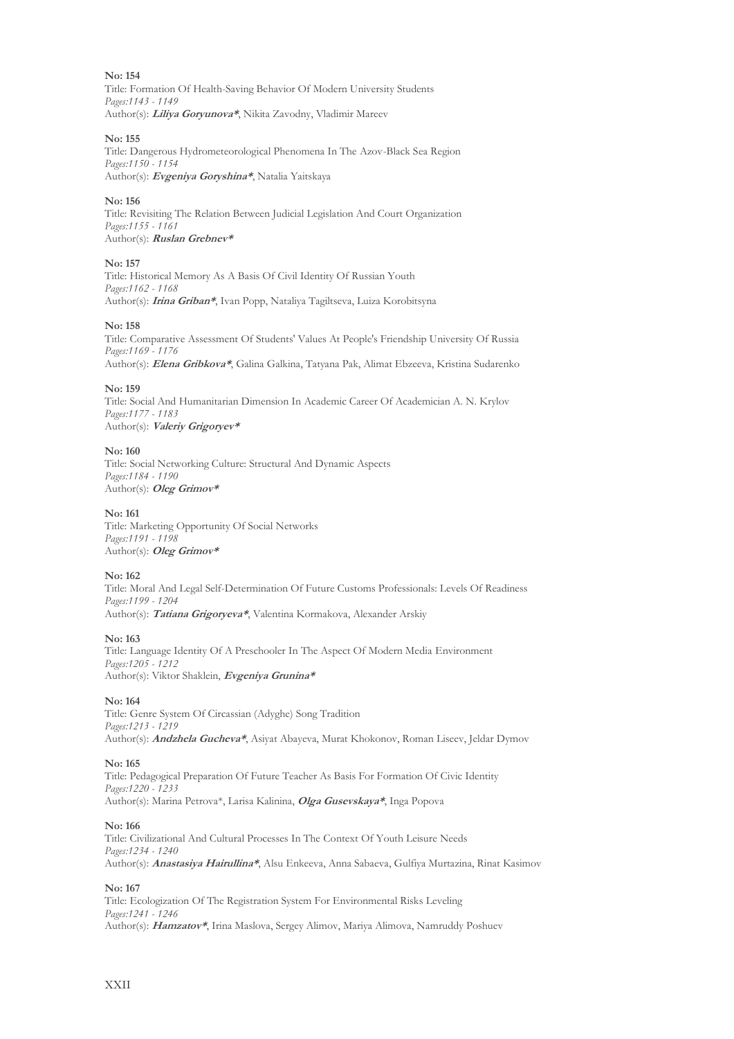**No: 154**
Title: Formation Of Health-Saving Behavior Of Modern University Students
*Pages:1143 - 1149*
Author(s): ***Liliya Goryunova****, Nikita Zavodny, Vladimir Mareev

**No: 155**
Title: Dangerous Hydrometeorological Phenomena In The Azov-Black Sea Region
*Pages:1150 - 1154*
Author(s): ***Evgeniya Goryshina****, Natalia Yaitskaya

**No: 156**
Title: Revisiting The Relation Between Judicial Legislation And Court Organization
*Pages:1155 - 1161*
Author(s): ***Ruslan Grebnev****

**No: 157**
Title: Historical Memory As A Basis Of Civil Identity Of Russian Youth
*Pages:1162 - 1168*
Author(s): ***Irina Griban****, Ivan Popp, Nataliya Tagiltseva, Luiza Korobitsyna

**No: 158**
Title: Comparative Assessment Of Students' Values At People's Friendship University Of Russia
*Pages:1169 - 1176*
Author(s): ***Elena Gribkova****, Galina Galkina, Tatyana Pak, Alimat Ebzeeva, Kristina Sudarenko

**No: 159**
Title: Social And Humanitarian Dimension In Academic Career Of Academician A. N. Krylov
*Pages:1177 - 1183*
Author(s): ***Valeriy Grigoryev****

**No: 160**
Title: Social Networking Culture: Structural And Dynamic Aspects
*Pages:1184 - 1190*
Author(s): ***Oleg Grimov****

**No: 161**
Title: Marketing Opportunity Of Social Networks
*Pages:1191 - 1198*
Author(s): ***Oleg Grimov****

**No: 162**
Title: Moral And Legal Self-Determination Of Future Customs Professionals: Levels Of Readiness
*Pages:1199 - 1204*
Author(s): ***Tatiana Grigoryeva****, Valentina Kormakova, Alexander Arskiy

**No: 163**
Title: Language Identity Of A Preschooler In The Aspect Of Modern Media Environment
*Pages:1205 - 1212*
Author(s): Viktor Shaklein, ***Evgeniya Grunina****

**No: 164**
Title: Genre System Of Circassian (Adyghe) Song Tradition
*Pages:1213 - 1219*
Author(s): ***Andzhela Gucheva****, Asiyat Abayeva, Murat Khokonov, Roman Liseev, Jeldar Dymov

**No: 165**
Title: Pedagogical Preparation Of Future Teacher As Basis For Formation Of Civic Identity
*Pages:1220 - 1233*
Author(s): Marina Petrova*, Larisa Kalinina, ***Olga Gusevskaya****, Inga Popova

**No: 166**
Title: Civilizational And Cultural Processes In The Context Of Youth Leisure Needs
*Pages:1234 - 1240*
Author(s): ***Anastasiya Hairullina****, Alsu Enkeeva, Anna Sabaeva, Gulfiya Murtazina, Rinat Kasimov

**No: 167**
Title: Ecologization Of The Registration System For Environmental Risks Leveling
*Pages:1241 - 1246*
Author(s): ***Hamzatov****, Irina Maslova, Sergey Alimov, Mariya Alimova, Namruddy Poshuev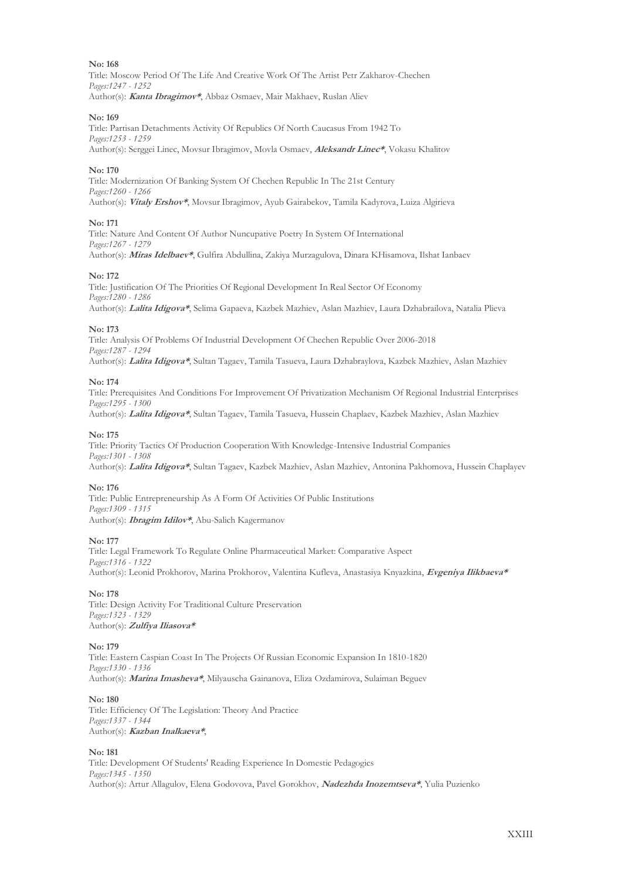**No: 168**
Title: Moscow Period Of The Life And Creative Work Of The Artist Petr Zakharov-Chechen
*Pages:1247 - 1252*
Author(s): ***Kanta Ibragimov****, Abbaz Osmaev, Mair Makhaev, Ruslan Aliev

**No: 169**
Title: Partisan Detachments Activity Of Republics Of North Caucasus From 1942 To
*Pages:1253 - 1259*
Author(s): Serggei Linec, Movsur Ibragimov, Movla Osmaev, ***Aleksandr Linec****, Vokasu Khalitov

**No: 170**
Title: Modernization Of Banking System Of Chechen Republic In The 21st Century
*Pages:1260 - 1266*
Author(s): ***Vitaly Ershov****, Movsur Ibragimov, Ayub Gairabekov, Tamila Kadyrova, Luiza Algirieva

**No: 171**
Title: Nature And Content Of Author Nuncupative Poetry In System Of International
*Pages:1267 - 1279*
Author(s): ***Miras Idelbaev****, Gulfira Abdullina, Zakiya Murzagulova, Dinara KHisamova, Ilshat Ianbaev

**No: 172**
Title: Justification Of The Priorities Of Regional Development In Real Sector Of Economy
*Pages:1280 - 1286*
Author(s): ***Lalita Idigova****, Selima Gapaeva, Kazbek Mazhiev, Aslan Mazhiev, Laura Dzhabrailova, Natalia Plieva

**No: 173**
Title: Analysis Of Problems Of Industrial Development Of Chechen Republic Over 2006-2018
*Pages:1287 - 1294*
Author(s): ***Lalita Idigova****, Sultan Tagaev, Tamila Tasueva, Laura Dzhabraylova, Kazbek Mazhiev, Aslan Mazhiev

**No: 174**
Title: Prerequisites And Conditions For Improvement Of Privatization Mechanism Of Regional Industrial Enterprises
*Pages:1295 - 1300*
Author(s): ***Lalita Idigova****, Sultan Tagaev, Tamila Tasueva, Hussein Chaplaev, Kazbek Mazhiev, Aslan Mazhiev

**No: 175**
Title: Priority Tactics Of Production Cooperation With Knowledge-Intensive Industrial Companies
*Pages:1301 - 1308*
Author(s): ***Lalita Idigova****, Sultan Tagaev, Kazbek Mazhiev, Aslan Mazhiev, Antonina Pakhomova, Hussein Chaplayev

**No: 176**
Title: Public Entrepreneurship As A Form Of Activities Of Public Institutions
*Pages:1309 - 1315*
Author(s): ***Ibragim Idilov****, Abu-Salich Kagermanov

**No: 177**
Title: Legal Framework To Regulate Online Pharmaceutical Market: Comparative Aspect
*Pages:1316 - 1322*
Author(s): Leonid Prokhorov, Marina Prokhorov, Valentina Kufleva, Anastasiya Knyazkina, ***Evgeniya Ilikbaeva****

**No: 178**
Title: Design Activity For Traditional Culture Preservation
*Pages:1323 - 1329*
Author(s): ***Zulfiya Iliasova****

**No: 179**
Title: Eastern Caspian Coast In The Projects Of Russian Economic Expansion In 1810-1820
*Pages:1330 - 1336*
Author(s): ***Marina Imasheva****, Milyauscha Gainanova, Eliza Ozdamirova, Sulaiman Beguev

**No: 180**
Title: Efficiency Of The Legislation: Theory And Practice
*Pages:1337 - 1344*
Author(s): ***Kazban Inalkaeva****,

**No: 181**
Title: Development Of Students' Reading Experience In Domestic Pedagogics
*Pages:1345 - 1350*
Author(s): Artur Allagulov, Elena Godovova, Pavel Gorokhov, ***Nadezhda Inozemtseva****, Yulia Puzienko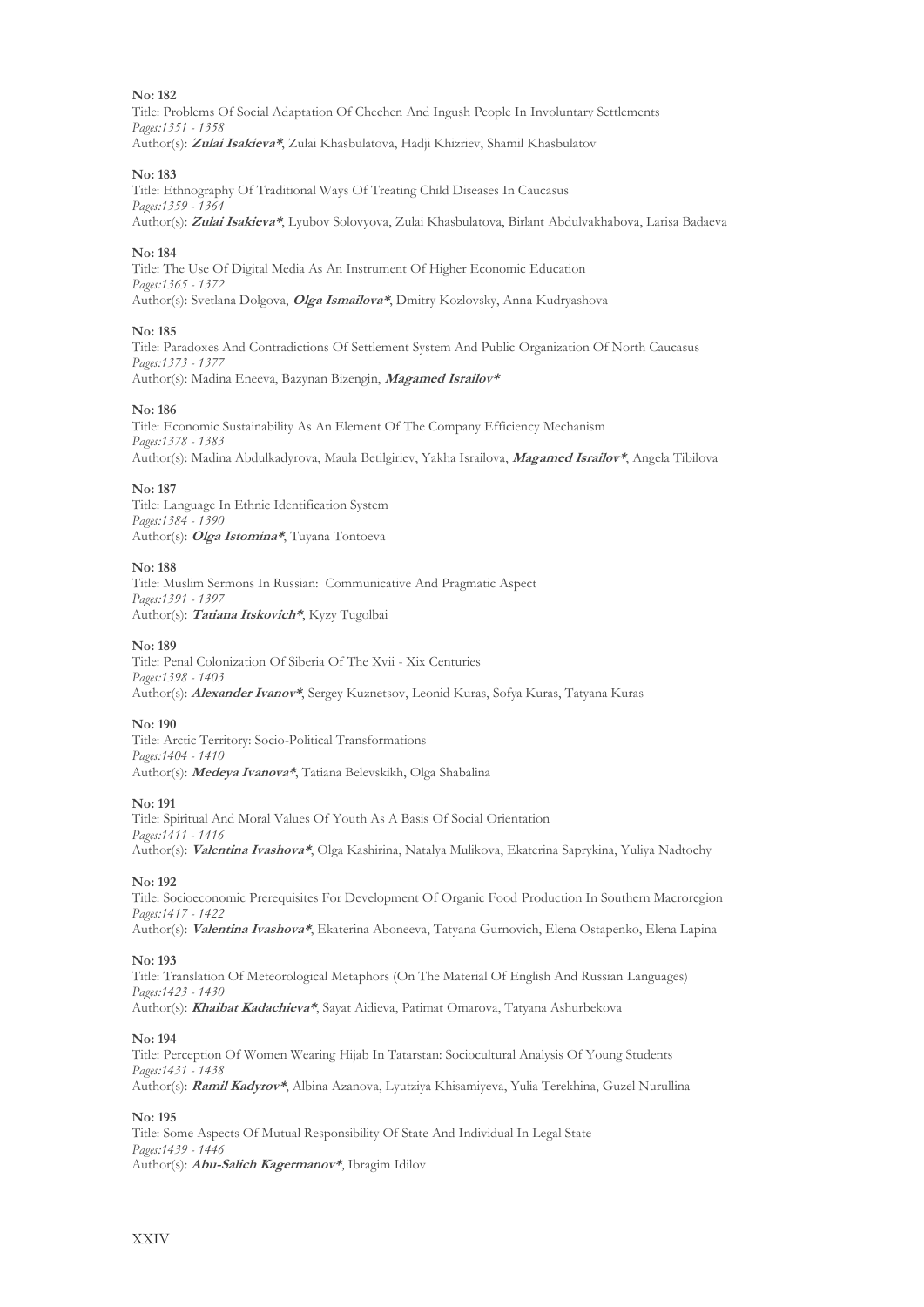**No: 182**

Title: Problems Of Social Adaptation Of Chechen And Ingush People In Involuntary Settlements

*Pages:1351 - 1358*

Author(s): ***Zulai Isakieva****, Zulai Khasbulatova, Hadji Khizriev, Shamil Khasbulatov

**No: 183**

Title: Ethnography Of Traditional Ways Of Treating Child Diseases In Caucasus

*Pages:1359 - 1364*

Author(s): ***Zulai Isakieva****, Lyubov Solovyova, Zulai Khasbulatova, Birlant Abdulvakhabova, Larisa Badaeva

**No: 184**

Title: The Use Of Digital Media As An Instrument Of Higher Economic Education

*Pages:1365 - 1372*

Author(s): Svetlana Dolgova, ***Olga Ismailova****, Dmitry Kozlovsky, Anna Kudryashova

**No: 185**

Title: Paradoxes And Contradictions Of Settlement System And Public Organization Of North Caucasus

*Pages:1373 - 1377*

Author(s): Madina Eneeva, Bazynan Bizengin, ***Magamed Israilov****

**No: 186**

Title: Economic Sustainability As An Element Of The Company Efficiency Mechanism

*Pages:1378 - 1383*

Author(s): Madina Abdulkadyrova, Maula Betilgiriev, Yakha Israilova, ***Magamed Israilov****, Angela Tibilova

**No: 187**

Title: Language In Ethnic Identification System

*Pages:1384 - 1390*

Author(s): ***Olga Istomina****, Tuyana Tontoeva

**No: 188**

Title: Muslim Sermons In Russian: Communicative And Pragmatic Aspect

*Pages:1391 - 1397*

Author(s): ***Tatiana Itskovich****, Kyzy Tugolbai

**No: 189**

Title: Penal Colonization Of Siberia Of The Xvii - Xix Centuries

*Pages:1398 - 1403*

Author(s): ***Alexander Ivanov****, Sergey Kuznetsov, Leonid Kuras, Sofya Kuras, Tatyana Kuras

**No: 190**

Title: Arctic Territory: Socio-Political Transformations

*Pages:1404 - 1410*

Author(s): ***Medeya Ivanova****, Tatiana Belevskikh, Olga Shabalina

**No: 191**

Title: Spiritual And Moral Values Of Youth As A Basis Of Social Orientation

*Pages:1411 - 1416*

Author(s): ***Valentina Ivashova****, Olga Kashirina, Natalya Mulikova, Ekaterina Saprykina, Yuliya Nadtochy

**No: 192**

Title: Socioeconomic Prerequisites For Development Of Organic Food Production In Southern Macroregion

*Pages:1417 - 1422*

Author(s): ***Valentina Ivashova****, Ekaterina Aboneeva, Tatyana Gurnovich, Elena Ostapenko, Elena Lapina

**No: 193**

Title: Translation Of Meteorological Metaphors (On The Material Of English And Russian Languages)

*Pages:1423 - 1430*

Author(s): ***Khaibat Kadachieva****, Sayat Aidieva, Patimat Omarova, Tatyana Ashurbekova

**No: 194**

Title: Perception Of Women Wearing Hijab In Tatarstan: Sociocultural Analysis Of Young Students

*Pages:1431 - 1438*

Author(s): ***Ramil Kadyrov****, Albina Azanova, Lyutziya Khisamiyeva, Yulia Terekhina, Guzel Nurullina

**No: 195**

Title: Some Aspects Of Mutual Responsibility Of State And Individual In Legal State

*Pages:1439 - 1446*

Author(s): ***Abu-Salich Kagermanov****, Ibragim Idilov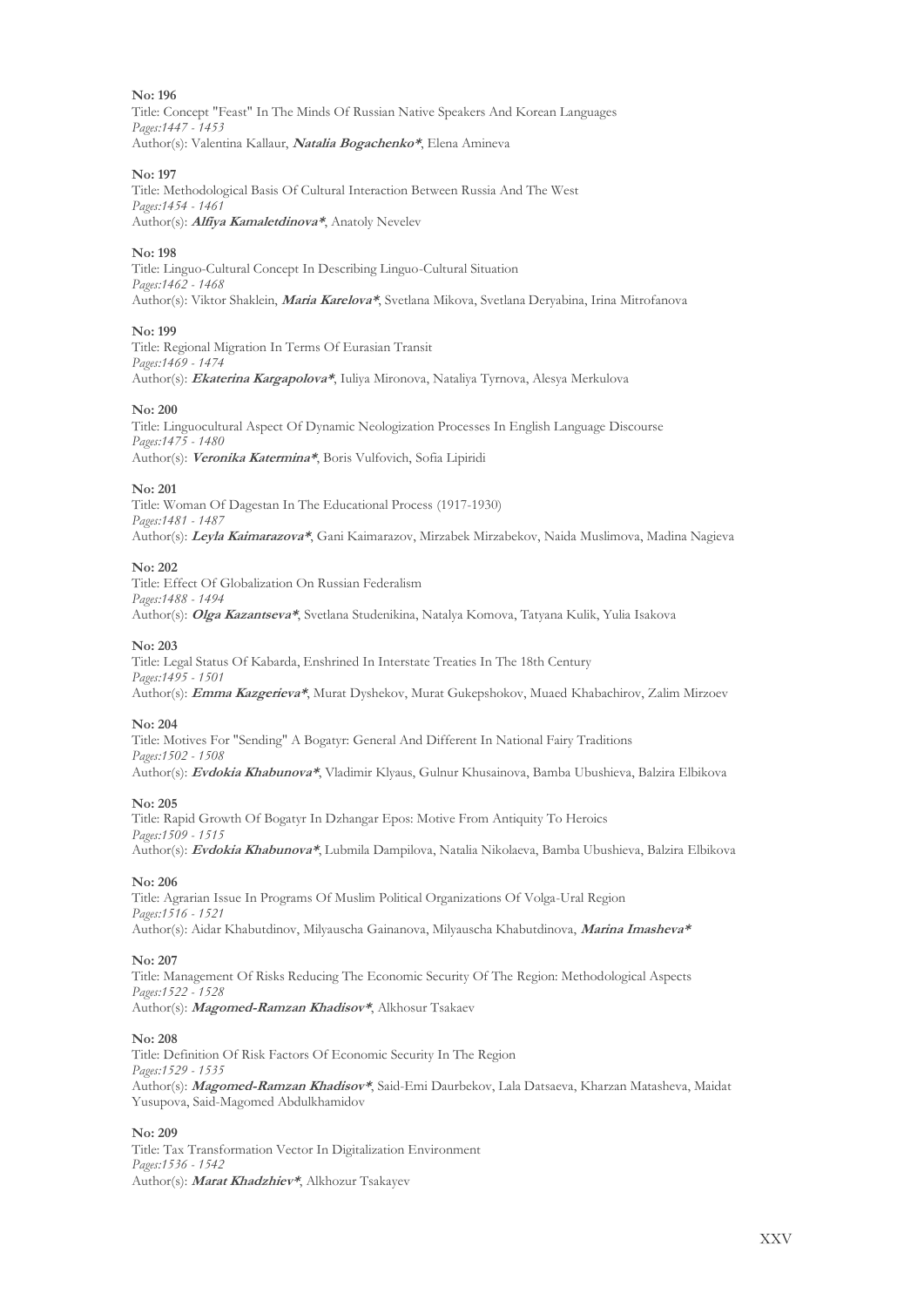**No: 196**
Title: Concept "Feast" In The Minds Of Russian Native Speakers And Korean Languages
*Pages:1447 - 1453*
Author(s): Valentina Kallaur, ***Natalia Bogachenko****, Elena Amineva

**No: 197**
Title: Methodological Basis Of Cultural Interaction Between Russia And The West
*Pages:1454 - 1461*
Author(s): ***Alfiya Kamaletdinova****, Anatoly Nevelev

**No: 198**
Title: Linguo-Cultural Concept In Describing Linguo-Cultural Situation
*Pages:1462 - 1468*
Author(s): Viktor Shaklein, ***Maria Karelova****, Svetlana Mikova, Svetlana Deryabina, Irina Mitrofanova

**No: 199**
Title: Regional Migration In Terms Of Eurasian Transit
*Pages:1469 - 1474*
Author(s): ***Ekaterina Kargapolova****, Iuliya Mironova, Nataliya Tyrnova, Alesya Merkulova

**No: 200**
Title: Linguocultural Aspect Of Dynamic Neologization Processes In English Language Discourse
*Pages:1475 - 1480*
Author(s): ***Veronika Katermina****, Boris Vulfovich, Sofia Lipiridi

**No: 201**
Title: Woman Of Dagestan In The Educational Process (1917-1930)
*Pages:1481 - 1487*
Author(s): ***Leyla Kaimarazova****, Gani Kaimarazov, Mirzabek Mirzabekov, Naida Muslimova, Madina Nagieva

**No: 202**
Title: Effect Of Globalization On Russian Federalism
*Pages:1488 - 1494*
Author(s): ***Olga Kazantseva****, Svetlana Studenikina, Natalya Komova, Tatyana Kulik, Yulia Isakova

**No: 203**
Title: Legal Status Of Kabarda, Enshrined In Interstate Treaties In The 18th Century
*Pages:1495 - 1501*
Author(s): ***Emma Kazgerieva****, Murat Dyshekov, Murat Gukepshokov, Muaed Khabachirov, Zalim Mirzoev

**No: 204**
Title: Motives For "Sending" A Bogatyr: General And Different In National Fairy Traditions
*Pages:1502 - 1508*
Author(s): ***Evdokia Khabunova****, Vladimir Klyaus, Gulnur Khusainova, Bamba Ubushieva, Balzira Elbikova

**No: 205**
Title: Rapid Growth Of Bogatyr In Dzhangar Epos: Motive From Antiquity To Heroics
*Pages:1509 - 1515*
Author(s): ***Evdokia Khabunova****, Lubmila Dampilova, Natalia Nikolaeva, Bamba Ubushieva, Balzira Elbikova

**No: 206**
Title: Agrarian Issue In Programs Of Muslim Political Organizations Of Volga-Ural Region
*Pages:1516 - 1521*
Author(s): Aidar Khabutdinov, Milyauscha Gainanova, Milyauscha Khabutdinova, ***Marina Imasheva****

**No: 207**
Title: Management Of Risks Reducing The Economic Security Of The Region: Methodological Aspects
*Pages:1522 - 1528*
Author(s): ***Magomed-Ramzan Khadisov****, Alkhosur Tsakaev

**No: 208**
Title: Definition Of Risk Factors Of Economic Security In The Region
*Pages:1529 - 1535*
Author(s): ***Magomed-Ramzan Khadisov****, Said-Emi Daurbekov, Lala Datsaeva, Kharzan Matasheva, Maidat Yusupova, Said-Magomed Abdulkhamidov

**No: 209**
Title: Tax Transformation Vector In Digitalization Environment
*Pages:1536 - 1542*
Author(s): ***Marat Khadzhiev****, Alkhozur Tsakayev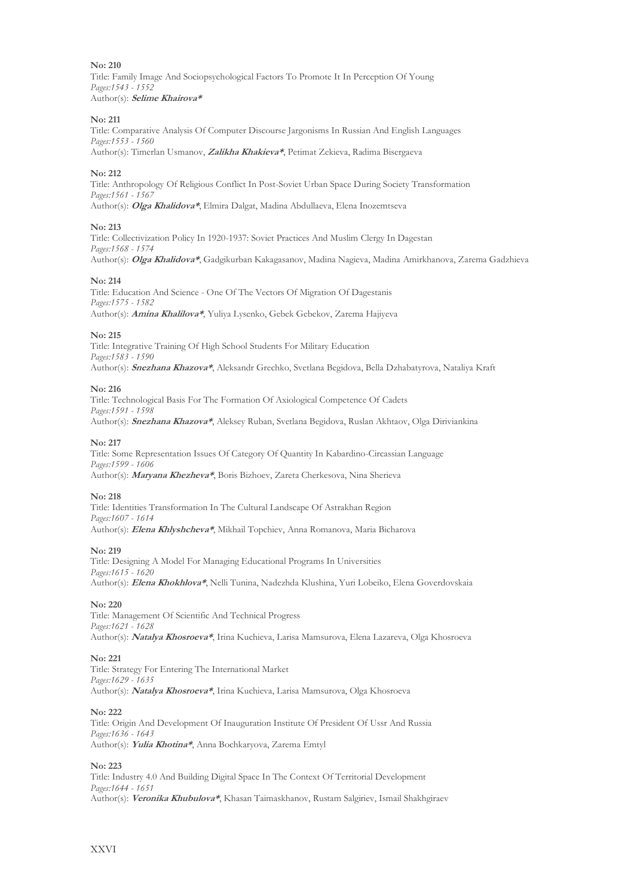**No: 210**
Title: Family Image And Sociopsychological Factors To Promote It In Perception Of Young
*Pages:1543 - 1552*
Author(s): ***Selime Khairova****

**No: 211**
Title: Comparative Analysis Of Computer Discourse Jargonisms In Russian And English Languages
*Pages:1553 - 1560*
Author(s): Timerlan Usmanov, ***Zalikha Khakieva****, Petimat Zekieva, Radima Bisergaeva

**No: 212**
Title: Anthropology Of Religious Conflict In Post-Soviet Urban Space During Society Transformation
*Pages:1561 - 1567*
Author(s): ***Olga Khalidova****, Elmira Dalgat, Madina Abdullaeva, Elena Inozemtseva

**No: 213**
Title: Collectivization Policy In 1920-1937: Soviet Practices And Muslim Clergy In Dagestan
*Pages:1568 - 1574*
Author(s): ***Olga Khalidova****, Gadgikurban Kakagasanov, Madina Nagieva, Madina Amirkhanova, Zarema Gadzhieva

**No: 214**
Title: Education And Science - One Of The Vectors Of Migration Of Dagestanis
*Pages:1575 - 1582*
Author(s): ***Amina Khalilova****, Yuliya Lysenko, Gebek Gebekov, Zarema Hajiyeva

**No: 215**
Title: Integrative Training Of High School Students For Military Education
*Pages:1583 - 1590*
Author(s): ***Snezhana Khazova****, Aleksandr Grechko, Svetlana Begidova, Bella Dzhabatyrova, Nataliya Kraft

**No: 216**
Title: Technological Basis For The Formation Of Axiological Competence Of Cadets
*Pages:1591 - 1598*
Author(s): ***Snezhana Khazova****, Aleksey Ruban, Svetlana Begidova, Ruslan Akhtaov, Olga Diriviankina

**No: 217**
Title: Some Representation Issues Of Category Of Quantity In Kabardino-Circassian Language
*Pages:1599 - 1606*
Author(s): ***Maryana Khezheva****, Boris Bizhoev, Zareta Cherkesova, Nina Sherieva

**No: 218**
Title: Identities Transformation In The Cultural Landscape Of Astrakhan Region
*Pages:1607 - 1614*
Author(s): ***Elena Khlyshcheva****, Mikhail Topchiev, Anna Romanova, Maria Bicharova

**No: 219**
Title: Designing A Model For Managing Educational Programs In Universities
*Pages:1615 - 1620*
Author(s): ***Elena Khokhlova****, Nelli Tunina, Nadezhda Klushina, Yuri Lobeiko, Elena Goverdovskaia

**No: 220**
Title: Management Of Scientific And Technical Progress
*Pages:1621 - 1628*
Author(s): ***Natalya Khosroeva****, Irina Kuchieva, Larisa Mamsurova, Elena Lazareva, Olga Khosroeva

**No: 221**
Title: Strategy For Entering The International Market
*Pages:1629 - 1635*
Author(s): ***Natalya Khosroeva****, Irina Kuchieva, Larisa Mamsurova, Olga Khosroeva

**No: 222**
Title: Origin And Development Of Inauguration Institute Of President Of Ussr And Russia
*Pages:1636 - 1643*
Author(s): ***Yulia Khotina****, Anna Bochkaryova, Zarema Emtyl

**No: 223**
Title: Industry 4.0 And Building Digital Space In The Context Of Territorial Development
*Pages:1644 - 1651*
Author(s): ***Veronika Khubulova****, Khasan Taimaskhanov, Rustam Salgiriev, Ismail Shakhgiraev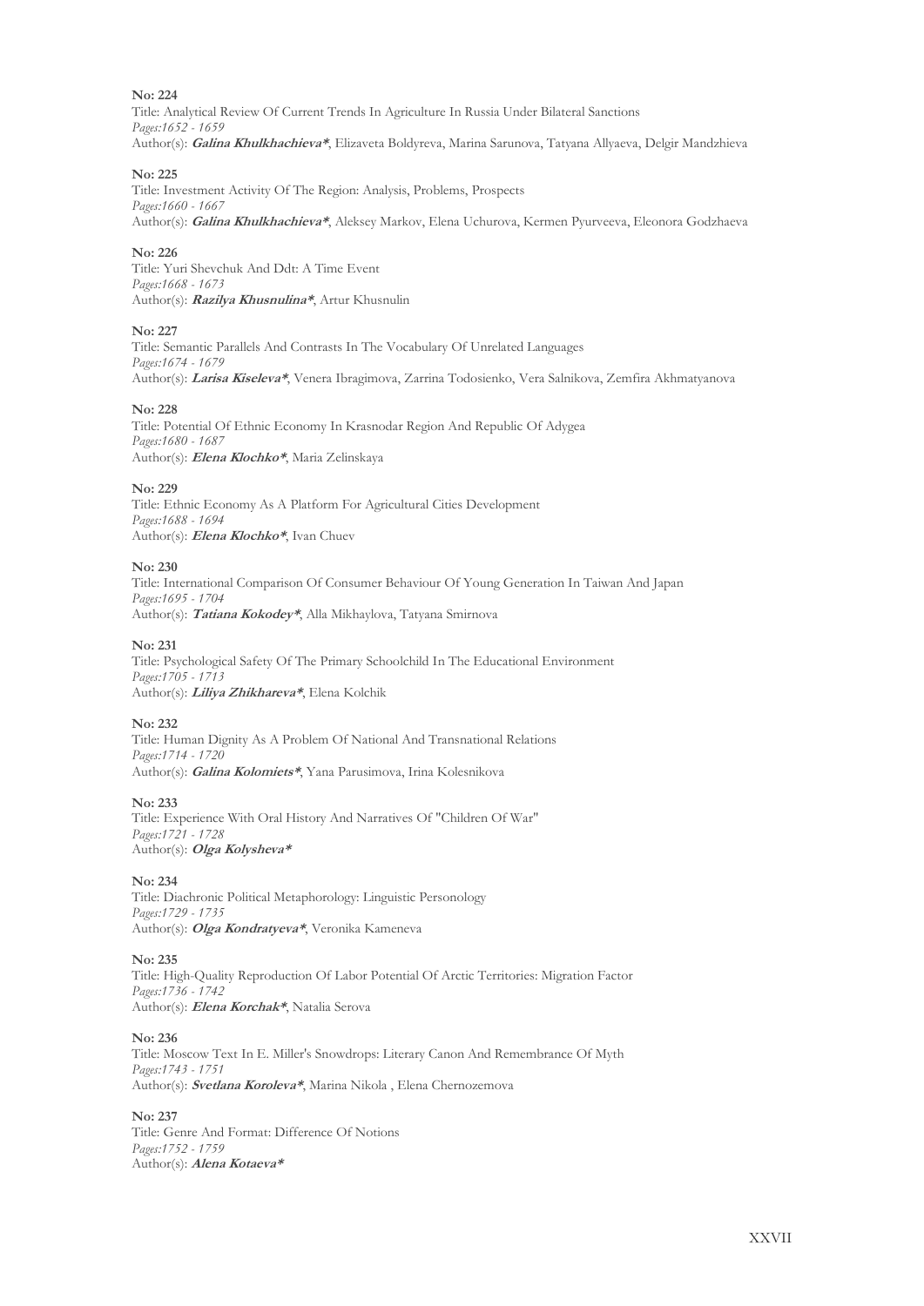**No: 224**
Title: Analytical Review Of Current Trends In Agriculture In Russia Under Bilateral Sanctions
*Pages:1652 - 1659*
Author(s): ***Galina Khulkhachieva****, Elizaveta Boldyreva, Marina Sarunova, Tatyana Allyaeva, Delgir Mandzhieva

**No: 225**
Title: Investment Activity Of The Region: Analysis, Problems, Prospects
*Pages:1660 - 1667*
Author(s): ***Galina Khulkhachieva****, Aleksey Markov, Elena Uchurova, Kermen Pyurveeva, Eleonora Godzhaeva

**No: 226**
Title: Yuri Shevchuk And Ddt: A Time Event
*Pages:1668 - 1673*
Author(s): ***Razilya Khusnulina****, Artur Khusnulin

**No: 227**
Title: Semantic Parallels And Contrasts In The Vocabulary Of Unrelated Languages
*Pages:1674 - 1679*
Author(s): ***Larisa Kiseleva****, Venera Ibragimova, Zarrina Todosienko, Vera Salnikova, Zemfira Akhmatyanova

**No: 228**
Title: Potential Of Ethnic Economy In Krasnodar Region And Republic Of Adygea
*Pages:1680 - 1687*
Author(s): ***Elena Klochko****, Maria Zelinskaya

**No: 229**
Title: Ethnic Economy As A Platform For Agricultural Cities Development
*Pages:1688 - 1694*
Author(s): ***Elena Klochko****, Ivan Chuev

**No: 230**
Title: International Comparison Of Consumer Behaviour Of Young Generation In Taiwan And Japan
*Pages:1695 - 1704*
Author(s): ***Tatiana Kokodey****, Alla Mikhaylova, Tatyana Smirnova

**No: 231**
Title: Psychological Safety Of The Primary Schoolchild In The Educational Environment
*Pages:1705 - 1713*
Author(s): ***Liliya Zhikhareva****, Elena Kolchik

**No: 232**
Title: Human Dignity As A Problem Of National And Transnational Relations
*Pages:1714 - 1720*
Author(s): ***Galina Kolomiets****, Yana Parusimova, Irina Kolesnikova

**No: 233**
Title: Experience With Oral History And Narratives Of "Children Of War"
*Pages:1721 - 1728*
Author(s): ***Olga Kolysheva****

**No: 234**
Title: Diachronic Political Metaphorology: Linguistic Personology
*Pages:1729 - 1735*
Author(s): ***Olga Kondratyeva****, Veronika Kameneva

**No: 235**
Title: High-Quality Reproduction Of Labor Potential Of Arctic Territories: Migration Factor
*Pages:1736 - 1742*
Author(s): ***Elena Korchak****, Natalia Serova

**No: 236**
Title: Moscow Text In E. Miller's Snowdrops: Literary Canon And Remembrance Of Myth
*Pages:1743 - 1751*
Author(s): ***Svetlana Koroleva****, Marina Nikola , Elena Chernozemova

**No: 237**
Title: Genre And Format: Difference Of Notions
*Pages:1752 - 1759*
Author(s): ***Alena Kotaeva****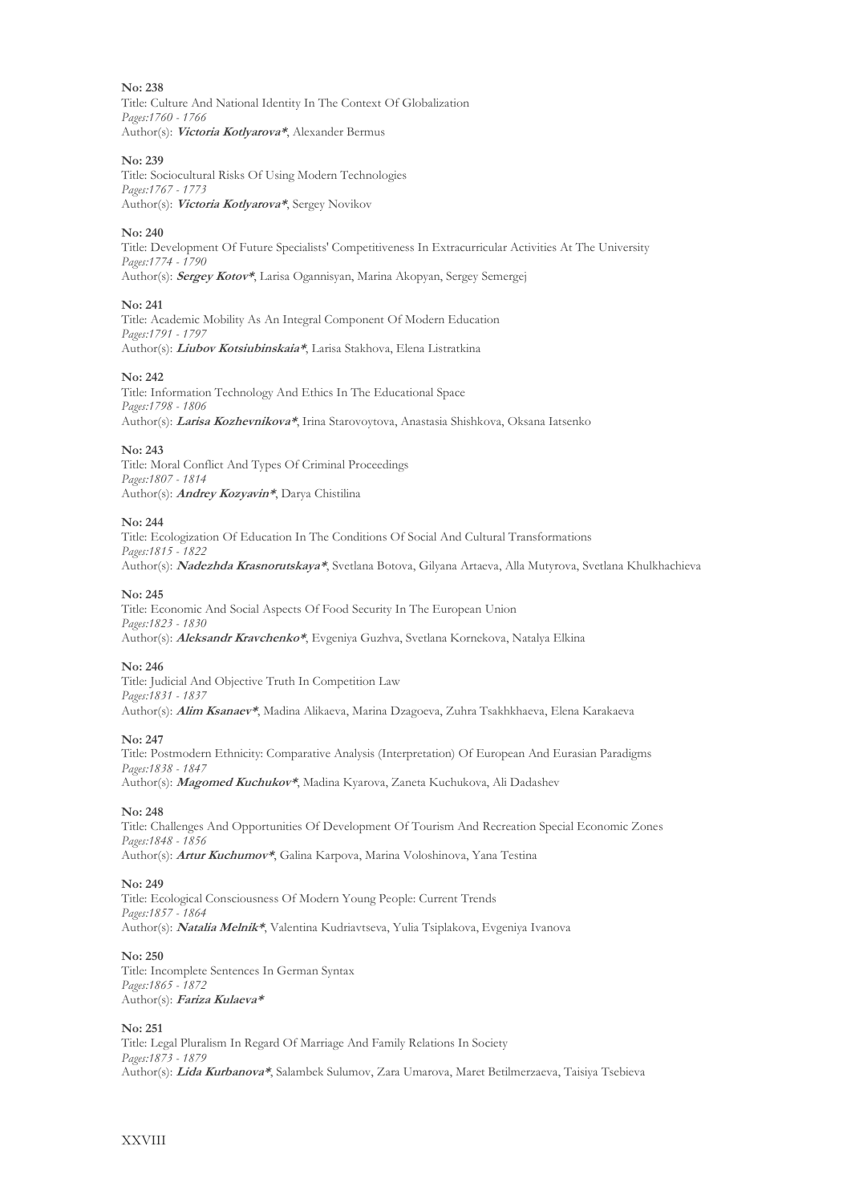**No: 238**
Title: Culture And National Identity In The Context Of Globalization
*Pages:1760 - 1766*
Author(s): ***Victoria Kotlyarova****, Alexander Bermus

**No: 239**
Title: Sociocultural Risks Of Using Modern Technologies
*Pages:1767 - 1773*
Author(s): ***Victoria Kotlyarova****, Sergey Novikov

**No: 240**
Title: Development Of Future Specialists' Competitiveness In Extracurricular Activities At The University
*Pages:1774 - 1790*
Author(s): ***Sergey Kotov****, Larisa Ogannisyan, Marina Akopyan, Sergey Semergej

**No: 241**
Title: Academic Mobility As An Integral Component Of Modern Education
*Pages:1791 - 1797*
Author(s): ***Liubov Kotsiubinskaia****, Larisa Stakhova, Elena Listratkina

**No: 242**
Title: Information Technology And Ethics In The Educational Space
*Pages:1798 - 1806*
Author(s): ***Larisa Kozhevnikova****, Irina Starovoytova, Anastasia Shishkova, Oksana Iatsenko

**No: 243**
Title: Moral Conflict And Types Of Criminal Proceedings
*Pages:1807 - 1814*
Author(s): ***Andrey Kozyavin****, Darya Chistilina

**No: 244**
Title: Ecologization Of Education In The Conditions Of Social And Cultural Transformations
*Pages:1815 - 1822*
Author(s): ***Nadezhda Krasnorutskaya****, Svetlana Botova, Gilyana Artaeva, Alla Mutyrova, Svetlana Khulkhachieva

**No: 245**
Title: Economic And Social Aspects Of Food Security In The European Union
*Pages:1823 - 1830*
Author(s): ***Aleksandr Kravchenko****, Evgeniya Guzhva, Svetlana Kornekova, Natalya Elkina

**No: 246**
Title: Judicial And Objective Truth In Competition Law
*Pages:1831 - 1837*
Author(s): ***Alim Ksanaev****, Madina Alikaeva, Marina Dzagoeva, Zuhra Tsakhkhaeva, Elena Karakaeva

**No: 247**
Title: Postmodern Ethnicity: Comparative Analysis (Interpretation) Of European And Eurasian Paradigms
*Pages:1838 - 1847*
Author(s): ***Magomed Kuchukov****, Madina Kyarova, Zaneta Kuchukova, Ali Dadashev

**No: 248**
Title: Challenges And Opportunities Of Development Of Tourism And Recreation Special Economic Zones
*Pages:1848 - 1856*
Author(s): ***Artur Kuchumov****, Galina Karpova, Marina Voloshinova, Yana Testina

**No: 249**
Title: Ecological Consciousness Of Modern Young People: Current Trends
*Pages:1857 - 1864*
Author(s): ***Natalia Melnik****, Valentina Kudriavtseva, Yulia Tsiplakova, Evgeniya Ivanova

**No: 250**
Title: Incomplete Sentences In German Syntax
*Pages:1865 - 1872*
Author(s): ***Fariza Kulaeva****

**No: 251**
Title: Legal Pluralism In Regard Of Marriage And Family Relations In Society
*Pages:1873 - 1879*
Author(s): ***Lida Kurbanova****, Salambek Sulumov, Zara Umarova, Maret Betilmerzaeva, Taisiya Tsebieva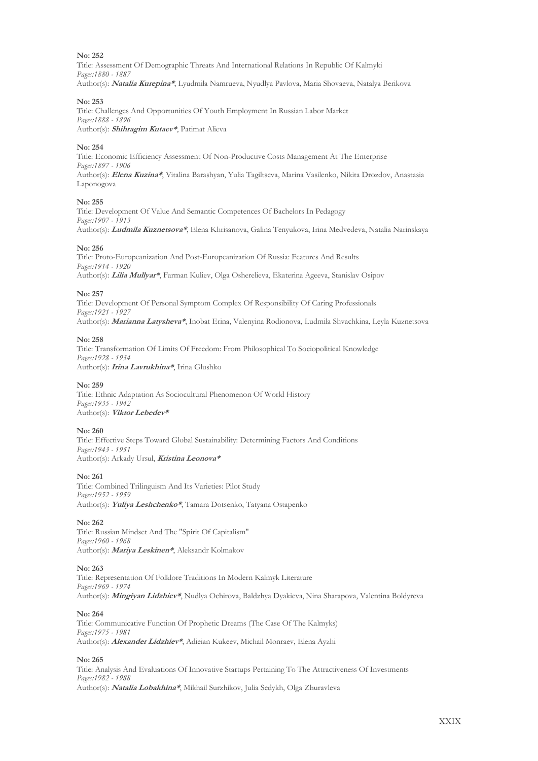**No: 252**
Title: Assessment Of Demographic Threats And International Relations In Republic Of Kalmyki
*Pages:1880 - 1887*
Author(s): ***Natalia Kurepina****, Lyudmila Namrueva, Nyudlya Pavlova, Maria Shovaeva, Natalya Berikova

**No: 253**
Title: Challenges And Opportunities Of Youth Employment In Russian Labor Market
*Pages:1888 - 1896*
Author(s): ***Shihragim Kutaev****, Patimat Alieva

**No: 254**
Title: Economic Efficiency Assessment Of Non-Productive Costs Management At The Enterprise
*Pages:1897 - 1906*
Author(s): ***Elena Kuzina****, Vitalina Barashyan, Yulia Tagiltseva, Marina Vasilenko, Nikita Drozdov, Anastasia Laponogova

**No: 255**
Title: Development Of Value And Semantic Competences Of Bachelors In Pedagogy
*Pages:1907 - 1913*
Author(s): ***Ludmila Kuznetsova****, Elena Khrisanova, Galina Tenyukova, Irina Medvedeva, Natalia Narinskaya

**No: 256**
Title: Proto-Europeanization And Post-Europeanization Of Russia: Features And Results
*Pages:1914 - 1920*
Author(s): ***Lilia Mullyar****, Farman Kuliev, Olga Osherelieva, Ekaterina Ageeva, Stanislav Osipov

**No: 257**
Title: Development Of Personal Symptom Complex Of Responsibility Of Caring Professionals
*Pages:1921 - 1927*
Author(s): ***Marianna Latysheva****, Inobat Erina, Valenyina Rodionova, Ludmila Shvachkina, Leyla Kuznetsova

**No: 258**
Title: Transformation Of Limits Of Freedom: From Philosophical To Sociopolitical Knowledge
*Pages:1928 - 1934*
Author(s): ***Irina Lavrukhina****, Irina Glushko

**No: 259**
Title: Ethnic Adaptation As Sociocultural Phenomenon Of World History
*Pages:1935 - 1942*
Author(s): ***Viktor Lebedev****

**No: 260**
Title: Effective Steps Toward Global Sustainability: Determining Factors And Conditions
*Pages:1943 - 1951*
Author(s): Arkady Ursul, ***Kristina Leonova****

**No: 261**
Title: Combined Trilinguism And Its Varieties: Pilot Study
*Pages:1952 - 1959*
Author(s): ***Yuliya Leshchenko****, Tamara Dotsenko, Tatyana Ostapenko

**No: 262**
Title: Russian Mindset And The "Spirit Of Capitalism"
*Pages:1960 - 1968*
Author(s): ***Mariya Leskinen****, Aleksandr Kolmakov

**No: 263**
Title: Representation Of Folklore Traditions In Modern Kalmyk Literature
*Pages:1969 - 1974*
Author(s): ***Mingiyan Lidzhiev****, Nudlya Ochirova, Baldzhya Dyakieva, Nina Sharapova, Valentina Boldyreva

**No: 264**
Title: Communicative Function Of Prophetic Dreams (The Case Of The Kalmyks)
*Pages:1975 - 1981*
Author(s): ***Alexander Lidzhiev****, Adieian Kukeev, Michail Monraev, Elena Ayzhi

**No: 265**
Title: Analysis And Evaluations Of Innovative Startups Pertaining To The Attractiveness Of Investments
*Pages:1982 - 1988*
Author(s): ***Natalia Lobakhina****, Mikhail Surzhikov, Julia Sedykh, Olga Zhuravleva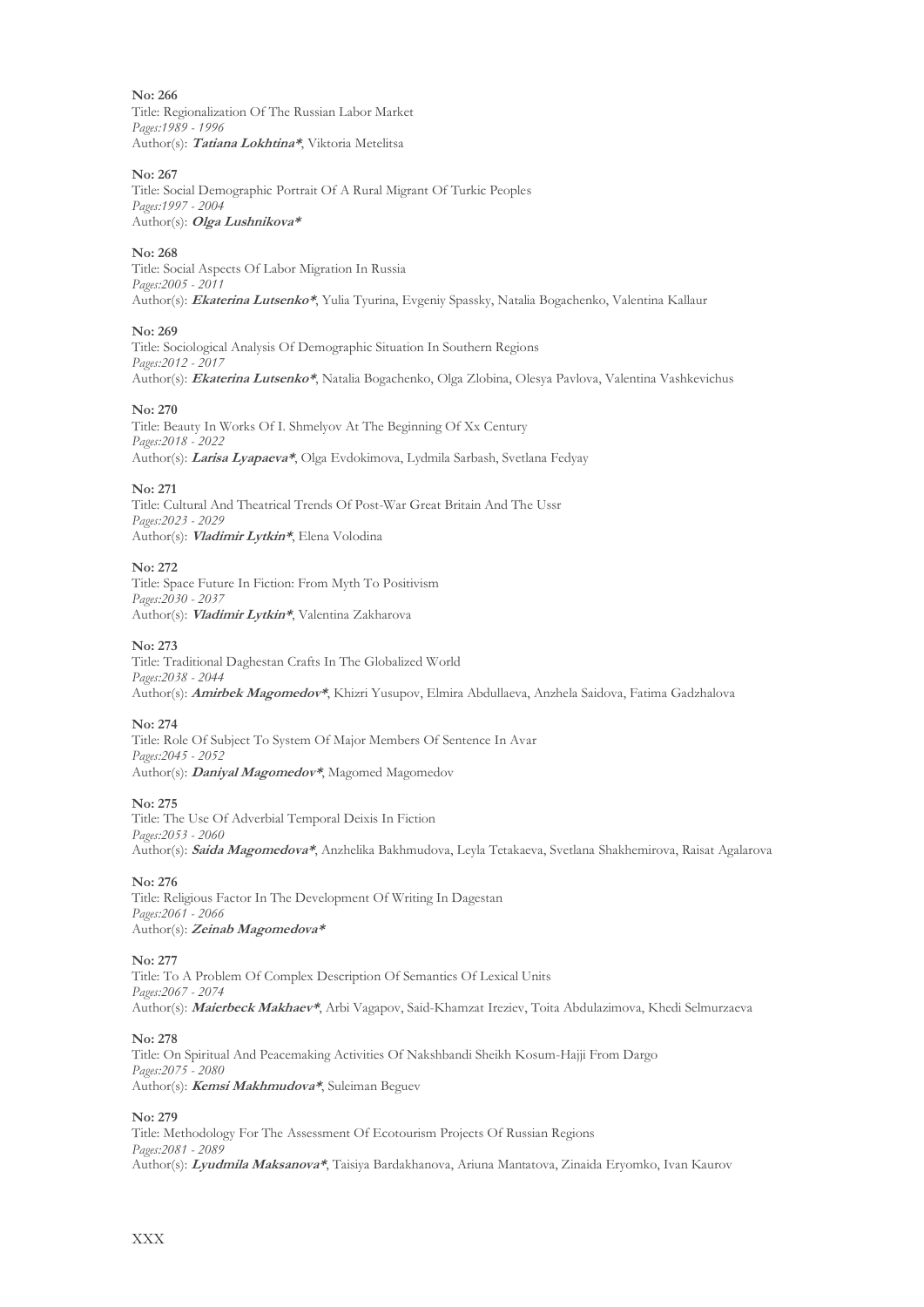**No: 266**
Title: Regionalization Of The Russian Labor Market
*Pages:1989 - 1996*
Author(s): ***Tatiana Lokhtina****, Viktoria Metelitsa

**No: 267**
Title: Social Demographic Portrait Of A Rural Migrant Of Turkic Peoples
*Pages:1997 - 2004*
Author(s): ***Olga Lushnikova****

**No: 268**
Title: Social Aspects Of Labor Migration In Russia
*Pages:2005 - 2011*
Author(s): ***Ekaterina Lutsenko****, Yulia Tyurina, Evgeniy Spassky, Natalia Bogachenko, Valentina Kallaur

**No: 269**
Title: Sociological Analysis Of Demographic Situation In Southern Regions
*Pages:2012 - 2017*
Author(s): ***Ekaterina Lutsenko****, Natalia Bogachenko, Olga Zlobina, Olesya Pavlova, Valentina Vashkevichus

**No: 270**
Title: Beauty In Works Of I. Shmelyov At The Beginning Of Xx Century
*Pages:2018 - 2022*
Author(s): ***Larisa Lyapaeva****, Olga Evdokimova, Lydmila Sarbash, Svetlana Fedyay

**No: 271**
Title: Cultural And Theatrical Trends Of Post-War Great Britain And The Ussr
*Pages:2023 - 2029*
Author(s): ***Vladimir Lytkin****, Elena Volodina

**No: 272**
Title: Space Future In Fiction: From Myth To Positivism
*Pages:2030 - 2037*
Author(s): ***Vladimir Lytkin****, Valentina Zakharova

**No: 273**
Title: Traditional Daghestan Crafts In The Globalized World
*Pages:2038 - 2044*
Author(s): ***Amirbek Magomedov****, Khizri Yusupov, Elmira Abdullaeva, Anzhela Saidova, Fatima Gadzhalova

**No: 274**
Title: Role Of Subject To System Of Major Members Of Sentence In Avar
*Pages:2045 - 2052*
Author(s): ***Daniyal Magomedov****, Magomed Magomedov

**No: 275**
Title: The Use Of Adverbial Temporal Deixis In Fiction
*Pages:2053 - 2060*
Author(s): ***Saida Magomedova****, Anzhelika Bakhmudova, Leyla Tetakaeva, Svetlana Shakhemirova, Raisat Agalarova

**No: 276**
Title: Religious Factor In The Development Of Writing In Dagestan
*Pages:2061 - 2066*
Author(s): ***Zeinab Magomedova****

**No: 277**
Title: To A Problem Of Complex Description Of Semantics Of Lexical Units
*Pages:2067 - 2074*
Author(s): ***Maierbeck Makhaev****, Arbi Vagapov, Said-Khamzat Ireziev, Toita Abdulazimova, Khedi Selmurzaeva

**No: 278**
Title: On Spiritual And Peacemaking Activities Of Nakshbandi Sheikh Kosum-Hajji From Dargo
*Pages:2075 - 2080*
Author(s): ***Kemsi Makhmudova****, Suleiman Beguev

**No: 279**
Title: Methodology For The Assessment Of Ecotourism Projects Of Russian Regions
*Pages:2081 - 2089*
Author(s): ***Lyudmila Maksanova****, Taisiya Bardakhanova, Ariuna Mantatova, Zinaida Eryomko, Ivan Kaurov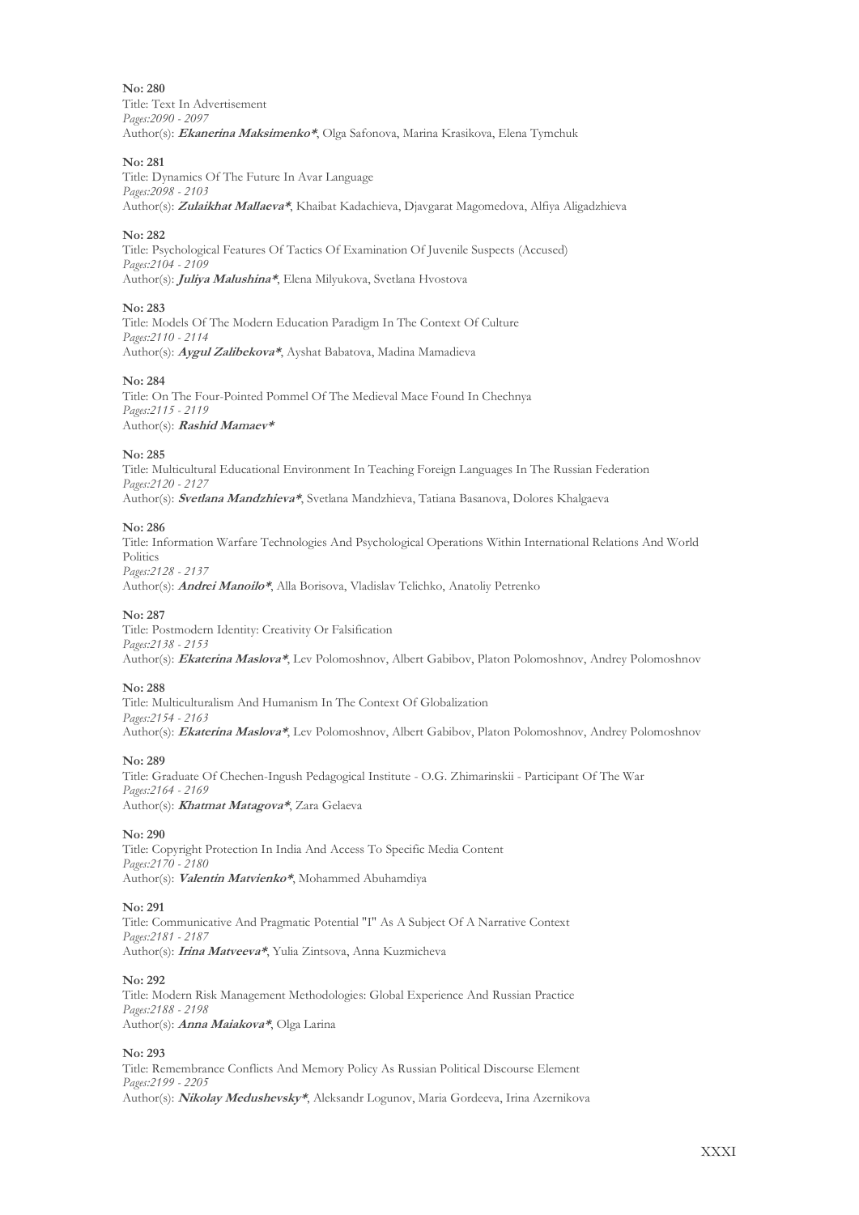**No: 280**
Title: Text In Advertisement
*Pages:2090 - 2097*
Author(s): ***Ekanerina Maksimenko****, Olga Safonova, Marina Krasikova, Elena Tymchuk

**No: 281**
Title: Dynamics Of The Future In Avar Language
*Pages:2098 - 2103*
Author(s): ***Zulaikhat Mallaeva****, Khaibat Kadachieva, Djavgarat Magomedova, Alfiya Aligadzhieva

**No: 282**
Title: Psychological Features Of Tactics Of Examination Of Juvenile Suspects (Accused)
*Pages:2104 - 2109*
Author(s): ***Juliya Malushina****, Elena Milyukova, Svetlana Hvostova

**No: 283**
Title: Models Of The Modern Education Paradigm In The Context Of Culture
*Pages:2110 - 2114*
Author(s): ***Aygul Zalibekova****, Ayshat Babatova, Madina Mamadieva

**No: 284**
Title: On The Four-Pointed Pommel Of The Medieval Mace Found In Chechnya
*Pages:2115 - 2119*
Author(s): ***Rashid Mamaev****

**No: 285**
Title: Multicultural Educational Environment In Teaching Foreign Languages In The Russian Federation
*Pages:2120 - 2127*
Author(s): ***Svetlana Mandzhieva****, Svetlana Mandzhieva, Tatiana Basanova, Dolores Khalgaeva

**No: 286**
Title: Information Warfare Technologies And Psychological Operations Within International Relations And World Politics
*Pages:2128 - 2137*
Author(s): ***Andrei Manoilo****, Alla Borisova, Vladislav Telichko, Anatoliy Petrenko

**No: 287**
Title: Postmodern Identity: Creativity Or Falsification
*Pages:2138 - 2153*
Author(s): ***Ekaterina Maslova****, Lev Polomoshnov, Albert Gabibov, Platon Polomoshnov, Andrey Polomoshnov

**No: 288**
Title: Multiculturalism And Humanism In The Context Of Globalization
*Pages:2154 - 2163*
Author(s): ***Ekaterina Maslova****, Lev Polomoshnov, Albert Gabibov, Platon Polomoshnov, Andrey Polomoshnov

**No: 289**
Title: Graduate Of Chechen-Ingush Pedagogical Institute - O.G. Zhimarinskii - Participant Of The War
*Pages:2164 - 2169*
Author(s): ***Khatmat Matagova****, Zara Gelaeva

**No: 290**
Title: Copyright Protection In India And Access To Specific Media Content
*Pages:2170 - 2180*
Author(s): ***Valentin Matvienko****, Mohammed Abuhamdiya

**No: 291**
Title: Communicative And Pragmatic Potential "I" As A Subject Of A Narrative Context
*Pages:2181 - 2187*
Author(s): ***Irina Matveeva****, Yulia Zintsova, Anna Kuzmicheva

**No: 292**
Title: Modern Risk Management Methodologies: Global Experience And Russian Practice
*Pages:2188 - 2198*
Author(s): ***Anna Maiakova****, Olga Larina

**No: 293**
Title: Remembrance Conflicts And Memory Policy As Russian Political Discourse Element
*Pages:2199 - 2205*
Author(s): ***Nikolay Medushevsky****, Aleksandr Logunov, Maria Gordeeva, Irina Azernikova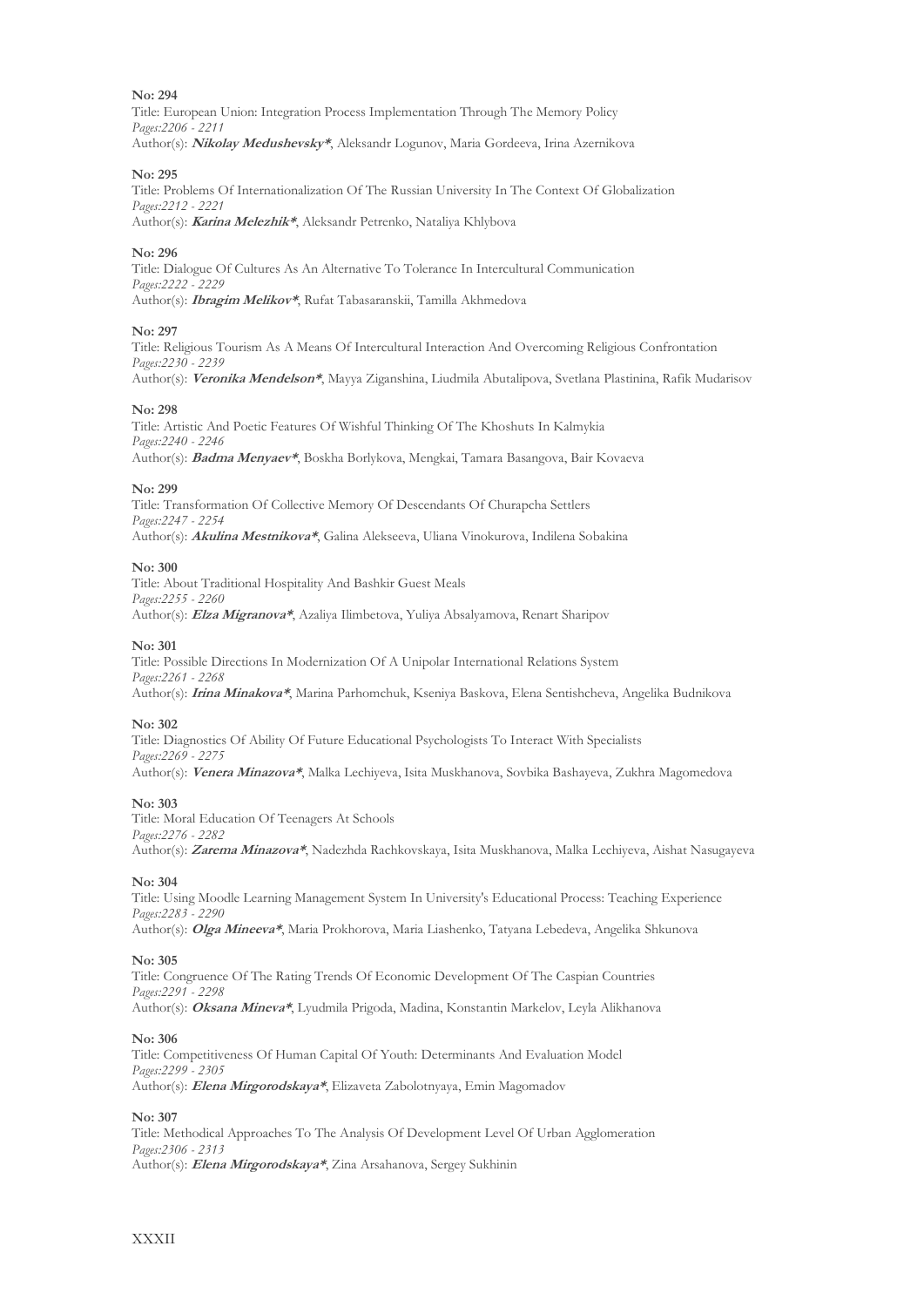**No: 294**

Title: European Union: Integration Process Implementation Through The Memory Policy
*Pages:2206 - 2211*
Author(s): ***Nikolay Medushevsky****, Aleksandr Logunov, Maria Gordeeva, Irina Azernikova

**No: 295**

Title: Problems Of Internationalization Of The Russian University In The Context Of Globalization
*Pages:2212 - 2221*
Author(s): ***Karina Melezhik****, Aleksandr Petrenko, Nataliya Khlybova

**No: 296**

Title: Dialogue Of Cultures As An Alternative To Tolerance In Intercultural Communication
*Pages:2222 - 2229*
Author(s): ***Ibragim Melikov****, Rufat Tabasaranskii, Tamilla Akhmedova

**No: 297**

Title: Religious Tourism As A Means Of Intercultural Interaction And Overcoming Religious Confrontation
*Pages:2230 - 2239*
Author(s): ***Veronika Mendelson****, Mayya Ziganshina, Liudmila Abutalipova, Svetlana Plastinina, Rafik Mudarisov

**No: 298**

Title: Artistic And Poetic Features Of Wishful Thinking Of The Khoshuts In Kalmykia
*Pages:2240 - 2246*
Author(s): ***Badma Menyaev****, Boskha Borlykova, Mengkai, Tamara Basangova, Bair Kovaeva

**No: 299**

Title: Transformation Of Collective Memory Of Descendants Of Churapcha Settlers
*Pages:2247 - 2254*
Author(s): ***Akulina Mestnikova****, Galina Alekseeva, Uliana Vinokurova, Indilena Sobakina

**No: 300**

Title: About Traditional Hospitality And Bashkir Guest Meals
*Pages:2255 - 2260*
Author(s): ***Elza Migranova****, Azaliya Ilimbetova, Yuliya Absalyamova, Renart Sharipov

**No: 301**

Title: Possible Directions In Modernization Of A Unipolar International Relations System
*Pages:2261 - 2268*
Author(s): ***Irina Minakova****, Marina Parhomchuk, Kseniya Baskova, Elena Sentishcheva, Angelika Budnikova

**No: 302**

Title: Diagnostics Of Ability Of Future Educational Psychologists To Interact With Specialists
*Pages:2269 - 2275*
Author(s): ***Venera Minazova****, Malka Lechiyeva, Isita Muskhanova, Sovbika Bashayeva, Zukhra Magomedova

**No: 303**

Title: Moral Education Of Teenagers At Schools
*Pages:2276 - 2282*
Author(s): ***Zarema Minazova****, Nadezhda Rachkovskaya, Isita Muskhanova, Malka Lechiyeva, Aishat Nasugayeva

**No: 304**

Title: Using Moodle Learning Management System In University's Educational Process: Teaching Experience
*Pages:2283 - 2290*
Author(s): ***Olga Mineeva****, Maria Prokhorova, Maria Liashenko, Tatyana Lebedeva, Angelika Shkunova

**No: 305**

Title: Congruence Of The Rating Trends Of Economic Development Of The Caspian Countries
*Pages:2291 - 2298*
Author(s): ***Oksana Mineva****, Lyudmila Prigoda, Madina, Konstantin Markelov, Leyla Alikhanova

**No: 306**

Title: Competitiveness Of Human Capital Of Youth: Determinants And Evaluation Model
*Pages:2299 - 2305*
Author(s): ***Elena Mirgorodskaya****, Elizaveta Zabolotnyaya, Emin Magomadov

**No: 307**

Title: Methodical Approaches To The Analysis Of Development Level Of Urban Agglomeration
*Pages:2306 - 2313*
Author(s): ***Elena Mirgorodskaya****, Zina Arsahanova, Sergey Sukhinin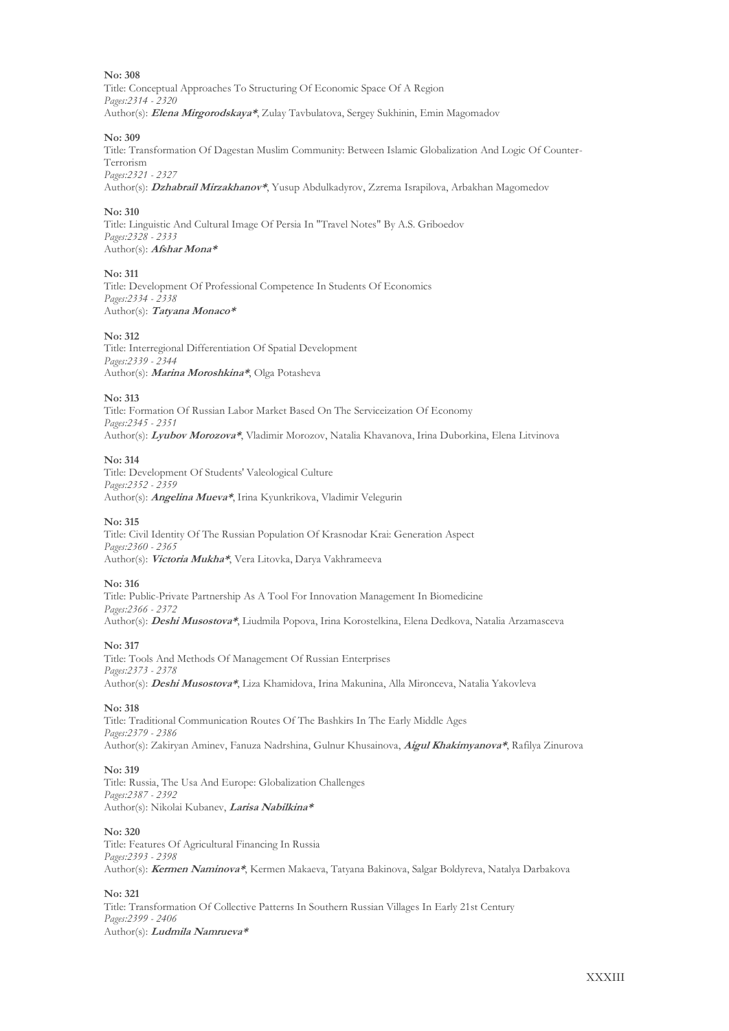**No: 308**
Title: Conceptual Approaches To Structuring Of Economic Space Of A Region
*Pages:2314 - 2320*
Author(s): ***Elena Mirgorodskaya****, Zulay Tavbulatova, Sergey Sukhinin, Emin Magomadov

**No: 309**
Title: Transformation Of Dagestan Muslim Community: Between Islamic Globalization And Logic Of Counter-Terrorism
*Pages:2321 - 2327*
Author(s): ***Dzhabrail Mirzakhanov****, Yusup Abdulkadyrov, Zzrema Israpilova, Arbakhan Magomedov

**No: 310**
Title: Linguistic And Cultural Image Of Persia In "Travel Notes" By A.S. Griboedov
*Pages:2328 - 2333*
Author(s): ***Afshar Mona****

**No: 311**
Title: Development Of Professional Competence In Students Of Economics
*Pages:2334 - 2338*
Author(s): ***Tatyana Monaco****

**No: 312**
Title: Interregional Differentiation Of Spatial Development
*Pages:2339 - 2344*
Author(s): ***Marina Moroshkina****, Olga Potasheva

**No: 313**
Title: Formation Of Russian Labor Market Based On The Serviceization Of Economy
*Pages:2345 - 2351*
Author(s): ***Lyubov Morozova****, Vladimir Morozov, Natalia Khavanova, Irina Duborkina, Elena Litvinova

**No: 314**
Title: Development Of Students' Valeological Culture
*Pages:2352 - 2359*
Author(s): ***Angelina Mueva****, Irina Kyunkrikova, Vladimir Velegurin

**No: 315**
Title: Civil Identity Of The Russian Population Of Krasnodar Krai: Generation Aspect
*Pages:2360 - 2365*
Author(s): ***Victoria Mukha****, Vera Litovka, Darya Vakhrameeva

**No: 316**
Title: Public-Private Partnership As A Tool For Innovation Management In Biomedicine
*Pages:2366 - 2372*
Author(s): ***Deshi Musostova****, Liudmila Popova, Irina Korostelkina, Elena Dedkova, Natalia Arzamasceva

**No: 317**
Title: Tools And Methods Of Management Of Russian Enterprises
*Pages:2373 - 2378*
Author(s): ***Deshi Musostova****, Liza Khamidova, Irina Makunina, Alla Mironceva, Natalia Yakovleva

**No: 318**
Title: Traditional Communication Routes Of The Bashkirs In The Early Middle Ages
*Pages:2379 - 2386*
Author(s): Zakiryan Aminev, Fanuza Nadrshina, Gulnur Khusainova, ***Aigul Khakimyanova****, Rafilya Zinurova

**No: 319**
Title: Russia, The Usa And Europe: Globalization Challenges
*Pages:2387 - 2392*
Author(s): Nikolai Kubanev, ***Larisa Nabilkina****

**No: 320**
Title: Features Of Agricultural Financing In Russia
*Pages:2393 - 2398*
Author(s): ***Kermen Naminova****, Kermen Makaeva, Tatyana Bakinova, Salgar Boldyreva, Natalya Darbakova

**No: 321**
Title: Transformation Of Collective Patterns In Southern Russian Villages In Early 21st Century
*Pages:2399 - 2406*
Author(s): ***Ludmila Namrueva****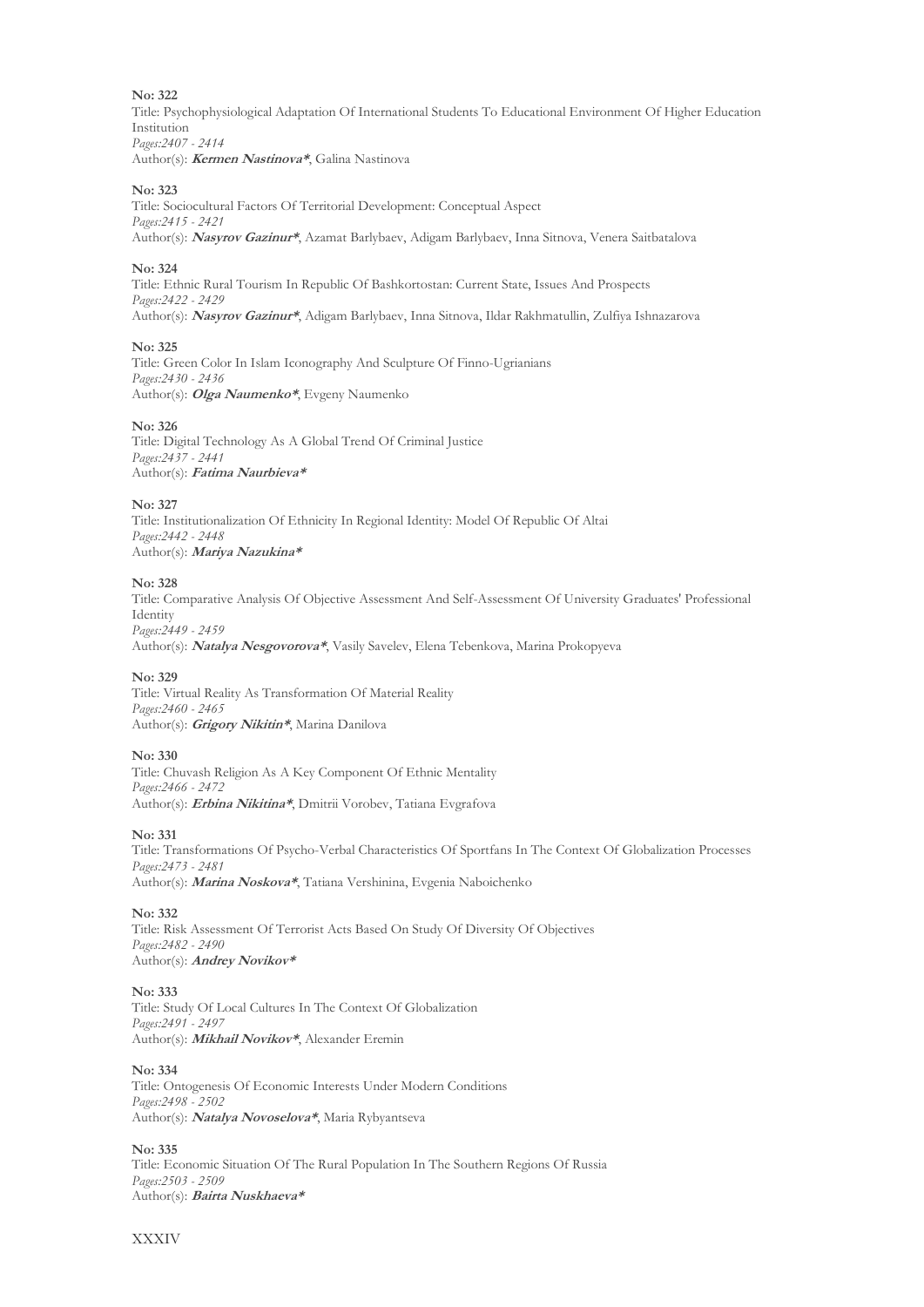**No: 322**
Title: Psychophysiological Adaptation Of International Students To Educational Environment Of Higher Education Institution
*Pages:2407 - 2414*
Author(s): ***Kermen Nastinova****, Galina Nastinova

**No: 323**
Title: Sociocultural Factors Of Territorial Development: Conceptual Aspect
*Pages:2415 - 2421*
Author(s): ***Nasyrov Gazinur****, Azamat Barlybaev, Adigam Barlybaev, Inna Sitnova, Venera Saitbatalova

**No: 324**
Title: Ethnic Rural Tourism In Republic Of Bashkortostan: Current State, Issues And Prospects
*Pages:2422 - 2429*
Author(s): ***Nasyrov Gazinur****, Adigam Barlybaev, Inna Sitnova, Ildar Rakhmatullin, Zulfiya Ishnazarova

**No: 325**
Title: Green Color In Islam Iconography And Sculpture Of Finno-Ugrianians
*Pages:2430 - 2436*
Author(s): ***Olga Naumenko****, Evgeny Naumenko

**No: 326**
Title: Digital Technology As A Global Trend Of Criminal Justice
*Pages:2437 - 2441*
Author(s): ***Fatima Naurbieva****

**No: 327**
Title: Institutionalization Of Ethnicity In Regional Identity: Model Of Republic Of Altai
*Pages:2442 - 2448*
Author(s): ***Mariya Nazukina****

**No: 328**
Title: Comparative Analysis Of Objective Assessment And Self-Assessment Of University Graduates' Professional Identity
*Pages:2449 - 2459*
Author(s): ***Natalya Nesgovorova****, Vasily Savelev, Elena Tebenkova, Marina Prokopyeva

**No: 329**
Title: Virtual Reality As Transformation Of Material Reality
*Pages:2460 - 2465*
Author(s): ***Grigory Nikitin****, Marina Danilova

**No: 330**
Title: Chuvash Religion As A Key Component Of Ethnic Mentality
*Pages:2466 - 2472*
Author(s): ***Erbina Nikitina****, Dmitrii Vorobev, Tatiana Evgrafova

**No: 331**
Title: Transformations Of Psycho-Verbal Characteristics Of Sportfans In The Context Of Globalization Processes
*Pages:2473 - 2481*
Author(s): ***Marina Noskova****, Tatiana Vershinina, Evgenia Naboichenko

**No: 332**
Title: Risk Assessment Of Terrorist Acts Based On Study Of Diversity Of Objectives
*Pages:2482 - 2490*
Author(s): ***Andrey Novikov****

**No: 333**
Title: Study Of Local Cultures In The Context Of Globalization
*Pages:2491 - 2497*
Author(s): ***Mikhail Novikov****, Alexander Eremin

**No: 334**
Title: Ontogenesis Of Economic Interests Under Modern Conditions
*Pages:2498 - 2502*
Author(s): ***Natalya Novoselova****, Maria Rybyantseva

**No: 335**
Title: Economic Situation Of The Rural Population In The Southern Regions Of Russia
*Pages:2503 - 2509*
Author(s): ***Bairta Nuskhaeva****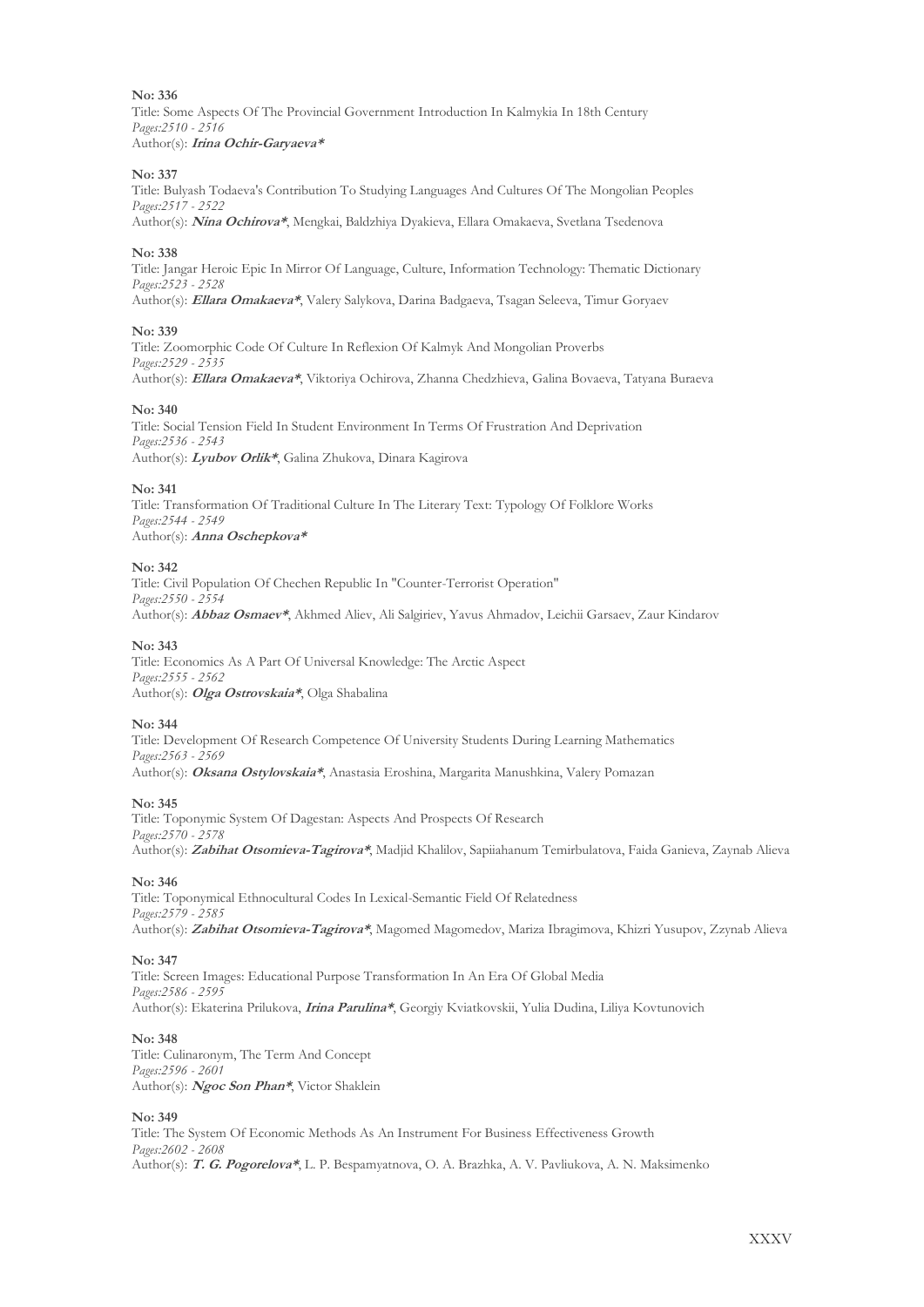**No: 336**

Title: Some Aspects Of The Provincial Government Introduction In Kalmykia In 18th Century
*Pages:2510 - 2516*
Author(s): ***Irina Ochir-Garyaeva****

**No: 337**

Title: Bulyash Todaeva's Contribution To Studying Languages And Cultures Of The Mongolian Peoples
*Pages:2517 - 2522*
Author(s): ***Nina Ochirova****, Mengkai, Baldzhiya Dyakieva, Ellara Omakaeva, Svetlana Tsedenova

**No: 338**

Title: Jangar Heroic Epic In Mirror Of Language, Culture, Information Technology: Thematic Dictionary
*Pages:2523 - 2528*
Author(s): ***Ellara Omakaeva****, Valery Salykova, Darina Badgaeva, Tsagan Seleeva, Timur Goryaev

**No: 339**

Title: Zoomorphic Code Of Culture In Reflexion Of Kalmyk And Mongolian Proverbs
*Pages:2529 - 2535*
Author(s): ***Ellara Omakaeva****, Viktoriya Ochirova, Zhanna Chedzhieva, Galina Bovaeva, Tatyana Buraeva

**No: 340**

Title: Social Tension Field In Student Environment In Terms Of Frustration And Deprivation
*Pages:2536 - 2543*
Author(s): ***Lyubov Orlik****, Galina Zhukova, Dinara Kagirova

**No: 341**

Title: Transformation Of Traditional Culture In The Literary Text: Typology Of Folklore Works
*Pages:2544 - 2549*
Author(s): ***Anna Oschepkova****

**No: 342**

Title: Civil Population Of Chechen Republic In "Counter-Terrorist Operation"
*Pages:2550 - 2554*
Author(s): ***Abbaz Osmaev****, Akhmed Aliev, Ali Salgiriev, Yavus Ahmadov, Leichii Garsaev, Zaur Kindarov

**No: 343**

Title: Economics As A Part Of Universal Knowledge: The Arctic Aspect
*Pages:2555 - 2562*
Author(s): ***Olga Ostrovskaia****, Olga Shabalina

**No: 344**

Title: Development Of Research Competence Of University Students During Learning Mathematics
*Pages:2563 - 2569*
Author(s): ***Oksana Ostylovskaia****, Anastasia Eroshina, Margarita Manushkina, Valery Pomazan

**No: 345**

Title: Toponymic System Of Dagestan: Aspects And Prospects Of Research
*Pages:2570 - 2578*
Author(s): ***Zabihat Otsomieva-Tagirova****, Madjid Khalilov, Sapiiahanum Temirbulatova, Faida Ganieva, Zaynab Alieva

**No: 346**

Title: Toponymical Ethnocultural Codes In Lexical-Semantic Field Of Relatedness
*Pages:2579 - 2585*
Author(s): ***Zabihat Otsomieva-Tagirova****, Magomed Magomedov, Mariza Ibragimova, Khizri Yusupov, Zzynab Alieva

**No: 347**

Title: Screen Images: Educational Purpose Transformation In An Era Of Global Media
*Pages:2586 - 2595*
Author(s): Ekaterina Prilukova, ***Irina Parulina****, Georgiy Kviatkovskii, Yulia Dudina, Liliya Kovtunovich

**No: 348**

Title: Culinaronym, The Term And Concept
*Pages:2596 - 2601*
Author(s): ***Ngoc Son Phan****, Victor Shaklein

**No: 349**

Title: The System Of Economic Methods As An Instrument For Business Effectiveness Growth
*Pages:2602 - 2608*
Author(s): ***T. G. Pogorelova****, L. P. Bespamyatnova, O. A. Brazhka, A. V. Pavliukova, A. N. Maksimenko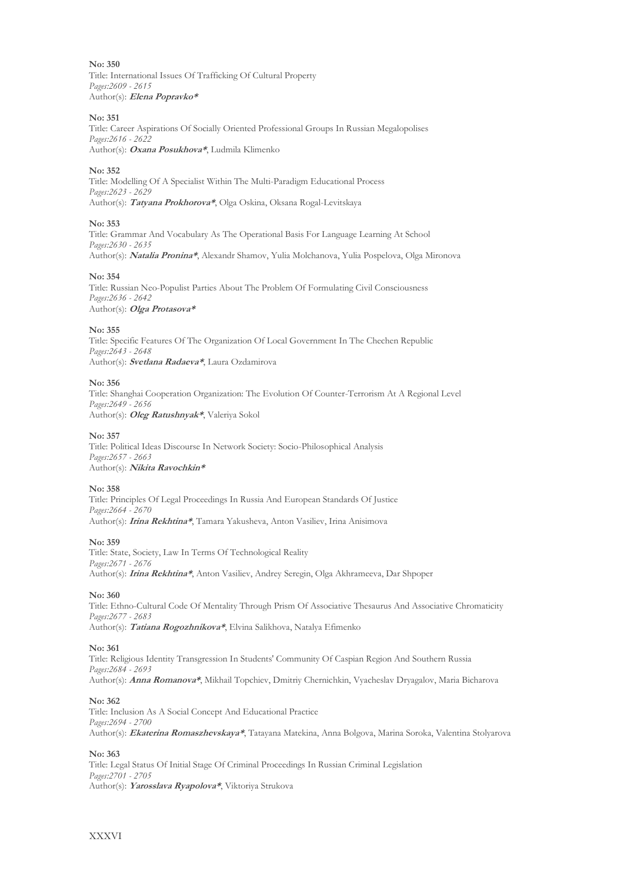**No: 350**
Title: International Issues Of Trafficking Of Cultural Property
*Pages:2609 - 2615*
Author(s): ***Elena Popravko****

**No: 351**
Title: Career Aspirations Of Socially Oriented Professional Groups In Russian Megalopolises
*Pages:2616 - 2622*
Author(s): ***Oxana Posukhova****, Ludmila Klimenko

**No: 352**
Title: Modelling Of A Specialist Within The Multi-Paradigm Educational Process
*Pages:2623 - 2629*
Author(s): ***Tatyana Prokhorova****, Olga Oskina, Oksana Rogal-Levitskaya

**No: 353**
Title: Grammar And Vocabulary As The Operational Basis For Language Learning At School
*Pages:2630 - 2635*
Author(s): ***Natalia Pronina****, Alexandr Shamov, Yulia Molchanova, Yulia Pospelova, Olga Mironova

**No: 354**
Title: Russian Neo-Populist Parties About The Problem Of Formulating Civil Consciousness
*Pages:2636 - 2642*
Author(s): ***Olga Protasova****

**No: 355**
Title: Specific Features Of The Organization Of Local Government In The Chechen Republic
*Pages:2643 - 2648*
Author(s): ***Svetlana Radaeva****, Laura Ozdamirova

**No: 356**
Title: Shanghai Cooperation Organization: The Evolution Of Counter-Terrorism At A Regional Level
*Pages:2649 - 2656*
Author(s): ***Oleg Ratushnyak****, Valeriya Sokol

**No: 357**
Title: Political Ideas Discourse In Network Society: Socio-Philosophical Analysis
*Pages:2657 - 2663*
Author(s): ***Nikita Ravochkin****

**No: 358**
Title: Principles Of Legal Proceedings In Russia And European Standards Of Justice
*Pages:2664 - 2670*
Author(s): ***Irina Rekhtina****, Tamara Yakusheva, Anton Vasiliev, Irina Anisimova

**No: 359**
Title: State, Society, Law In Terms Of Technological Reality
*Pages:2671 - 2676*
Author(s): ***Irina Rekhtina****, Anton Vasiliev, Andrey Seregin, Olga Akhrameeva, Dar Shpoper

**No: 360**
Title: Ethno-Cultural Code Of Mentality Through Prism Of Associative Thesaurus And Associative Chromaticity
*Pages:2677 - 2683*
Author(s): ***Tatiana Rogozhnikova****, Elvina Salikhova, Natalya Efimenko

**No: 361**
Title: Religious Identity Transgression In Students' Community Of Caspian Region And Southern Russia
*Pages:2684 - 2693*
Author(s): ***Anna Romanova****, Mikhail Topchiev, Dmitriy Chernichkin, Vyacheslav Dryagalov, Maria Bicharova

**No: 362**
Title: Inclusion As A Social Concept And Educational Practice
*Pages:2694 - 2700*
Author(s): ***Ekaterina Romaszhevskaya****, Tatayana Matekina, Anna Bolgova, Marina Soroka, Valentina Stolyarova

**No: 363**
Title: Legal Status Of Initial Stage Of Criminal Proceedings In Russian Criminal Legislation
*Pages:2701 - 2705*
Author(s): ***Yarosslava Ryapolova****, Viktoriya Strukova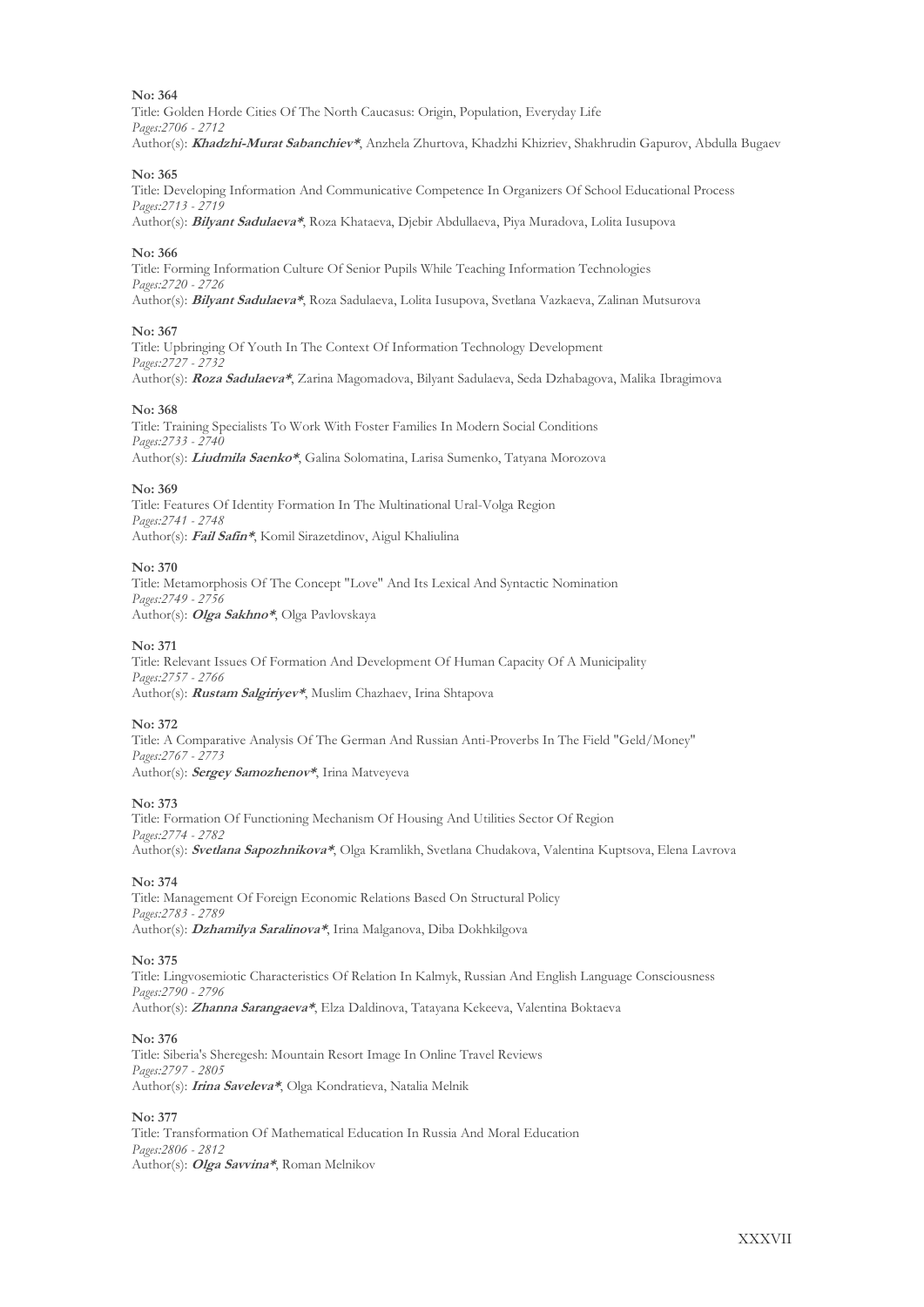**No: 364**

Title: Golden Horde Cities Of The North Caucasus: Origin, Population, Everyday Life
*Pages:2706 - 2712*
Author(s): ***Khadzhi-Murat Sabanchiev****, Anzhela Zhurtova, Khadzhi Khizriev, Shakhrudin Gapurov, Abdulla Bugaev

**No: 365**

Title: Developing Information And Communicative Competence In Organizers Of School Educational Process
*Pages:2713 - 2719*
Author(s): ***Bilyant Sadulaeva****, Roza Khataeva, Djebir Abdullaeva, Piya Muradova, Lolita Iusupova

**No: 366**

Title: Forming Information Culture Of Senior Pupils While Teaching Information Technologies
*Pages:2720 - 2726*
Author(s): ***Bilyant Sadulaeva****, Roza Sadulaeva, Lolita Iusupova, Svetlana Vazkaeva, Zalinan Mutsurova

**No: 367**

Title: Upbringing Of Youth In The Context Of Information Technology Development
*Pages:2727 - 2732*
Author(s): ***Roza Sadulaeva****, Zarina Magomadova, Bilyant Sadulaeva, Seda Dzhabagova, Malika Ibragimova

**No: 368**

Title: Training Specialists To Work With Foster Families In Modern Social Conditions
*Pages:2733 - 2740*
Author(s): ***Liudmila Saenko****, Galina Solomatina, Larisa Sumenko, Tatyana Morozova

**No: 369**

Title: Features Of Identity Formation In The Multinational Ural-Volga Region
*Pages:2741 - 2748*
Author(s): ***Fail Safin****, Komil Sirazetdinov, Aigul Khaliulina

**No: 370**

Title: Metamorphosis Of The Concept "Love" And Its Lexical And Syntactic Nomination
*Pages:2749 - 2756*
Author(s): ***Olga Sakhno****, Olga Pavlovskaya

**No: 371**

Title: Relevant Issues Of Formation And Development Of Human Capacity Of A Municipality
*Pages:2757 - 2766*
Author(s): ***Rustam Salgiriyev****, Muslim Chazhaev, Irina Shtapova

**No: 372**

Title: A Comparative Analysis Of The German And Russian Anti-Proverbs In The Field "Geld/Money"
*Pages:2767 - 2773*
Author(s): ***Sergey Samozhenov****, Irina Matveyeva

**No: 373**

Title: Formation Of Functioning Mechanism Of Housing And Utilities Sector Of Region
*Pages:2774 - 2782*
Author(s): ***Svetlana Sapozhnikova****, Olga Kramlikh, Svetlana Chudakova, Valentina Kuptsova, Elena Lavrova

**No: 374**

Title: Management Of Foreign Economic Relations Based On Structural Policy
*Pages:2783 - 2789*
Author(s): ***Dzhamilya Saralinova****, Irina Malganova, Diba Dokhkilgova

**No: 375**

Title: Lingvosemiotic Characteristics Of Relation In Kalmyk, Russian And English Language Consciousness
*Pages:2790 - 2796*
Author(s): ***Zhanna Sarangaeva****, Elza Daldinova, Tatayana Kekeeva, Valentina Boktaeva

**No: 376**

Title: Siberia's Sheregesh: Mountain Resort Image In Online Travel Reviews
*Pages:2797 - 2805*
Author(s): ***Irina Saveleva****, Olga Kondratieva, Natalia Melnik

**No: 377**

Title: Transformation Of Mathematical Education In Russia And Moral Education
*Pages:2806 - 2812*
Author(s): ***Olga Savvina****, Roman Melnikov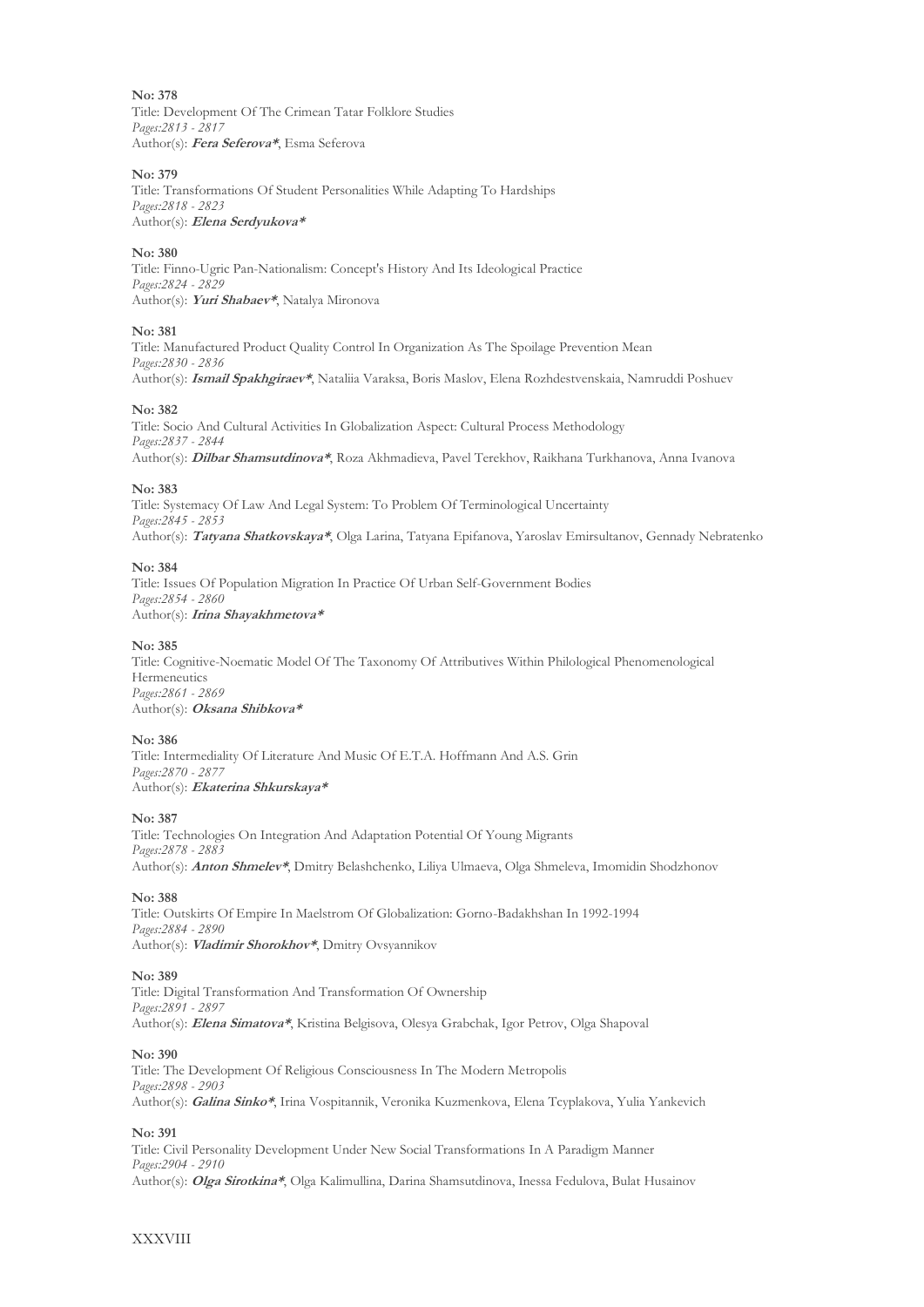**No: 378**
Title: Development Of The Crimean Tatar Folklore Studies
*Pages:2813 - 2817*
Author(s): ***Fera Seferova****, Esma Seferova

**No: 379**
Title: Transformations Of Student Personalities While Adapting To Hardships
*Pages:2818 - 2823*
Author(s): ***Elena Serdyukova****

**No: 380**
Title: Finno-Ugric Pan-Nationalism: Concept's History And Its Ideological Practice
*Pages:2824 - 2829*
Author(s): ***Yuri Shabaev****, Natalya Mironova

**No: 381**
Title: Manufactured Product Quality Control In Organization As The Spoilage Prevention Mean
*Pages:2830 - 2836*
Author(s): ***Ismail Spakhgiraev****, Nataliia Varaksa, Boris Maslov, Elena Rozhdestvenskaia, Namruddi Poshuev

**No: 382**
Title: Socio And Cultural Activities In Globalization Aspect: Cultural Process Methodology
*Pages:2837 - 2844*
Author(s): ***Dilbar Shamsutdinova****, Roza Akhmadieva, Pavel Terekhov, Raikhana Turkhanova, Anna Ivanova

**No: 383**
Title: Systemacy Of Law And Legal System: To Problem Of Terminological Uncertainty
*Pages:2845 - 2853*
Author(s): ***Tatyana Shatkovskaya****, Olga Larina, Tatyana Epifanova, Yaroslav Emirsultanov, Gennady Nebratenko

**No: 384**
Title: Issues Of Population Migration In Practice Of Urban Self-Government Bodies
*Pages:2854 - 2860*
Author(s): ***Irina Shayakhmetova****

**No: 385**
Title: Cognitive-Noematic Model Of The Taxonomy Of Attributives Within Philological Phenomenological Hermeneutics
*Pages:2861 - 2869*
Author(s): ***Oksana Shibkova****

**No: 386**
Title: Intermediality Of Literature And Music Of E.T.A. Hoffmann And A.S. Grin
*Pages:2870 - 2877*
Author(s): ***Ekaterina Shkurskaya****

**No: 387**
Title: Technologies On Integration And Adaptation Potential Of Young Migrants
*Pages:2878 - 2883*
Author(s): ***Anton Shmelev****, Dmitry Belashchenko, Liliya Ulmaeva, Olga Shmeleva, Imomidin Shodzhonov

**No: 388**
Title: Outskirts Of Empire In Maelstrom Of Globalization: Gorno-Badakhshan In 1992-1994
*Pages:2884 - 2890*
Author(s): ***Vladimir Shorokhov****, Dmitry Ovsyannikov

**No: 389**
Title: Digital Transformation And Transformation Of Ownership
*Pages:2891 - 2897*
Author(s): ***Elena Simatova****, Kristina Belgisova, Olesya Grabchak, Igor Petrov, Olga Shapoval

**No: 390**
Title: The Development Of Religious Consciousness In The Modern Metropolis
*Pages:2898 - 2903*
Author(s): ***Galina Sinko****, Irina Vospitannik, Veronika Kuzmenkova, Elena Tcyplakova, Yulia Yankevich

**No: 391**
Title: Civil Personality Development Under New Social Transformations In A Paradigm Manner
*Pages:2904 - 2910*
Author(s): ***Olga Sirotkina****, Olga Kalimullina, Darina Shamsutdinova, Inessa Fedulova, Bulat Husainov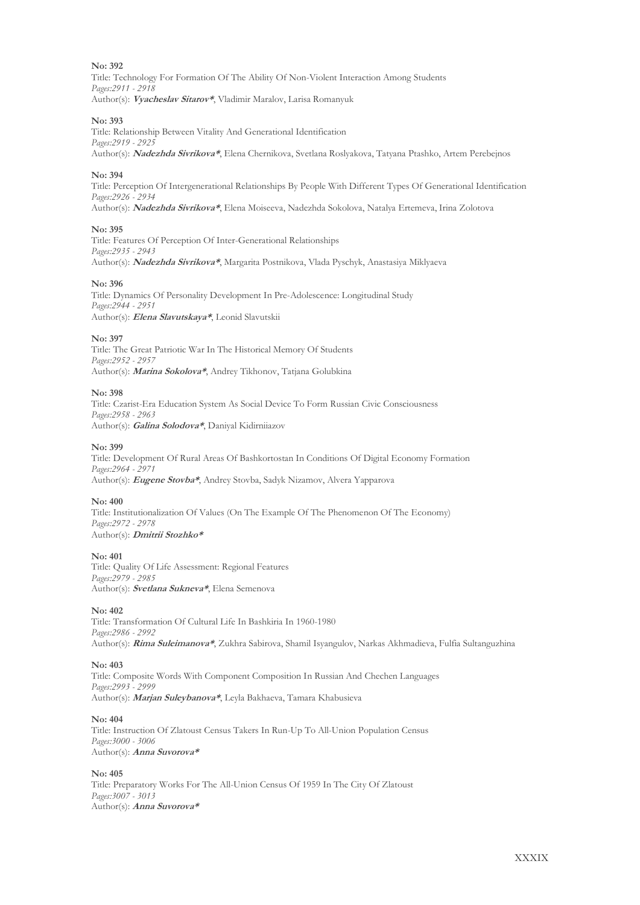**No: 392**
Title: Technology For Formation Of The Ability Of Non-Violent Interaction Among Students
*Pages:2911 - 2918*
Author(s): ***Vyacheslav Sitarov****, Vladimir Maralov, Larisa Romanyuk

**No: 393**
Title: Relationship Between Vitality And Generational Identification
*Pages:2919 - 2925*
Author(s): ***Nadezhda Sivrikova****, Elena Chernikova, Svetlana Roslyakova, Tatyana Ptashko, Artem Perebejnos

**No: 394**
Title: Perception Of Intergenerational Relationships By People With Different Types Of Generational Identification
*Pages:2926 - 2934*
Author(s): ***Nadezhda Sivrikova****, Elena Moiseeva, Nadezhda Sokolova, Natalya Ertemeva, Irina Zolotova

**No: 395**
Title: Features Of Perception Of Inter-Generational Relationships
*Pages:2935 - 2943*
Author(s): ***Nadezhda Sivrikova****, Margarita Postnikova, Vlada Pyschyk, Anastasiya Miklyaeva

**No: 396**
Title: Dynamics Of Personality Development In Pre-Adolescence: Longitudinal Study
*Pages:2944 - 2951*
Author(s): ***Elena Slavutskaya****, Leonid Slavutskii

**No: 397**
Title: The Great Patriotic War In The Historical Memory Of Students
*Pages:2952 - 2957*
Author(s): ***Marina Sokolova****, Andrey Tikhonov, Tatjana Golubkina

**No: 398**
Title: Czarist-Era Education System As Social Device To Form Russian Civic Consciousness
*Pages:2958 - 2963*
Author(s): ***Galina Solodova****, Daniyal Kidirniiazov

**No: 399**
Title: Development Of Rural Areas Of Bashkortostan In Conditions Of Digital Economy Formation
*Pages:2964 - 2971*
Author(s): ***Eugene Stovba****, Andrey Stovba, Sadyk Nizamov, Alvera Yapparova

**No: 400**
Title: Institutionalization Of Values (On The Example Of The Phenomenon Of The Economy)
*Pages:2972 - 2978*
Author(s): ***Dmitrii Stozhko****

**No: 401**
Title: Quality Of Life Assessment: Regional Features
*Pages:2979 - 2985*
Author(s): ***Svetlana Sukneva****, Elena Semenova

**No: 402**
Title: Transformation Of Cultural Life In Bashkiria In 1960-1980
*Pages:2986 - 2992*
Author(s): ***Rima Suleimanova****, Zukhra Sabirova, Shamil Isyangulov, Narkas Akhmadieva, Fulfia Sultanguzhina

**No: 403**
Title: Composite Words With Component Composition In Russian And Chechen Languages
*Pages:2993 - 2999*
Author(s): ***Marjan Suleybanova****, Leyla Bakhaeva, Tamara Khabusieva

**No: 404**
Title: Instruction Of Zlatoust Census Takers In Run-Up To All-Union Population Census
*Pages:3000 - 3006*
Author(s): ***Anna Suvorova****

**No: 405**
Title: Preparatory Works For The All-Union Census Of 1959 In The City Of Zlatoust
*Pages:3007 - 3013*
Author(s): ***Anna Suvorova****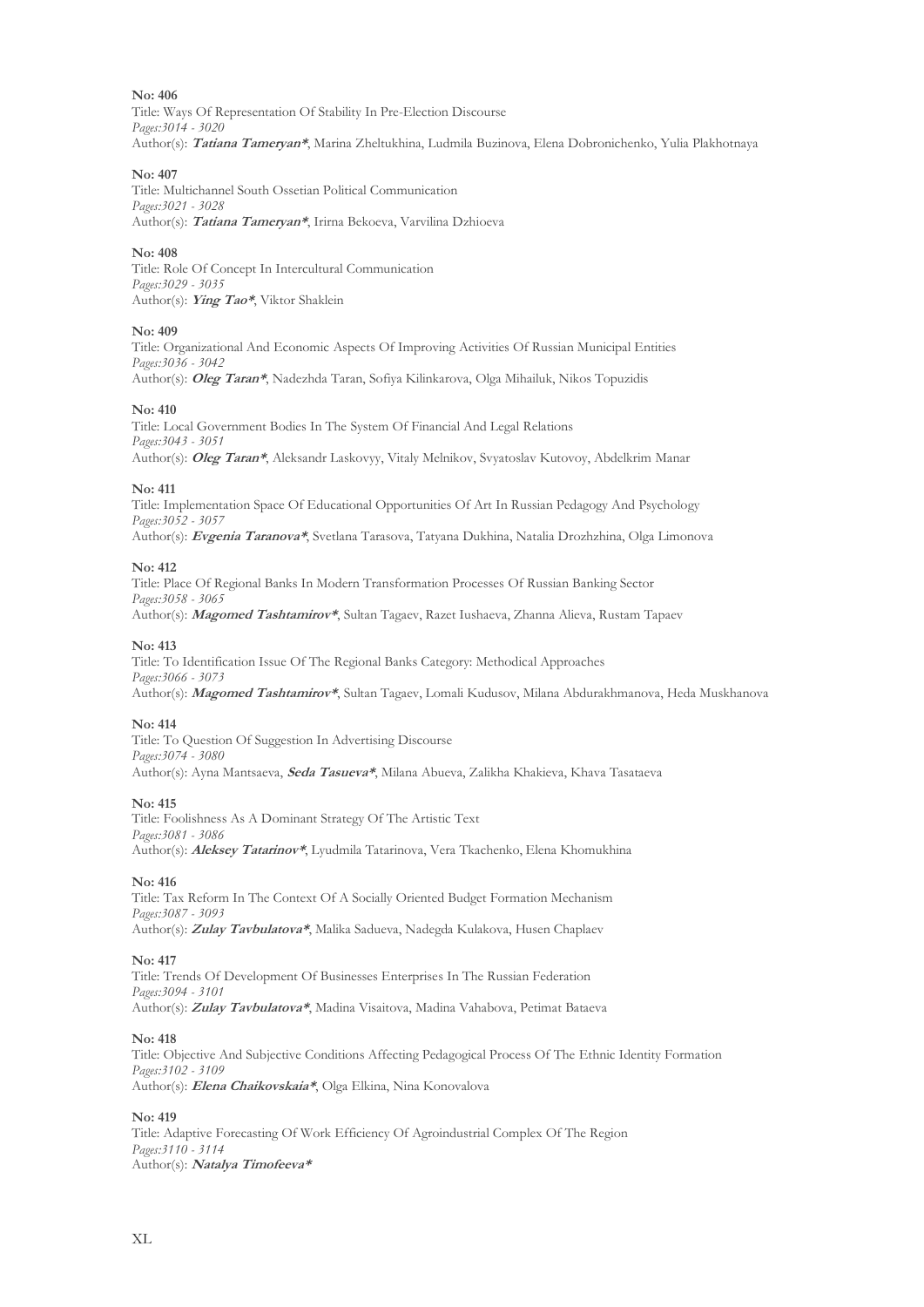**No: 406**
Title: Ways Of Representation Of Stability In Pre-Election Discourse
*Pages:3014 - 3020*
Author(s): ***Tatiana Tameryan****, Marina Zheltukhina, Ludmila Buzinova, Elena Dobronichenko, Yulia Plakhotnaya

**No: 407**
Title: Multichannel South Ossetian Political Communication
*Pages:3021 - 3028*
Author(s): ***Tatiana Tameryan****, Irirna Bekoeva, Varvilina Dzhioeva

**No: 408**
Title: Role Of Concept In Intercultural Communication
*Pages:3029 - 3035*
Author(s): ***Ying Tao****, Viktor Shaklein

**No: 409**
Title: Organizational And Economic Aspects Of Improving Activities Of Russian Municipal Entities
*Pages:3036 - 3042*
Author(s): ***Oleg Taran****, Nadezhda Taran, Sofiya Kilinkarova, Olga Mihailuk, Nikos Topuzidis

**No: 410**
Title: Local Government Bodies In The System Of Financial And Legal Relations
*Pages:3043 - 3051*
Author(s): ***Oleg Taran****, Aleksandr Laskovyy, Vitaly Melnikov, Svyatoslav Kutovoy, Abdelkrim Manar

**No: 411**
Title: Implementation Space Of Educational Opportunities Of Art In Russian Pedagogy And Psychology
*Pages:3052 - 3057*
Author(s): ***Evgenia Taranova****, Svetlana Tarasova, Tatyana Dukhina, Natalia Drozhzhina, Olga Limonova

**No: 412**
Title: Place Of Regional Banks In Modern Transformation Processes Of Russian Banking Sector
*Pages:3058 - 3065*
Author(s): ***Magomed Tashtamirov****, Sultan Tagaev, Razet Iushaeva, Zhanna Alieva, Rustam Tapaev

**No: 413**
Title: To Identification Issue Of The Regional Banks Category: Methodical Approaches
*Pages:3066 - 3073*
Author(s): ***Magomed Tashtamirov****, Sultan Tagaev, Lomali Kudusov, Milana Abdurakhmanova, Heda Muskhanova

**No: 414**
Title: To Question Of Suggestion In Advertising Discourse
*Pages:3074 - 3080*
Author(s): Ayna Mantsaeva, ***Seda Tasueva****, Milana Abueva, Zalikha Khakieva, Khava Tasataeva

**No: 415**
Title: Foolishness As A Dominant Strategy Of The Artistic Text
*Pages:3081 - 3086*
Author(s): ***Aleksey Tatarinov****, Lyudmila Tatarinova, Vera Tkachenko, Elena Khomukhina

**No: 416**
Title: Tax Reform In The Context Of A Socially Oriented Budget Formation Mechanism
*Pages:3087 - 3093*
Author(s): ***Zulay Tavbulatova****, Malika Sadueva, Nadegda Kulakova, Husen Chaplaev

**No: 417**
Title: Trends Of Development Of Businesses Enterprises In The Russian Federation
*Pages:3094 - 3101*
Author(s): ***Zulay Tavbulatova****, Madina Visaitova, Madina Vahabova, Petimat Bataeva

**No: 418**
Title: Objective And Subjective Conditions Affecting Pedagogical Process Of The Ethnic Identity Formation
*Pages:3102 - 3109*
Author(s): ***Elena Chaikovskaia****, Olga Elkina, Nina Konovalova

**No: 419**
Title: Adaptive Forecasting Of Work Efficiency Of Agroindustrial Complex Of The Region
*Pages:3110 - 3114*
Author(s): ***Natalya Timofeeva****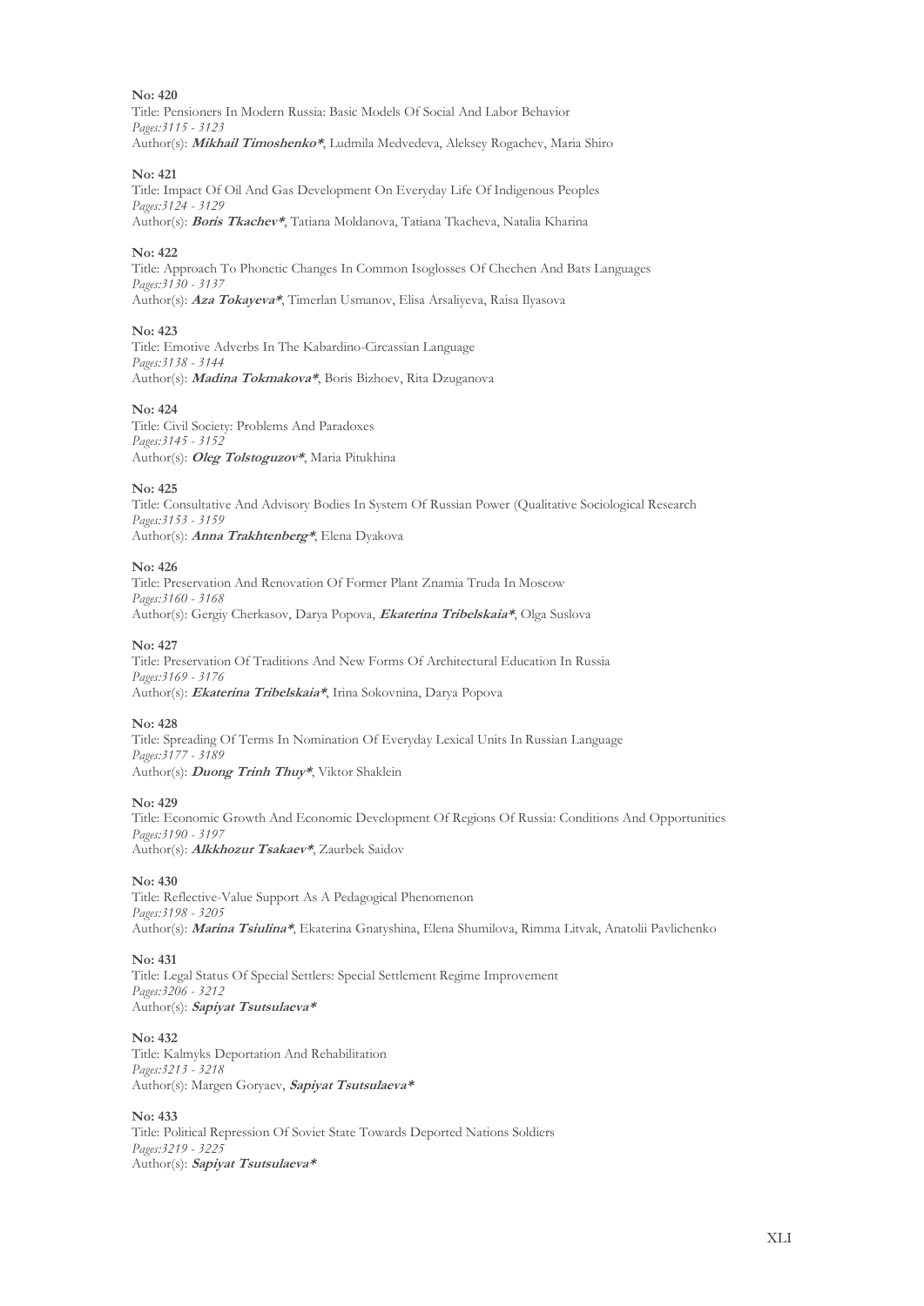**No: 420**
Title: Pensioners In Modern Russia: Basic Models Of Social And Labor Behavior
*Pages:3115 - 3123*
Author(s): ***Mikhail Timoshenko****, Ludmila Medvedeva, Aleksey Rogachev, Maria Shiro

**No: 421**
Title: Impact Of Oil And Gas Development On Everyday Life Of Indigenous Peoples
*Pages:3124 - 3129*
Author(s): ***Boris Tkachev****, Tatiana Moldanova, Tatiana Tkacheva, Natalia Kharina

**No: 422**
Title: Approach To Phonetic Changes In Common Isoglosses Of Chechen And Bats Languages
*Pages:3130 - 3137*
Author(s): ***Aza Tokayeva****, Timerlan Usmanov, Elisa Arsaliyeva, Raisa Ilyasova

**No: 423**
Title: Emotive Adverbs In The Kabardino-Circassian Language
*Pages:3138 - 3144*
Author(s): ***Madina Tokmakova****, Boris Bizhoev, Rita Dzuganova

**No: 424**
Title: Civil Society: Problems And Paradoxes
*Pages:3145 - 3152*
Author(s): ***Oleg Tolstoguzov****, Maria Pitukhina

**No: 425**
Title: Consultative And Advisory Bodies In System Of Russian Power (Qualitative Sociological Research
*Pages:3153 - 3159*
Author(s): ***Anna Trakhtenberg****, Elena Dyakova

**No: 426**
Title: Preservation And Renovation Of Former Plant Znamia Truda In Moscow
*Pages:3160 - 3168*
Author(s): Gergiy Cherkasov, Darya Popova, ***Ekaterina Tribelskaia****, Olga Suslova

**No: 427**
Title: Preservation Of Traditions And New Forms Of Architectural Education In Russia
*Pages:3169 - 3176*
Author(s): ***Ekaterina Tribelskaia****, Irina Sokovnina, Darya Popova

**No: 428**
Title: Spreading Of Terms In Nomination Of Everyday Lexical Units In Russian Language
*Pages:3177 - 3189*
Author(s): ***Duong Trinh Thuy****, Viktor Shaklein

**No: 429**
Title: Economic Growth And Economic Development Of Regions Of Russia: Conditions And Opportunities
*Pages:3190 - 3197*
Author(s): ***Alkkhozur Tsakaev****, Zaurbek Saidov

**No: 430**
Title: Reflective-Value Support As A Pedagogical Phenomenon
*Pages:3198 - 3205*
Author(s): ***Marina Tsiulina****, Ekaterina Gnatyshina, Elena Shumilova, Rimma Litvak, Anatolii Pavlichenko

**No: 431**
Title: Legal Status Of Special Settlers: Special Settlement Regime Improvement
*Pages:3206 - 3212*
Author(s): ***Sapiyat Tsutsulaeva****

**No: 432**
Title: Kalmyks Deportation And Rehabilitation
*Pages:3213 - 3218*
Author(s): Margen Goryaev, ***Sapiyat Tsutsulaeva****

**No: 433**
Title: Political Repression Of Soviet State Towards Deported Nations Soldiers
*Pages:3219 - 3225*
Author(s): ***Sapiyat Tsutsulaeva****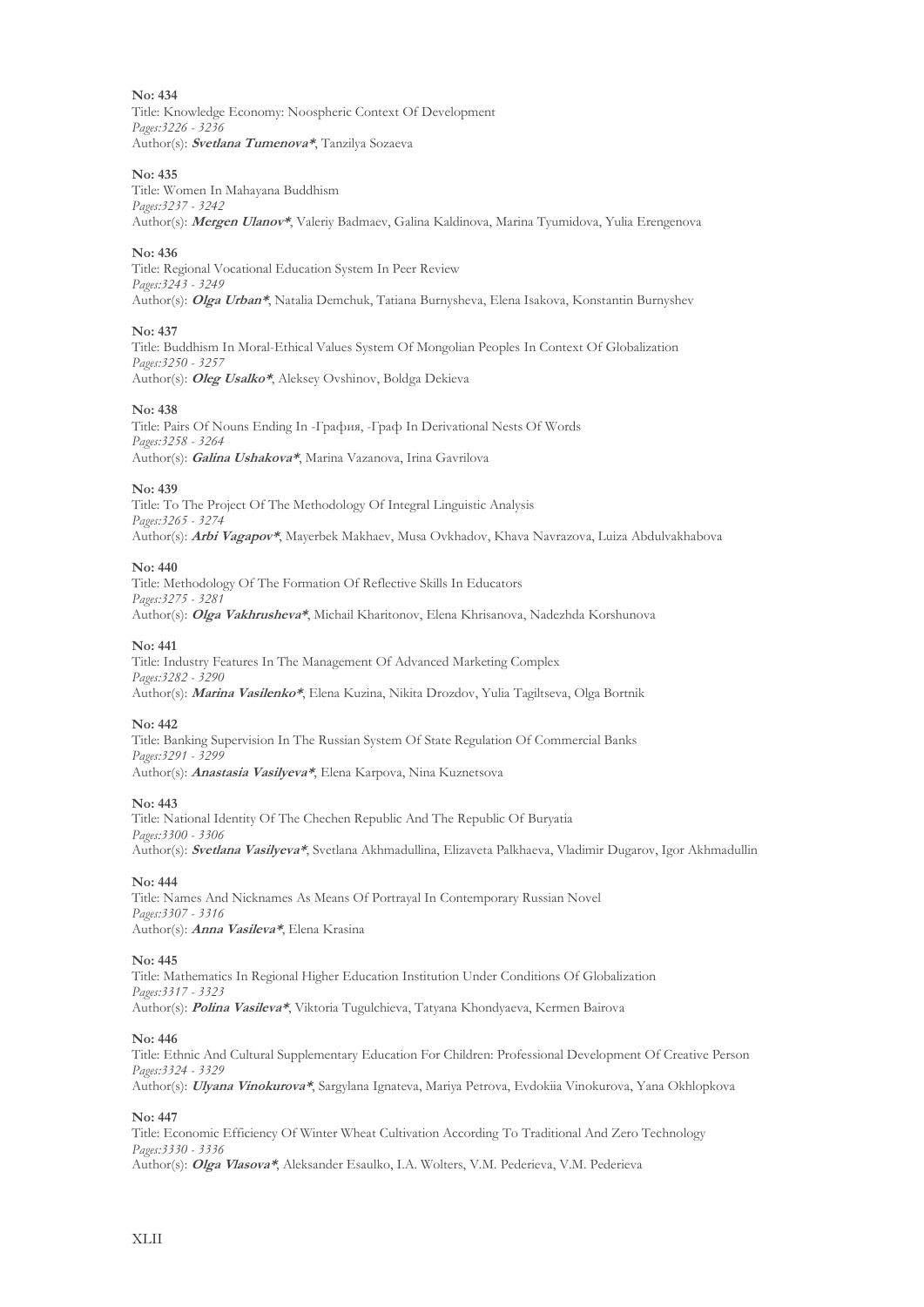**No: 434**
Title: Knowledge Economy: Noospheric Context Of Development
*Pages:3226 - 3236*
Author(s): ***Svetlana Tumenova****, Tanzilya Sozaeva

**No: 435**
Title: Women In Mahayana Buddhism
*Pages:3237 - 3242*
Author(s): ***Mergen Ulanov****, Valeriy Badmaev, Galina Kaldinova, Marina Tyumidova, Yulia Erengenova

**No: 436**
Title: Regional Vocational Education System In Peer Review
*Pages:3243 - 3249*
Author(s): ***Olga Urban****, Natalia Demchuk, Tatiana Burnysheva, Elena Isakova, Konstantin Burnyshev

**No: 437**
Title: Buddhism In Moral-Ethical Values System Of Mongolian Peoples In Context Of Globalization
*Pages:3250 - 3257*
Author(s): ***Oleg Usalko****, Aleksey Ovshinov, Boldga Dekieva

**No: 438**
Title: Pairs Of Nouns Ending In -Графия, -Граф In Derivational Nests Of Words
*Pages:3258 - 3264*
Author(s): ***Galina Ushakova****, Marina Vazanova, Irina Gavrilova

**No: 439**
Title: To The Project Of The Methodology Of Integral Linguistic Analysis
*Pages:3265 - 3274*
Author(s): ***Arbi Vagapov****, Mayerbek Makhaev, Musa Ovkhadov, Khava Navrazova, Luiza Abdulvakhabova

**No: 440**
Title: Methodology Of The Formation Of Reflective Skills In Educators
*Pages:3275 - 3281*
Author(s): ***Olga Vakhrusheva****, Michail Kharitonov, Elena Khrisanova, Nadezhda Korshunova

**No: 441**
Title: Industry Features In The Management Of Advanced Marketing Complex
*Pages:3282 - 3290*
Author(s): ***Marina Vasilenko****, Elena Kuzina, Nikita Drozdov, Yulia Tagiltseva, Olga Bortnik

**No: 442**
Title: Banking Supervision In The Russian System Of State Regulation Of Commercial Banks
*Pages:3291 - 3299*
Author(s): ***Anastasia Vasilyeva****, Elena Karpova, Nina Kuznetsova

**No: 443**
Title: National Identity Of The Chechen Republic And The Republic Of Buryatia
*Pages:3300 - 3306*
Author(s): ***Svetlana Vasilyeva****, Svetlana Akhmadullina, Elizaveta Palkhaeva, Vladimir Dugarov, Igor Akhmadullin

**No: 444**
Title: Names And Nicknames As Means Of Portrayal In Contemporary Russian Novel
*Pages:3307 - 3316*
Author(s): ***Anna Vasileva****, Elena Krasina

**No: 445**
Title: Mathematics In Regional Higher Education Institution Under Conditions Of Globalization
*Pages:3317 - 3323*
Author(s): ***Polina Vasileva****, Viktoria Tugulchieva, Tatyana Khondyaeva, Kermen Bairova

**No: 446**
Title: Ethnic And Cultural Supplementary Education For Children: Professional Development Of Creative Person
*Pages:3324 - 3329*
Author(s): ***Ulyana Vinokurova****, Sargylana Ignateva, Mariya Petrova, Evdokiia Vinokurova, Yana Okhlopkova

**No: 447**
Title: Economic Efficiency Of Winter Wheat Cultivation According To Traditional And Zero Technology
*Pages:3330 - 3336*
Author(s): ***Olga Vlasova****, Aleksander Esaulko, I.A. Wolters, V.M. Pederieva, V.M. Pederieva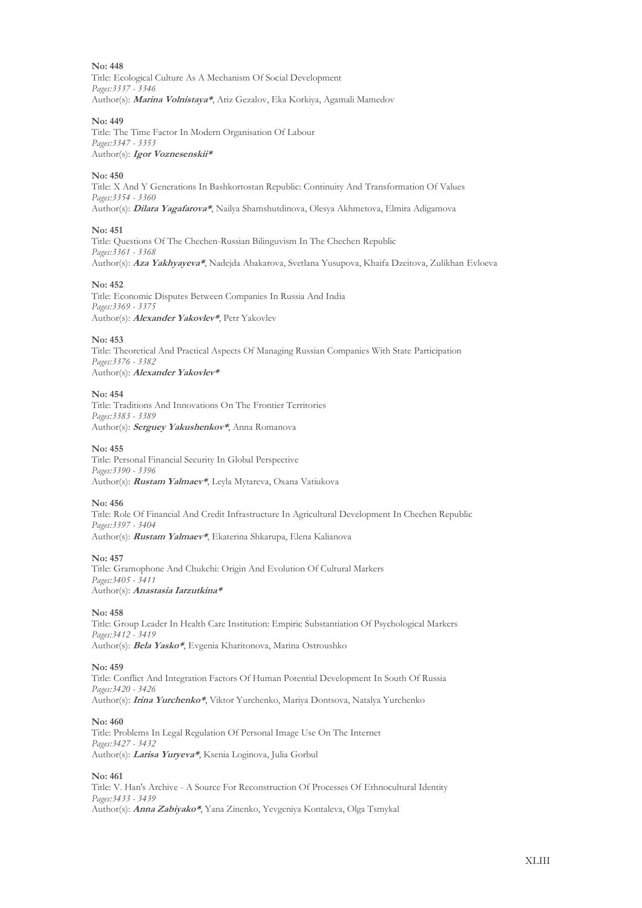**No: 448**
Title: Ecological Culture As A Mechanism Of Social Development
*Pages:3337 - 3346*
Author(s): ***Marina Volnistaya****, Ariz Gezalov, Eka Korkiya, Agamali Mamedov

**No: 449**
Title: The Time Factor In Modern Organisation Of Labour
*Pages:3347 - 3353*
Author(s): ***Igor Voznesenskii****

**No: 450**
Title: X And Y Generations In Bashkortostan Republic: Continuity And Transformation Of Values
*Pages:3354 - 3360*
Author(s): ***Dilara Yagafarova****, Nailya Shamshutdinova, Olesya Akhmetova, Elmira Adigamova

**No: 451**
Title: Questions Of The Chechen-Russian Bilinguvism In The Chechen Republic
*Pages:3361 - 3368*
Author(s): ***Aza Yakhyayeva****, Nadejda Abakarova, Svetlana Yusupova, Khaifa Dzeitova, Zulikhan Evloeva

**No: 452**
Title: Economic Disputes Between Companies In Russia And India
*Pages:3369 - 3375*
Author(s): ***Alexander Yakovlev****, Petr Yakovlev

**No: 453**
Title: Theoretical And Practical Aspects Of Managing Russian Companies With State Participation
*Pages:3376 - 3382*
Author(s): ***Alexander Yakovlev****

**No: 454**
Title: Traditions And Innovations On The Frontier Territories
*Pages:3383 - 3389*
Author(s): ***Serguey Yakushenkov****, Anna Romanova

**No: 455**
Title: Personal Financial Security In Global Perspective
*Pages:3390 - 3396*
Author(s): ***Rustam Yalmaev****, Leyla Mytareva, Oxana Vatiukova

**No: 456**
Title: Role Of Financial And Credit Infrastructure In Agricultural Development In Chechen Republic
*Pages:3397 - 3404*
Author(s): ***Rustam Yalmaev****, Ekaterina Shkarupa, Elena Kalianova

**No: 457**
Title: Gramophone And Chukchi: Origin And Evolution Of Cultural Markers
*Pages:3405 - 3411*
Author(s): ***Anastasia Iarzutkina****

**No: 458**
Title: Group Leader In Health Care Institution: Empiric Substantiation Of Psychological Markers
*Pages:3412 - 3419*
Author(s): ***Bela Yasko****, Evgenia Kharitonova, Marina Ostroushko

**No: 459**
Title: Conflict And Integration Factors Of Human Potential Development In South Of Russia
*Pages:3420 - 3426*
Author(s): ***Irina Yurchenko****, Viktor Yurchenko, Mariya Dontsova, Natalya Yurchenko

**No: 460**
Title: Problems In Legal Regulation Of Personal Image Use On The Internet
*Pages:3427 - 3432*
Author(s): ***Larisa Yuryeva****, Ksenia Loginova, Julia Gorbul

**No: 461**
Title: V. Han's Archive - A Source For Reconstruction Of Processes Of Ethnocultural Identity
*Pages:3433 - 3439*
Author(s): ***Anna Zabiyako****, Yana Zinenko, Yevgeniya Kontaleva, Olga Tsmykal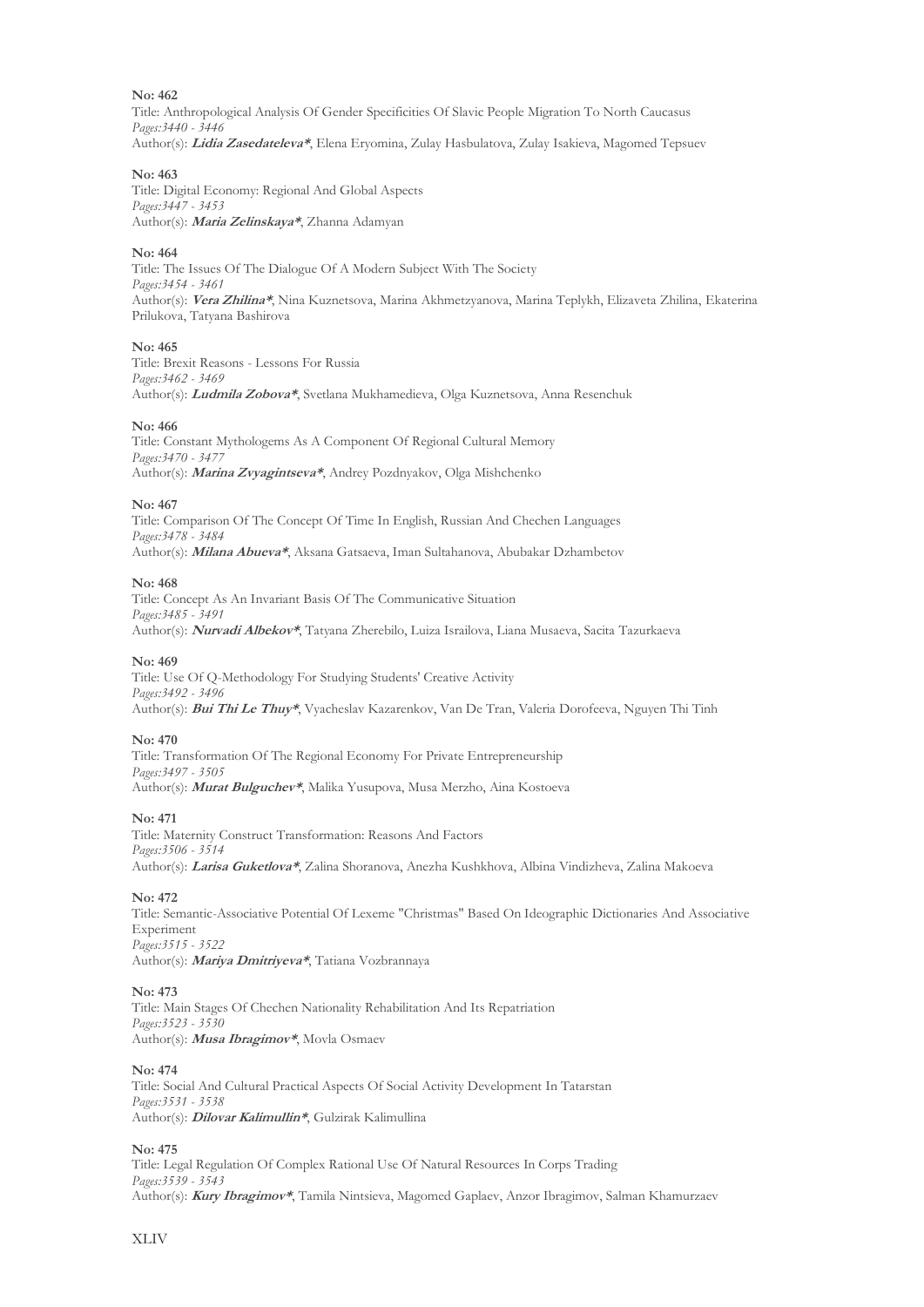**No: 462**

Title: Anthropological Analysis Of Gender Specificities Of Slavic People Migration To North Caucasus
*Pages:3440 - 3446*
Author(s): ***Lidia Zasedateleva****, Elena Eryomina, Zulay Hasbulatova, Zulay Isakieva, Magomed Tepsuev

**No: 463**

Title: Digital Economy: Regional And Global Aspects
*Pages:3447 - 3453*
Author(s): ***Maria Zelinskaya****, Zhanna Adamyan

**No: 464**

Title: The Issues Of The Dialogue Of A Modern Subject With The Society
*Pages:3454 - 3461*
Author(s): ***Vera Zhilina****, Nina Kuznetsova, Marina Akhmetzyanova, Marina Teplykh, Elizaveta Zhilina, Ekaterina Prilukova, Tatyana Bashirova

**No: 465**

Title: Brexit Reasons - Lessons For Russia
*Pages:3462 - 3469*
Author(s): ***Ludmila Zobova****, Svetlana Mukhamedieva, Olga Kuznetsova, Anna Resenchuk

**No: 466**

Title: Constant Mythologems As A Component Of Regional Cultural Memory
*Pages:3470 - 3477*
Author(s): ***Marina Zvyagintseva****, Andrey Pozdnyakov, Olga Mishchenko

**No: 467**

Title: Comparison Of The Concept Of Time In English, Russian And Chechen Languages
*Pages:3478 - 3484*
Author(s): ***Milana Abueva****, Aksana Gatsaeva, Iman Sultahanova, Abubakar Dzhambetov

**No: 468**

Title: Concept As An Invariant Basis Of The Communicative Situation
*Pages:3485 - 3491*
Author(s): ***Nurvadi Albekov****, Tatyana Zherebilo, Luiza Israilova, Liana Musaeva, Sacita Tazurkaeva

**No: 469**

Title: Use Of Q-Methodology For Studying Students' Creative Activity
*Pages:3492 - 3496*
Author(s): ***Bui Thi Le Thuy****, Vyacheslav Kazarenkov, Van De Tran, Valeria Dorofeeva, Nguyen Thi Tinh

**No: 470**

Title: Transformation Of The Regional Economy For Private Entrepreneurship
*Pages:3497 - 3505*
Author(s): ***Murat Bulguchev****, Malika Yusupova, Musa Merzho, Aina Kostoeva

**No: 471**

Title: Maternity Construct Transformation: Reasons And Factors
*Pages:3506 - 3514*
Author(s): ***Larisa Guketlova****, Zalina Shoranova, Anezha Kushkhova, Albina Vindizheva, Zalina Makoeva

**No: 472**

Title: Semantic-Associative Potential Of Lexeme "Christmas" Based On Ideographic Dictionaries And Associative Experiment
*Pages:3515 - 3522*
Author(s): ***Mariya Dmitriyeva****, Tatiana Vozbrannaya

**No: 473**

Title: Main Stages Of Chechen Nationality Rehabilitation And Its Repatriation
*Pages:3523 - 3530*
Author(s): ***Musa Ibragimov****, Movla Osmaev

**No: 474**

Title: Social And Cultural Practical Aspects Of Social Activity Development In Tatarstan
*Pages:3531 - 3538*
Author(s): ***Dilovar Kalimullin****, Gulzirak Kalimullina

**No: 475**

Title: Legal Regulation Of Complex Rational Use Of Natural Resources In Corps Trading
*Pages:3539 - 3543*
Author(s): ***Kury Ibragimov****, Tamila Nintsieva, Magomed Gaplaev, Anzor Ibragimov, Salman Khamurzaev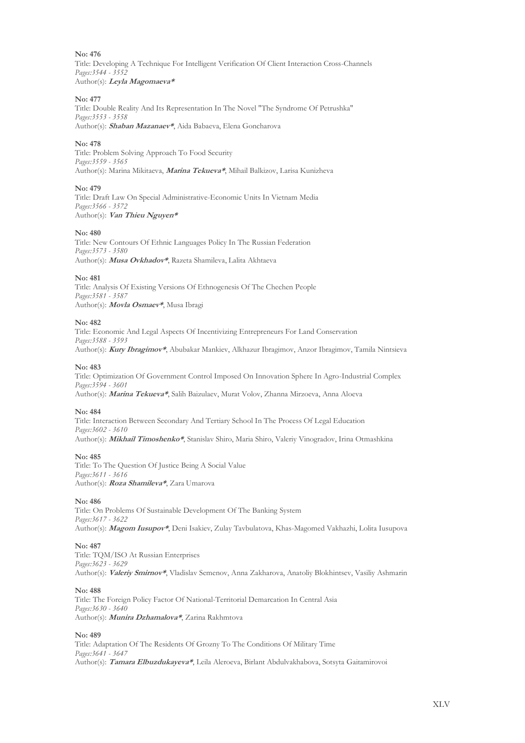**No: 476**
Title: Developing A Technique For Intelligent Verification Of Client Interaction Cross-Channels
*Pages:3544 - 3552*
Author(s): ***Leyla Magomaeva****

**No: 477**
Title: Double Reality And Its Representation In The Novel "The Syndrome Of Petrushka"
*Pages:3553 - 3558*
Author(s): ***Shaban Mazanaev****, Aida Babaeva, Elena Goncharova

**No: 478**
Title: Problem Solving Approach To Food Security
*Pages:3559 - 3565*
Author(s): Marina Mikitaeva, ***Marina Tekueva****, Mihail Balkizov, Larisa Kunizheva

**No: 479**
Title: Draft Law On Special Administrative-Economic Units In Vietnam Media
*Pages:3566 - 3572*
Author(s): ***Van Thieu Nguyen****

**No: 480**
Title: New Contours Of Ethnic Languages Policy In The Russian Federation
*Pages:3573 - 3580*
Author(s): ***Musa Ovkhadov****, Razeta Shamileva, Lalita Akhtaeva

**No: 481**
Title: Analysis Of Existing Versions Of Ethnogenesis Of The Chechen People
*Pages:3581 - 3587*
Author(s): ***Movla Osmaev****, Musa Ibragi

**No: 482**
Title: Economic And Legal Aspects Of Incentivizing Entrepreneurs For Land Conservation
*Pages:3588 - 3593*
Author(s): ***Kury Ibragimov****, Abubakar Mankiev, Alkhazur Ibragimov, Anzor Ibragimov, Tamila Nintsieva

**No: 483**
Title: Optimization Of Government Control Imposed On Innovation Sphere In Agro-Industrial Complex
*Pages:3594 - 3601*
Author(s): ***Marina Tekueva****, Salih Baizulaev, Murat Volov, Zhanna Mirzoeva, Anna Aloeva

**No: 484**
Title: Interaction Between Secondary And Tertiary School In The Process Of Legal Education
*Pages:3602 - 3610*
Author(s): ***Mikhail Timoshenko****, Stanislav Shiro, Maria Shiro, Valeriy Vinogradov, Irina Otmashkina

**No: 485**
Title: To The Question Of Justice Being A Social Value
*Pages:3611 - 3616*
Author(s): ***Roza Shamileva****, Zara Umarova

**No: 486**
Title: On Problems Of Sustainable Development Of The Banking System
*Pages:3617 - 3622*
Author(s): ***Magom Iusupov****, Deni Isakiev, Zulay Tavbulatova, Khas-Magomed Vakhazhi, Lolita Iusupova

**No: 487**
Title: TQM/ISO At Russian Enterprises
*Pages:3623 - 3629*
Author(s): ***Valeriy Smirnov****, Vladislav Semenov, Anna Zakharova, Anatoliy Blokhintsev, Vasiliy Ashmarin

**No: 488**
Title: The Foreign Policy Factor Of National-Territorial Demarcation In Central Asia
*Pages:3630 - 3640*
Author(s): ***Munira Dzhamalova****, Zarina Rakhmtova

**No: 489**
Title: Adaptation Of The Residents Of Grozny To The Conditions Of Military Time
*Pages:3641 - 3647*
Author(s): ***Tamara Elbuzdukayeva****, Leila Aleroeva, Birlant Abdulvakhabova, Sotsyta Gaitamirovoi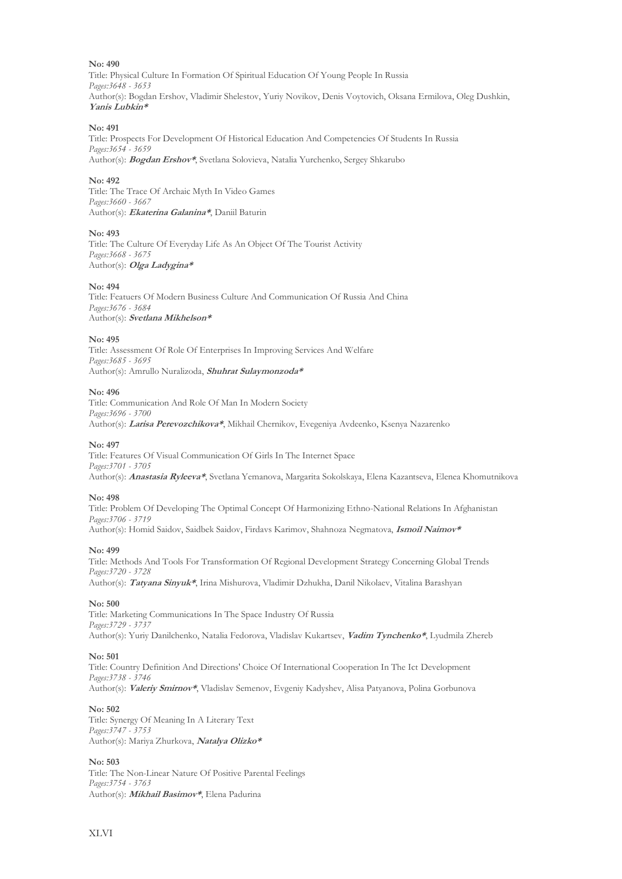**No: 490**
Title: Physical Culture In Formation Of Spiritual Education Of Young People In Russia
*Pages:3648 - 3653*
Author(s): Bogdan Ershov, Vladimir Shelestov, Yuriy Novikov, Denis Voytovich, Oksana Ermilova, Oleg Dushkin, ***Yanis Lubkin****

**No: 491**
Title: Prospects For Development Of Historical Education And Competencies Of Students In Russia
*Pages:3654 - 3659*
Author(s): ***Bogdan Ershov****, Svetlana Solovieva, Natalia Yurchenko, Sergey Shkarubo

**No: 492**
Title: The Trace Of Archaic Myth In Video Games
*Pages:3660 - 3667*
Author(s): ***Ekaterina Galanina****, Daniil Baturin

**No: 493**
Title: The Culture Of Everyday Life As An Object Of The Tourist Activity
*Pages:3668 - 3675*
Author(s): ***Olga Ladygina****

**No: 494**
Title: Featuers Of Modern Business Culture And Communication Of Russia And China
*Pages:3676 - 3684*
Author(s): ***Svetlana Mikhelson****

**No: 495**
Title: Assessment Of Role Of Enterprises In Improving Services And Welfare
*Pages:3685 - 3695*
Author(s): Amrullo Nuralizoda, ***Shuhrat Sulaymonzoda****

**No: 496**
Title: Communication And Role Of Man In Modern Society
*Pages:3696 - 3700*
Author(s): ***Larisa Perevozchikova****, Mikhail Chernikov, Evegeniya Avdeenko, Ksenya Nazarenko

**No: 497**
Title: Features Of Visual Communication Of Girls In The Internet Space
*Pages:3701 - 3705*
Author(s): ***Anastasia Ryleeva****, Svetlana Yemanova, Margarita Sokolskaya, Elena Kazantseva, Elenea Khomutnikova

**No: 498**
Title: Problem Of Developing The Optimal Concept Of Harmonizing Ethno-National Relations In Afghanistan
*Pages:3706 - 3719*
Author(s): Homid Saidov, Saidbek Saidov, Firdavs Karimov, Shahnoza Negmatova, ***Ismoil Naimov****

**No: 499**
Title: Methods And Tools For Transformation Of Regional Development Strategy Concerning Global Trends
*Pages:3720 - 3728*
Author(s): ***Tatyana Sinyuk****, Irina Mishurova, Vladimir Dzhukha, Danil Nikolaev, Vitalina Barashyan

**No: 500**
Title: Marketing Communications In The Space Industry Of Russia
*Pages:3729 - 3737*
Author(s): Yuriy Danilchenko, Natalia Fedorova, Vladislav Kukartsev, ***Vadim Tynchenko****, Lyudmila Zhereb

**No: 501**
Title: Country Definition And Directions' Choice Of International Cooperation In The Ict Development
*Pages:3738 - 3746*
Author(s): ***Valeriy Smirnov****, Vladislav Semenov, Evgeniy Kadyshev, Alisa Patyanova, Polina Gorbunova

**No: 502**
Title: Synergy Of Meaning In A Literary Text
*Pages:3747 - 3753*
Author(s): Mariya Zhurkova, ***Natalya Olizko****

**No: 503**
Title: The Non-Linear Nature Of Positive Parental Feelings
*Pages:3754 - 3763*
Author(s): ***Mikhail Basimov****, Elena Padurina